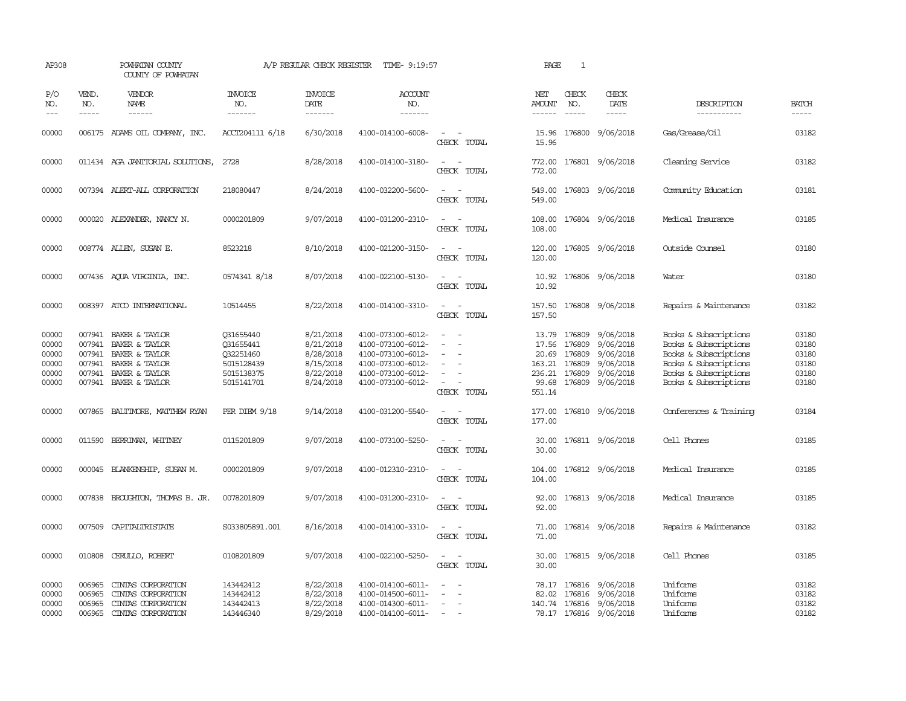AP308 POWHATAN COUNTY A/P REGULAR CHECK REGISTER TIME- 9:19:57 PAGE 1

COUNTY OF POWHATAN

| P/O NO. | VEND. NO. | VENDOR NAME | INVOICE NO. | INVOICE DATE | ACCOUNT NO. | | NET AMOUNT | CHECK NO. | CHECK DATE | DESCRIPTION | BATCH |
|---|---|---|---|---|---|---|---|---|---|---|---|
| 00000 | 006175 | ADAMS OIL COMPANY, INC. | ACCT204111 6/18 | 6/30/2018 | 4100-014100-6008- | - - | 15.96 | 176800 | 9/06/2018 | Gas/Grease/Oil | 03182 |
| | | | | | | CHECK TOTAL | 15.96 | | | | |
| 00000 | 011434 | AGA JANITORIAL SOLUTIONS, | 2728 | 8/28/2018 | 4100-014100-3180- | - - | 772.00 | 176801 | 9/06/2018 | Cleaning Service | 03182 |
| | | | | | | CHECK TOTAL | 772.00 | | | | |
| 00000 | 007394 | ALERT-ALL CORPORATION | 218080447 | 8/24/2018 | 4100-032200-5600- | - - | 549.00 | 176803 | 9/06/2018 | Community Education | 03181 |
| | | | | | | CHECK TOTAL | 549.00 | | | | |
| 00000 | 000020 | ALEXANDER, NANCY N. | 0000201809 | 9/07/2018 | 4100-031200-2310- | - - | 108.00 | 176804 | 9/06/2018 | Medical Insurance | 03185 |
| | | | | | | CHECK TOTAL | 108.00 | | | | |
| 00000 | 008774 | ALLEN, SUSAN E. | 8523218 | 8/10/2018 | 4100-021200-3150- | - - | 120.00 | 176805 | 9/06/2018 | Outside Counsel | 03180 |
| | | | | | | CHECK TOTAL | 120.00 | | | | |
| 00000 | 007436 | AQUA VIRGINIA, INC. | 0574341 8/18 | 8/07/2018 | 4100-022100-5130- | - - | 10.92 | 176806 | 9/06/2018 | Water | 03180 |
| | | | | | | CHECK TOTAL | 10.92 | | | | |
| 00000 | 008397 | ATCO INTERNATIONAL | 10514455 | 8/22/2018 | 4100-014100-3310- | - - | 157.50 | 176808 | 9/06/2018 | Repairs & Maintenance | 03182 |
| | | | | | | CHECK TOTAL | 157.50 | | | | |
| 00000 | 007941 | BAKER & TAYLOR | Q31655440 | 8/21/2018 | 4100-073100-6012- | - - | 13.79 | 176809 | 9/06/2018 | Books & Subscriptions | 03180 |
| 00000 | 007941 | BAKER & TAYLOR | Q31655441 | 8/21/2018 | 4100-073100-6012- | - - | 17.56 | 176809 | 9/06/2018 | Books & Subscriptions | 03180 |
| 00000 | 007941 | BAKER & TAYLOR | Q32251460 | 8/28/2018 | 4100-073100-6012- | - - | 20.69 | 176809 | 9/06/2018 | Books & Subscriptions | 03180 |
| 00000 | 007941 | BAKER & TAYLOR | 5015128439 | 8/15/2018 | 4100-073100-6012- | - - | 163.21 | 176809 | 9/06/2018 | Books & Subscriptions | 03180 |
| 00000 | 007941 | BAKER & TAYLOR | 5015138375 | 8/22/2018 | 4100-073100-6012- | - - | 236.21 | 176809 | 9/06/2018 | Books & Subscriptions | 03180 |
| 00000 | 007941 | BAKER & TAYLOR | 5015141701 | 8/24/2018 | 4100-073100-6012- | - - | 99.68 | 176809 | 9/06/2018 | Books & Subscriptions | 03180 |
| | | | | | | CHECK TOTAL | 551.14 | | | | |
| 00000 | 007865 | BALTIMORE, MATTHEW RYAN | PER DIEM 9/18 | 9/14/2018 | 4100-031200-5540- | - - | 177.00 | 176810 | 9/06/2018 | Conferences & Training | 03184 |
| | | | | | | CHECK TOTAL | 177.00 | | | | |
| 00000 | 011590 | BERRIMAN, WHITNEY | 0115201809 | 9/07/2018 | 4100-073100-5250- | - - | 30.00 | 176811 | 9/06/2018 | Cell Phones | 03185 |
| | | | | | | CHECK TOTAL | 30.00 | | | | |
| 00000 | 000045 | BLANKENSHIP, SUSAN M. | 0000201809 | 9/07/2018 | 4100-012310-2310- | - - | 104.00 | 176812 | 9/06/2018 | Medical Insurance | 03185 |
| | | | | | | CHECK TOTAL | 104.00 | | | | |
| 00000 | 007838 | BROUGHTON, THOMAS B. JR. | 0078201809 | 9/07/2018 | 4100-031200-2310- | - - | 92.00 | 176813 | 9/06/2018 | Medical Insurance | 03185 |
| | | | | | | CHECK TOTAL | 92.00 | | | | |
| 00000 | 007509 | CAPITALTRISTATE | S033805891.001 | 8/16/2018 | 4100-014100-3310- | - - | 71.00 | 176814 | 9/06/2018 | Repairs & Maintenance | 03182 |
| | | | | | | CHECK TOTAL | 71.00 | | | | |
| 00000 | 010808 | CERULLO, ROBERT | 0108201809 | 9/07/2018 | 4100-022100-5250- | - - | 30.00 | 176815 | 9/06/2018 | Cell Phones | 03185 |
| | | | | | | CHECK TOTAL | 30.00 | | | | |
| 00000 | 006965 | CINTAS CORPORATION | 143442412 | 8/22/2018 | 4100-014100-6011- | - - | 78.17 | 176816 | 9/06/2018 | Uniforms | 03182 |
| 00000 | 006965 | CINTAS CORPORATION | 143442412 | 8/22/2018 | 4100-014500-6011- | - - | 82.02 | 176816 | 9/06/2018 | Uniforms | 03182 |
| 00000 | 006965 | CINTAS CORPORATION | 143442413 | 8/22/2018 | 4100-014300-6011- | - - | 140.74 | 176816 | 9/06/2018 | Uniforms | 03182 |
| 00000 | 006965 | CINTAS CORPORATION | 143446340 | 8/29/2018 | 4100-014100-6011- | - - | 78.17 | 176816 | 9/06/2018 | Uniforms | 03182 |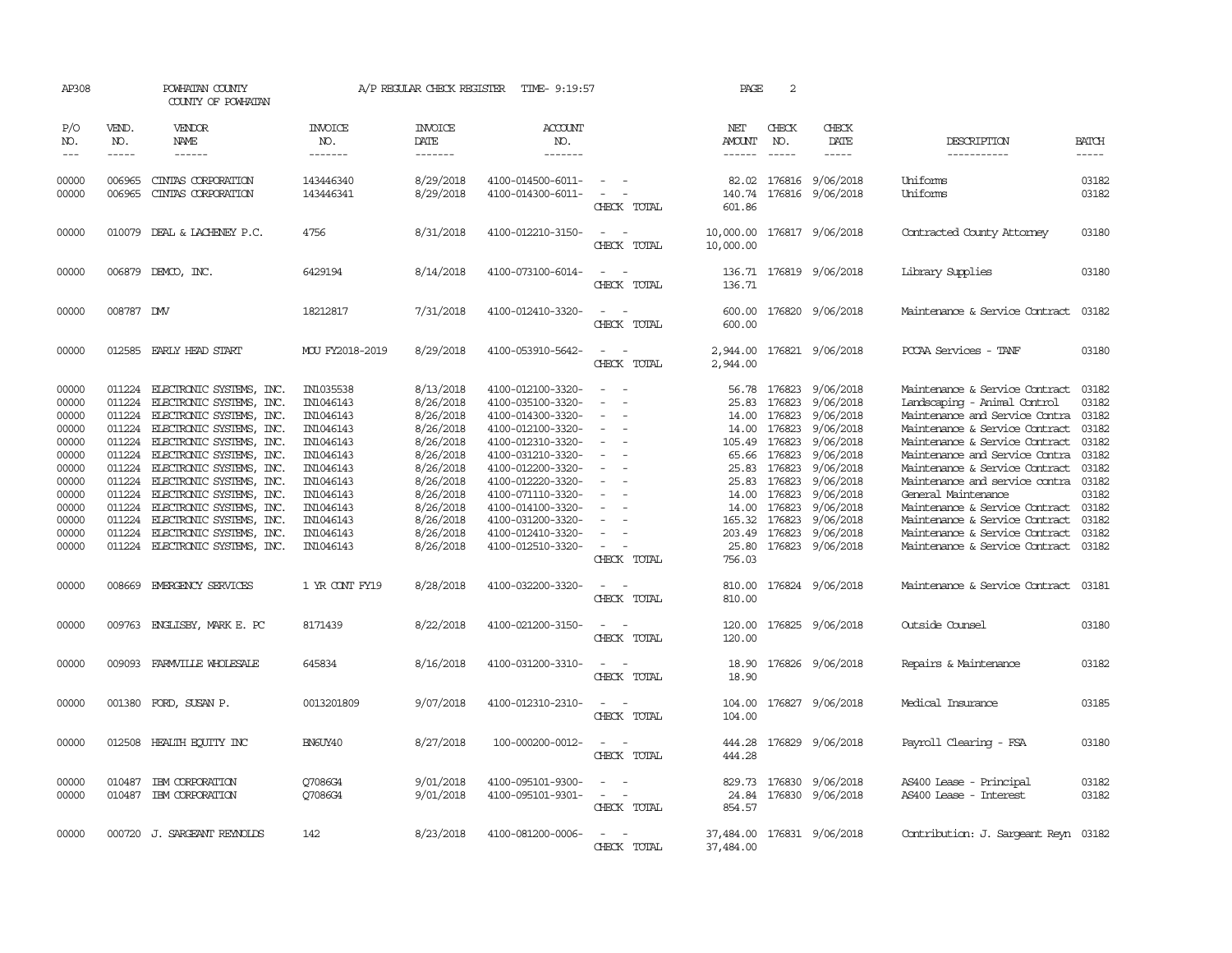AP308 POWHATAN COUNTY A/P REGULAR CHECK REGISTER TIME- 9:19:57 PAGE 2

COUNTY OF POWHATAN

| P/O NO. | VEND. NO. | VENDOR NAME | INVOICE NO. | INVOICE DATE | ACCOUNT NO. | | NET AMOUNT | CHECK NO. | CHECK DATE | DESCRIPTION | BATCH |
|---|---|---|---|---|---|---|---|---|---|---|---|
| 00000 | 006965 | CINTAS CORPORATION | 143446340 | 8/29/2018 | 4100-014500-6011- | - - | 82.02 | 176816 | 9/06/2018 | Uniforms | 03182 |
| 00000 | 006965 | CINTAS CORPORATION | 143446341 | 8/29/2018 | 4100-014300-6011- | - - | 140.74 | 176816 | 9/06/2018 | Uniforms | 03182 |
| | | | | | | CHECK TOTAL | 601.86 | | | | |
| 00000 | 010079 | DEAL & LACHENEY P.C. | 4756 | 8/31/2018 | 4100-012210-3150- | - - | 10,000.00 | 176817 | 9/06/2018 | Contracted County Attorney | 03180 |
| | | | | | | CHECK TOTAL | 10,000.00 | | | | |
| 00000 | 006879 | DEMCO, INC. | 6429194 | 8/14/2018 | 4100-073100-6014- | - - | 136.71 | 176819 | 9/06/2018 | Library Supplies | 03180 |
| | | | | | | CHECK TOTAL | 136.71 | | | | |
| 00000 | 008787 | DMV | 18212817 | 7/31/2018 | 4100-012410-3320- | - - | 600.00 | 176820 | 9/06/2018 | Maintenance & Service Contract | 03182 |
| | | | | | | CHECK TOTAL | 600.00 | | | | |
| 00000 | 012585 | EARLY HEAD START | MOU FY2018-2019 | 8/29/2018 | 4100-053910-5642- | - - | 2,944.00 | 176821 | 9/06/2018 | PCCAA Services - TANF | 03180 |
| | | | | | | CHECK TOTAL | 2,944.00 | | | | |
| 00000 | 011224 | ELECTRONIC SYSTEMS, INC. | IN1035538 | 8/13/2018 | 4100-012100-3320- | - - | 56.78 | 176823 | 9/06/2018 | Maintenance & Service Contract | 03182 |
| 00000 | 011224 | ELECTRONIC SYSTEMS, INC. | IN1046143 | 8/26/2018 | 4100-035100-3320- | - - | 25.83 | 176823 | 9/06/2018 | Landscaping - Animal Control | 03182 |
| 00000 | 011224 | ELECTRONIC SYSTEMS, INC. | IN1046143 | 8/26/2018 | 4100-014300-3320- | - - | 14.00 | 176823 | 9/06/2018 | Maintenance and Service Contra | 03182 |
| 00000 | 011224 | ELECTRONIC SYSTEMS, INC. | IN1046143 | 8/26/2018 | 4100-012100-3320- | - - | 14.00 | 176823 | 9/06/2018 | Maintenance & Service Contract | 03182 |
| 00000 | 011224 | ELECTRONIC SYSTEMS, INC. | IN1046143 | 8/26/2018 | 4100-012310-3320- | - - | 105.49 | 176823 | 9/06/2018 | Maintenance & Service Contract | 03182 |
| 00000 | 011224 | ELECTRONIC SYSTEMS, INC. | IN1046143 | 8/26/2018 | 4100-031210-3320- | - - | 65.66 | 176823 | 9/06/2018 | Maintenance and Service Contra | 03182 |
| 00000 | 011224 | ELECTRONIC SYSTEMS, INC. | IN1046143 | 8/26/2018 | 4100-012200-3320- | - - | 25.83 | 176823 | 9/06/2018 | Maintenance & Service Contract | 03182 |
| 00000 | 011224 | ELECTRONIC SYSTEMS, INC. | IN1046143 | 8/26/2018 | 4100-012220-3320- | - - | 25.83 | 176823 | 9/06/2018 | Maintenance and service contra | 03182 |
| 00000 | 011224 | ELECTRONIC SYSTEMS, INC. | IN1046143 | 8/26/2018 | 4100-071110-3320- | - - | 14.00 | 176823 | 9/06/2018 | General Maintenance | 03182 |
| 00000 | 011224 | ELECTRONIC SYSTEMS, INC. | IN1046143 | 8/26/2018 | 4100-014100-3320- | - - | 14.00 | 176823 | 9/06/2018 | Maintenance & Service Contract | 03182 |
| 00000 | 011224 | ELECTRONIC SYSTEMS, INC. | IN1046143 | 8/26/2018 | 4100-031200-3320- | - - | 165.32 | 176823 | 9/06/2018 | Maintenance & Service Contract | 03182 |
| 00000 | 011224 | ELECTRONIC SYSTEMS, INC. | IN1046143 | 8/26/2018 | 4100-012410-3320- | - - | 203.49 | 176823 | 9/06/2018 | Maintenance & Service Contract | 03182 |
| 00000 | 011224 | ELECTRONIC SYSTEMS, INC. | IN1046143 | 8/26/2018 | 4100-012510-3320- | - - | 25.80 | 176823 | 9/06/2018 | Maintenance & Service Contract | 03182 |
| | | | | | | CHECK TOTAL | 756.03 | | | | |
| 00000 | 008669 | EMERGENCY SERVICES | 1 YR CONT FY19 | 8/28/2018 | 4100-032200-3320- | - - | 810.00 | 176824 | 9/06/2018 | Maintenance & Service Contract | 03181 |
| | | | | | | CHECK TOTAL | 810.00 | | | | |
| 00000 | 009763 | ENGLISBY, MARK E. PC | 8171439 | 8/22/2018 | 4100-021200-3150- | - - | 120.00 | 176825 | 9/06/2018 | Outside Counsel | 03180 |
| | | | | | | CHECK TOTAL | 120.00 | | | | |
| 00000 | 009093 | FARMVILLE WHOLESALE | 645834 | 8/16/2018 | 4100-031200-3310- | - - | 18.90 | 176826 | 9/06/2018 | Repairs & Maintenance | 03182 |
| | | | | | | CHECK TOTAL | 18.90 | | | | |
| 00000 | 001380 | FORD, SUSAN P. | 0013201809 | 9/07/2018 | 4100-012310-2310- | - - | 104.00 | 176827 | 9/06/2018 | Medical Insurance | 03185 |
| | | | | | | CHECK TOTAL | 104.00 | | | | |
| 00000 | 012508 | HEALTH EQUITY INC | BN6UY40 | 8/27/2018 | 100-000200-0012- | - - | 444.28 | 176829 | 9/06/2018 | Payroll Clearing - FSA | 03180 |
| | | | | | | CHECK TOTAL | 444.28 | | | | |
| 00000 | 010487 | IBM CORPORATION | Q7086G4 | 9/01/2018 | 4100-095101-9300- | - - | 829.73 | 176830 | 9/06/2018 | AS400 Lease - Principal | 03182 |
| 00000 | 010487 | IBM CORPORATION | Q7086G4 | 9/01/2018 | 4100-095101-9301- | - - | 24.84 | 176830 | 9/06/2018 | AS400 Lease - Interest | 03182 |
| | | | | | | CHECK TOTAL | 854.57 | | | | |
| 00000 | 000720 | J. SARGEANT REYNOLDS | 142 | 8/23/2018 | 4100-081200-0006- | - - | 37,484.00 | 176831 | 9/06/2018 | Contribution: J. Sargeant Reyn | 03182 |
| | | | | | | CHECK TOTAL | 37,484.00 | | | | |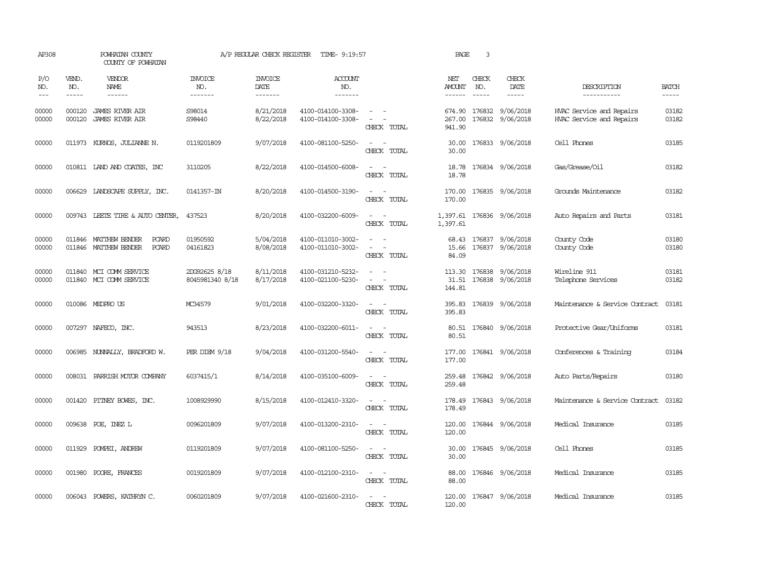AP308 POWHATAN COUNTY A/P REGULAR CHECK REGISTER TIME- 9:19:57

COUNTY OF POWHATAN

| P/O NO. | VEND. NO. | VENDOR NAME | INVOICE NO. | INVOICE DATE | ACCOUNT NO. | | NET AMOUNT | CHECK NO. | CHECK DATE | DESCRIPTION | BATCH |
|---|---|---|---|---|---|---|---|---|---|---|---|
| 00000 | 000120 | JAMES RIVER AIR | S98014 | 8/21/2018 | 4100-014100-3308- | - - | 674.90 | 176832 | 9/06/2018 | HVAC Service and Repairs | 03182 |
| 00000 | 000120 | JAMES RIVER AIR | S98440 | 8/22/2018 | 4100-014100-3308- | - - | 267.00 | 176832 | 9/06/2018 | HVAC Service and Repairs | 03182 |
| | | | | | | CHECK TOTAL | 941.90 | | | | |
| 00000 | 011973 | KURNOS, JULIANNE N. | 0119201809 | 9/07/2018 | 4100-081100-5250- | - - | 30.00 | 176833 | 9/06/2018 | Cell Phones | 03185 |
| | | | | | | CHECK TOTAL | 30.00 | | | | |
| 00000 | 010811 | LAND AND COATES, INC | 3110205 | 8/22/2018 | 4100-014500-6008- | - - | 18.78 | 176834 | 9/06/2018 | Gas/Grease/Oil | 03182 |
| | | | | | | CHECK TOTAL | 18.78 | | | | |
| 00000 | 006629 | LANDSCAPE SUPPLY, INC. | 0141357-IN | 8/20/2018 | 4100-014500-3190- | - - | 170.00 | 176835 | 9/06/2018 | Grounds Maintenance | 03182 |
| | | | | | | CHECK TOTAL | 170.00 | | | | |
| 00000 | 009743 | LEETE TIRE & AUTO CENTER, | 437523 | 8/20/2018 | 4100-032200-6009- | - - | 1,397.61 | 176836 | 9/06/2018 | Auto Repairs and Parts | 03181 |
| | | | | | | CHECK TOTAL | 1,397.61 | | | | |
| 00000 | 011846 | MATTHEW BENDER PCARD | 01950592 | 5/04/2018 | 4100-011010-3002- | - - | 68.43 | 176837 | 9/06/2018 | County Code | 03180 |
| 00000 | 011846 | MATTHEW BENDER PCARD | 04161823 | 8/08/2018 | 4100-011010-3002- | - - | 15.66 | 176837 | 9/06/2018 | County Code | 03180 |
| | | | | | | CHECK TOTAL | 84.09 | | | | |
| 00000 | 011840 | MCI COMM SERVICE | 2DG92625 8/18 | 8/11/2018 | 4100-031210-5232- | - - | 113.30 | 176838 | 9/06/2018 | Wireline 911 | 03181 |
| 00000 | 011840 | MCI COMM SERVICE | 8045981340 8/18 | 8/17/2018 | 4100-021100-5230- | - - | 31.51 | 176838 | 9/06/2018 | Telephone Services | 03182 |
| | | | | | | CHECK TOTAL | 144.81 | | | | |
| 00000 | 010086 | MEDPRO US | MC34579 | 9/01/2018 | 4100-032200-3320- | - - | 395.83 | 176839 | 9/06/2018 | Maintenance & Service Contract | 03181 |
| | | | | | | CHECK TOTAL | 395.83 | | | | |
| 00000 | 007297 | NAFECO, INC. | 943513 | 8/23/2018 | 4100-032200-6011- | - - | 80.51 | 176840 | 9/06/2018 | Protective Gear/Uniforms | 03181 |
| | | | | | | CHECK TOTAL | 80.51 | | | | |
| 00000 | 006985 | NUNNALLY, BRADFORD W. | PER DIEM 9/18 | 9/04/2018 | 4100-031200-5540- | - - | 177.00 | 176841 | 9/06/2018 | Conferences & Training | 03184 |
| | | | | | | CHECK TOTAL | 177.00 | | | | |
| 00000 | 008031 | PARRISH MOTOR COMPANY | 6037415/1 | 8/14/2018 | 4100-035100-6009- | - - | 259.48 | 176842 | 9/06/2018 | Auto Parts/Repairs | 03180 |
| | | | | | | CHECK TOTAL | 259.48 | | | | |
| 00000 | 001420 | PITNEY BOWES, INC. | 1008929990 | 8/15/2018 | 4100-012410-3320- | - - | 178.49 | 176843 | 9/06/2018 | Maintenance & Service Contract | 03182 |
| | | | | | | CHECK TOTAL | 178.49 | | | | |
| 00000 | 009638 | POE, INEZ L | 0096201809 | 9/07/2018 | 4100-013200-2310- | - - | 120.00 | 176844 | 9/06/2018 | Medical Insurance | 03185 |
| | | | | | | CHECK TOTAL | 120.00 | | | | |
| 00000 | 011929 | POMPEI, ANDREW | 0119201809 | 9/07/2018 | 4100-081100-5250- | - - | 30.00 | 176845 | 9/06/2018 | Cell Phones | 03185 |
| | | | | | | CHECK TOTAL | 30.00 | | | | |
| 00000 | 001980 | POORE, FRANCES | 0019201809 | 9/07/2018 | 4100-012100-2310- | - - | 88.00 | 176846 | 9/06/2018 | Medical Insurance | 03185 |
| | | | | | | CHECK TOTAL | 88.00 | | | | |
| 00000 | 006043 | POWERS, KATHRYN C. | 0060201809 | 9/07/2018 | 4100-021600-2310- | - - | 120.00 | 176847 | 9/06/2018 | Medical Insurance | 03185 |
| | | | | | | CHECK TOTAL | 120.00 | | | | |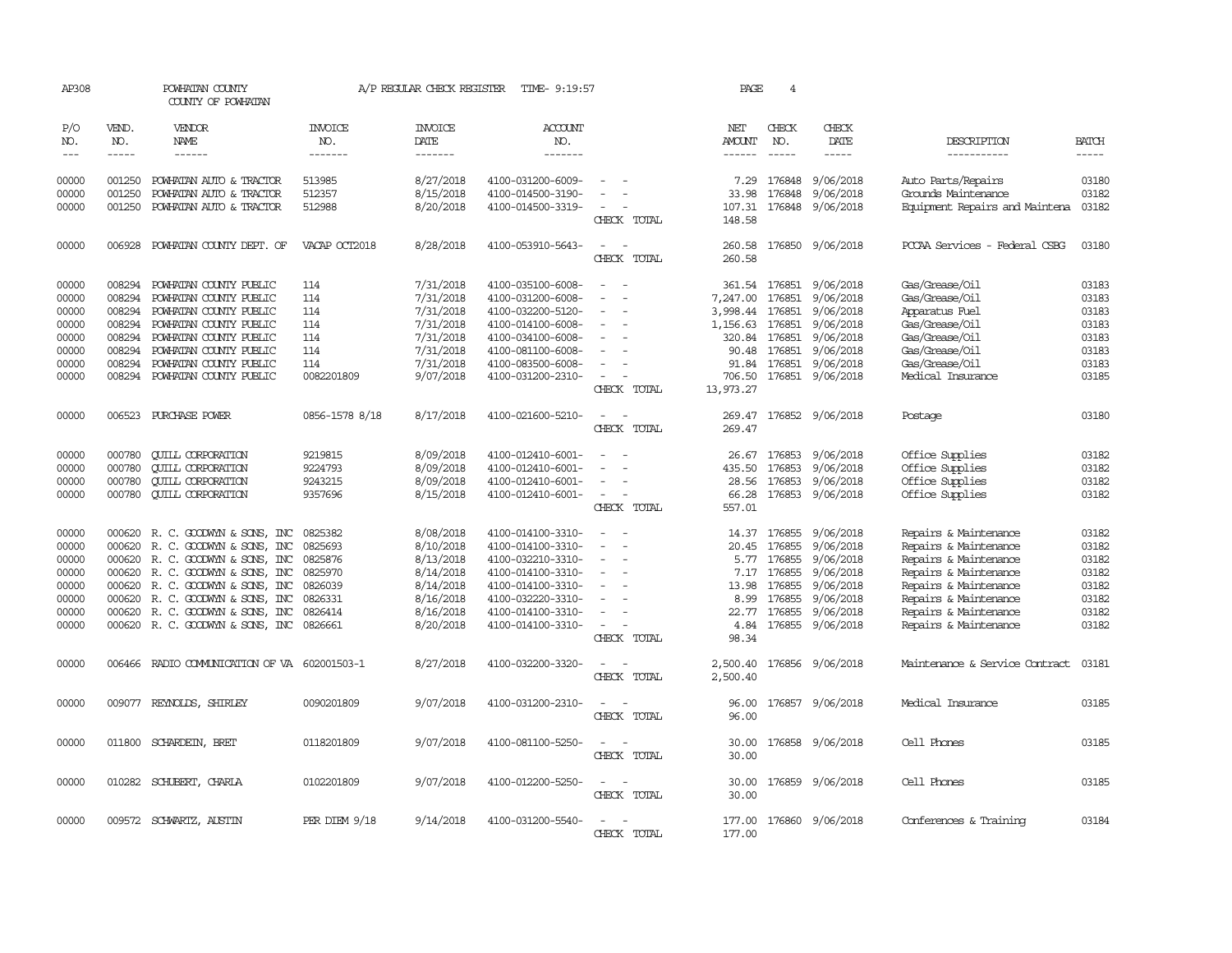AP308 POWHATAN COUNTY A/P REGULAR CHECK REGISTER TIME- 9:19:57 PAGE 4

COUNTY OF POWHATAN

| P/O NO. | VEND. NO. | VENDOR NAME | INVOICE NO. | INVOICE DATE | ACCOUNT NO. | | NET AMOUNT | CHECK NO. | CHECK DATE | DESCRIPTION | BATCH |
|---|---|---|---|---|---|---|---|---|---|---|---|
| --- | ----- | ------ | ------- | ------- | ------- | | ------ | ----- | ----- | ----------- | ----- |
| 00000 | 001250 | POWHATAN AUTO & TRACTOR | 513985 | 8/27/2018 | 4100-031200-6009- | - - | 7.29 | 176848 | 9/06/2018 | Auto Parts/Repairs | 03180 |
| 00000 | 001250 | POWHATAN AUTO & TRACTOR | 512357 | 8/15/2018 | 4100-014500-3190- | - - | 33.98 | 176848 | 9/06/2018 | Grounds Maintenance | 03182 |
| 00000 | 001250 | POWHATAN AUTO & TRACTOR | 512988 | 8/20/2018 | 4100-014500-3319- | - - | 107.31 | 176848 | 9/06/2018 | Equipment Repairs and Maintena | 03182 |
| | | | | | | CHECK TOTAL | 148.58 | | | | |
| 00000 | 006928 | POWHATAN COUNTY DEPT. OF | VACAP OCT2018 | 8/28/2018 | 4100-053910-5643- | - - | 260.58 | 176850 | 9/06/2018 | PCCAA Services - Federal CSBG | 03180 |
| | | | | | | CHECK TOTAL | 260.58 | | | | |
| 00000 | 008294 | POWHATAN COUNTY PUBLIC | 114 | 7/31/2018 | 4100-035100-6008- | - - | 361.54 | 176851 | 9/06/2018 | Gas/Grease/Oil | 03183 |
| 00000 | 008294 | POWHATAN COUNTY PUBLIC | 114 | 7/31/2018 | 4100-031200-6008- | - - | 7,247.00 | 176851 | 9/06/2018 | Gas/Grease/Oil | 03183 |
| 00000 | 008294 | POWHATAN COUNTY PUBLIC | 114 | 7/31/2018 | 4100-032200-5120- | - - | 3,998.44 | 176851 | 9/06/2018 | Apparatus Fuel | 03183 |
| 00000 | 008294 | POWHATAN COUNTY PUBLIC | 114 | 7/31/2018 | 4100-014100-6008- | - - | 1,156.63 | 176851 | 9/06/2018 | Gas/Grease/Oil | 03183 |
| 00000 | 008294 | POWHATAN COUNTY PUBLIC | 114 | 7/31/2018 | 4100-034100-6008- | - - | 320.84 | 176851 | 9/06/2018 | Gas/Grease/Oil | 03183 |
| 00000 | 008294 | POWHATAN COUNTY PUBLIC | 114 | 7/31/2018 | 4100-081100-6008- | - - | 90.48 | 176851 | 9/06/2018 | Gas/Grease/Oil | 03183 |
| 00000 | 008294 | POWHATAN COUNTY PUBLIC | 114 | 7/31/2018 | 4100-083500-6008- | - - | 91.84 | 176851 | 9/06/2018 | Gas/Grease/Oil | 03183 |
| 00000 | 008294 | POWHATAN COUNTY PUBLIC | 0082201809 | 9/07/2018 | 4100-031200-2310- | - - | 706.50 | 176851 | 9/06/2018 | Medical Insurance | 03185 |
| | | | | | | CHECK TOTAL | 13,973.27 | | | | |
| 00000 | 006523 | PURCHASE POWER | 0856-1578 8/18 | 8/17/2018 | 4100-021600-5210- | - - | 269.47 | 176852 | 9/06/2018 | Postage | 03180 |
| | | | | | | CHECK TOTAL | 269.47 | | | | |
| 00000 | 000780 | QUILL CORPORATION | 9219815 | 8/09/2018 | 4100-012410-6001- | - - | 26.67 | 176853 | 9/06/2018 | Office Supplies | 03182 |
| 00000 | 000780 | QUILL CORPORATION | 9224793 | 8/09/2018 | 4100-012410-6001- | - - | 435.50 | 176853 | 9/06/2018 | Office Supplies | 03182 |
| 00000 | 000780 | QUILL CORPORATION | 9243215 | 8/09/2018 | 4100-012410-6001- | - - | 28.56 | 176853 | 9/06/2018 | Office Supplies | 03182 |
| 00000 | 000780 | QUILL CORPORATION | 9357696 | 8/15/2018 | 4100-012410-6001- | - - | 66.28 | 176853 | 9/06/2018 | Office Supplies | 03182 |
| | | | | | | CHECK TOTAL | 557.01 | | | | |
| 00000 | 000620 | R. C. GOODWYN & SONS, INC | 0825382 | 8/08/2018 | 4100-014100-3310- | - - | 14.37 | 176855 | 9/06/2018 | Repairs & Maintenance | 03182 |
| 00000 | 000620 | R. C. GOODWYN & SONS, INC | 0825693 | 8/10/2018 | 4100-014100-3310- | - - | 20.45 | 176855 | 9/06/2018 | Repairs & Maintenance | 03182 |
| 00000 | 000620 | R. C. GOODWYN & SONS, INC | 0825876 | 8/13/2018 | 4100-032210-3310- | - - | 5.77 | 176855 | 9/06/2018 | Repairs & Maintenance | 03182 |
| 00000 | 000620 | R. C. GOODWYN & SONS, INC | 0825970 | 8/14/2018 | 4100-014100-3310- | - - | 7.17 | 176855 | 9/06/2018 | Repairs & Maintenance | 03182 |
| 00000 | 000620 | R. C. GOODWYN & SONS, INC | 0826039 | 8/14/2018 | 4100-014100-3310- | - - | 13.98 | 176855 | 9/06/2018 | Repairs & Maintenance | 03182 |
| 00000 | 000620 | R. C. GOODWYN & SONS, INC | 0826331 | 8/16/2018 | 4100-032220-3310- | - - | 8.99 | 176855 | 9/06/2018 | Repairs & Maintenance | 03182 |
| 00000 | 000620 | R. C. GOODWYN & SONS, INC | 0826414 | 8/16/2018 | 4100-014100-3310- | - - | 22.77 | 176855 | 9/06/2018 | Repairs & Maintenance | 03182 |
| 00000 | 000620 | R. C. GOODWYN & SONS, INC | 0826661 | 8/20/2018 | 4100-014100-3310- | - - | 4.84 | 176855 | 9/06/2018 | Repairs & Maintenance | 03182 |
| | | | | | | CHECK TOTAL | 98.34 | | | | |
| 00000 | 006466 | RADIO COMMUNICATION OF VA | 602001503-1 | 8/27/2018 | 4100-032200-3320- | - - | 2,500.40 | 176856 | 9/06/2018 | Maintenance & Service Contract | 03181 |
| | | | | | | CHECK TOTAL | 2,500.40 | | | | |
| 00000 | 009077 | REYNOLDS, SHIRLEY | 0090201809 | 9/07/2018 | 4100-031200-2310- | - - | 96.00 | 176857 | 9/06/2018 | Medical Insurance | 03185 |
| | | | | | | CHECK TOTAL | 96.00 | | | | |
| 00000 | 011800 | SCHARDEIN, BRET | 0118201809 | 9/07/2018 | 4100-081100-5250- | - - | 30.00 | 176858 | 9/06/2018 | Cell Phones | 03185 |
| | | | | | | CHECK TOTAL | 30.00 | | | | |
| 00000 | 010282 | SCHUBERT, CHARLA | 0102201809 | 9/07/2018 | 4100-012200-5250- | - - | 30.00 | 176859 | 9/06/2018 | Cell Phones | 03185 |
| | | | | | | CHECK TOTAL | 30.00 | | | | |
| 00000 | 009572 | SCHWARTZ, AUSTIN | PER DIEM 9/18 | 9/14/2018 | 4100-031200-5540- | - - | 177.00 | 176860 | 9/06/2018 | Conferences & Training | 03184 |
| | | | | | | CHECK TOTAL | 177.00 | | | | |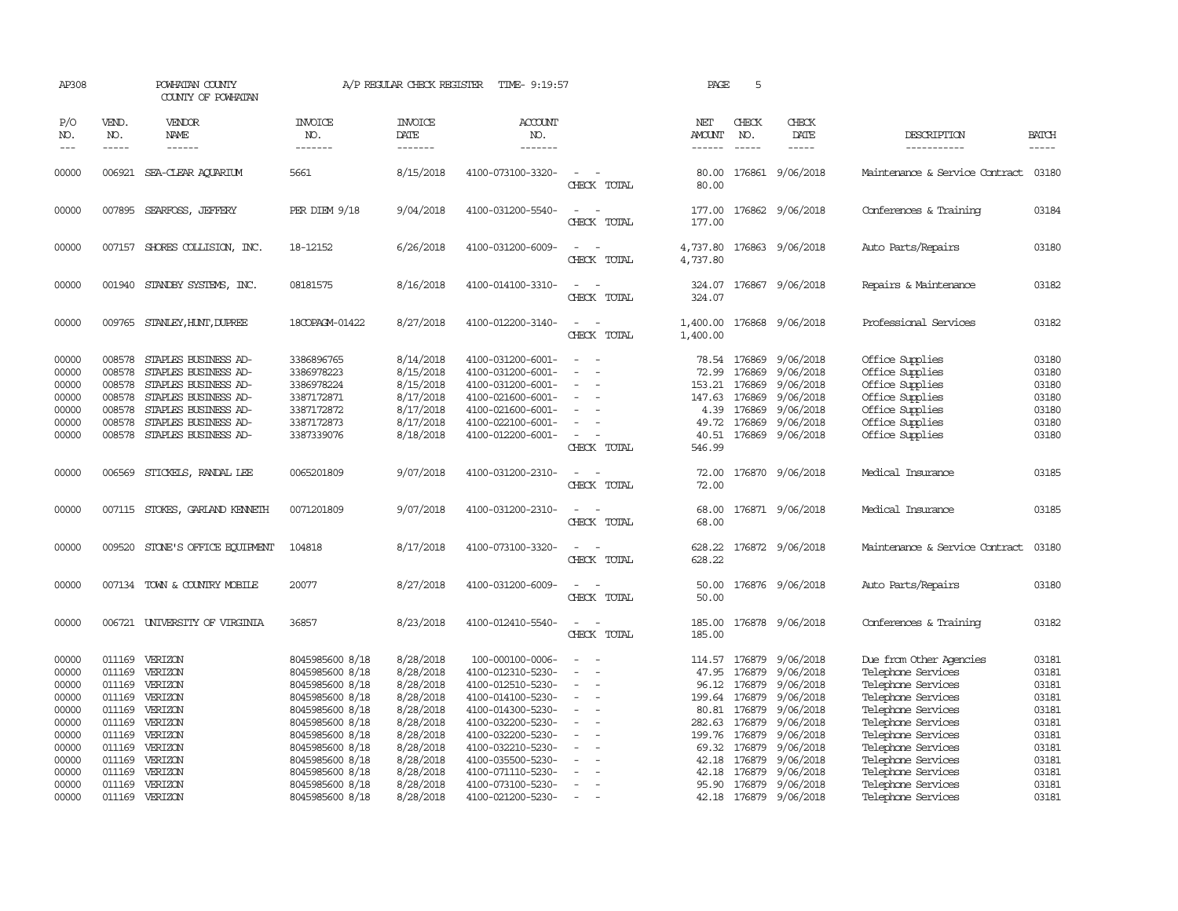AP308 POWHATAN COUNTY A/P REGULAR CHECK REGISTER TIME- 9:19:57 PAGE 5
COUNTY OF POWHATAN

| P/O NO. | VEND. NO. | VENDOR NAME | INVOICE NO. | INVOICE DATE | ACCOUNT NO. | | NET AMOUNT | CHECK NO. | CHECK DATE | DESCRIPTION | BATCH |
|---|---|---|---|---|---|---|---|---|---|---|---|
| 00000 | 006921 | SEA-CLEAR AQUARIUM | 5661 | 8/15/2018 | 4100-073100-3320- | - - | 80.00 | 176861 | 9/06/2018 | Maintenance & Service Contract | 03180 |
| | | | | | | CHECK TOTAL | 80.00 | | | | |
| 00000 | 007895 | SEARFOSS, JEFFERY | PER DIEM 9/18 | 9/04/2018 | 4100-031200-5540- | - - | 177.00 | 176862 | 9/06/2018 | Conferences & Training | 03184 |
| | | | | | | CHECK TOTAL | 177.00 | | | | |
| 00000 | 007157 | SHORES COLLISION, INC. | 18-12152 | 6/26/2018 | 4100-031200-6009- | - - | 4,737.80 | 176863 | 9/06/2018 | Auto Parts/Repairs | 03180 |
| | | | | | | CHECK TOTAL | 4,737.80 | | | | |
| 00000 | 001940 | STANDBY SYSTEMS, INC. | 08181575 | 8/16/2018 | 4100-014100-3310- | - - | 324.07 | 176867 | 9/06/2018 | Repairs & Maintenance | 03182 |
| | | | | | | CHECK TOTAL | 324.07 | | | | |
| 00000 | 009765 | STANLEY,HUNT,DUPREE | 18COPAGM-01422 | 8/27/2018 | 4100-012200-3140- | - - | 1,400.00 | 176868 | 9/06/2018 | Professional Services | 03182 |
| | | | | | | CHECK TOTAL | 1,400.00 | | | | |
| 00000 | 008578 | STAPLES BUSINESS AD- | 3386896765 | 8/14/2018 | 4100-031200-6001- | - - | 78.54 | 176869 | 9/06/2018 | Office Supplies | 03180 |
| 00000 | 008578 | STAPLES BUSINESS AD- | 3386978223 | 8/15/2018 | 4100-031200-6001- | - - | 72.99 | 176869 | 9/06/2018 | Office Supplies | 03180 |
| 00000 | 008578 | STAPLES BUSINESS AD- | 3386978224 | 8/15/2018 | 4100-031200-6001- | - - | 153.21 | 176869 | 9/06/2018 | Office Supplies | 03180 |
| 00000 | 008578 | STAPLES BUSINESS AD- | 3387172871 | 8/17/2018 | 4100-021600-6001- | - - | 147.63 | 176869 | 9/06/2018 | Office Supplies | 03180 |
| 00000 | 008578 | STAPLES BUSINESS AD- | 3387172872 | 8/17/2018 | 4100-021600-6001- | - - | 4.39 | 176869 | 9/06/2018 | Office Supplies | 03180 |
| 00000 | 008578 | STAPLES BUSINESS AD- | 3387172873 | 8/17/2018 | 4100-022100-6001- | - - | 49.72 | 176869 | 9/06/2018 | Office Supplies | 03180 |
| 00000 | 008578 | STAPLES BUSINESS AD- | 3387339076 | 8/18/2018 | 4100-012200-6001- | - - | 40.51 | 176869 | 9/06/2018 | Office Supplies | 03180 |
| | | | | | | CHECK TOTAL | 546.99 | | | | |
| 00000 | 006569 | STICKELS, RANDAL LEE | 0065201809 | 9/07/2018 | 4100-031200-2310- | - - | 72.00 | 176870 | 9/06/2018 | Medical Insurance | 03185 |
| | | | | | | CHECK TOTAL | 72.00 | | | | |
| 00000 | 007115 | STOKES, GARLAND KENNETH | 0071201809 | 9/07/2018 | 4100-031200-2310- | - - | 68.00 | 176871 | 9/06/2018 | Medical Insurance | 03185 |
| | | | | | | CHECK TOTAL | 68.00 | | | | |
| 00000 | 009520 | STONE'S OFFICE EQUIPMENT | 104818 | 8/17/2018 | 4100-073100-3320- | - - | 628.22 | 176872 | 9/06/2018 | Maintenance & Service Contract | 03180 |
| | | | | | | CHECK TOTAL | 628.22 | | | | |
| 00000 | 007134 | TOWN & COUNTRY MOBILE | 20077 | 8/27/2018 | 4100-031200-6009- | - - | 50.00 | 176876 | 9/06/2018 | Auto Parts/Repairs | 03180 |
| | | | | | | CHECK TOTAL | 50.00 | | | | |
| 00000 | 006721 | UNIVERSITY OF VIRGINIA | 36857 | 8/23/2018 | 4100-012410-5540- | - - | 185.00 | 176878 | 9/06/2018 | Conferences & Training | 03182 |
| | | | | | | CHECK TOTAL | 185.00 | | | | |
| 00000 | 011169 | VERIZON | 8045985600 8/18 | 8/28/2018 | 100-000100-0006- | - - | 114.57 | 176879 | 9/06/2018 | Due from Other Agencies | 03181 |
| 00000 | 011169 | VERIZON | 8045985600 8/18 | 8/28/2018 | 4100-012310-5230- | - - | 47.95 | 176879 | 9/06/2018 | Telephone Services | 03181 |
| 00000 | 011169 | VERIZON | 8045985600 8/18 | 8/28/2018 | 4100-012510-5230- | - - | 96.12 | 176879 | 9/06/2018 | Telephone Services | 03181 |
| 00000 | 011169 | VERIZON | 8045985600 8/18 | 8/28/2018 | 4100-014100-5230- | - - | 199.64 | 176879 | 9/06/2018 | Telephone Services | 03181 |
| 00000 | 011169 | VERIZON | 8045985600 8/18 | 8/28/2018 | 4100-014300-5230- | - - | 80.81 | 176879 | 9/06/2018 | Telephone Services | 03181 |
| 00000 | 011169 | VERIZON | 8045985600 8/18 | 8/28/2018 | 4100-032200-5230- | - - | 282.63 | 176879 | 9/06/2018 | Telephone Services | 03181 |
| 00000 | 011169 | VERIZON | 8045985600 8/18 | 8/28/2018 | 4100-032200-5230- | - - | 199.76 | 176879 | 9/06/2018 | Telephone Services | 03181 |
| 00000 | 011169 | VERIZON | 8045985600 8/18 | 8/28/2018 | 4100-032210-5230- | - - | 69.32 | 176879 | 9/06/2018 | Telephone Services | 03181 |
| 00000 | 011169 | VERIZON | 8045985600 8/18 | 8/28/2018 | 4100-035500-5230- | - - | 42.18 | 176879 | 9/06/2018 | Telephone Services | 03181 |
| 00000 | 011169 | VERIZON | 8045985600 8/18 | 8/28/2018 | 4100-071110-5230- | - - | 42.18 | 176879 | 9/06/2018 | Telephone Services | 03181 |
| 00000 | 011169 | VERIZON | 8045985600 8/18 | 8/28/2018 | 4100-073100-5230- | - - | 95.90 | 176879 | 9/06/2018 | Telephone Services | 03181 |
| 00000 | 011169 | VERIZON | 8045985600 8/18 | 8/28/2018 | 4100-021200-5230- | - - | 42.18 | 176879 | 9/06/2018 | Telephone Services | 03181 |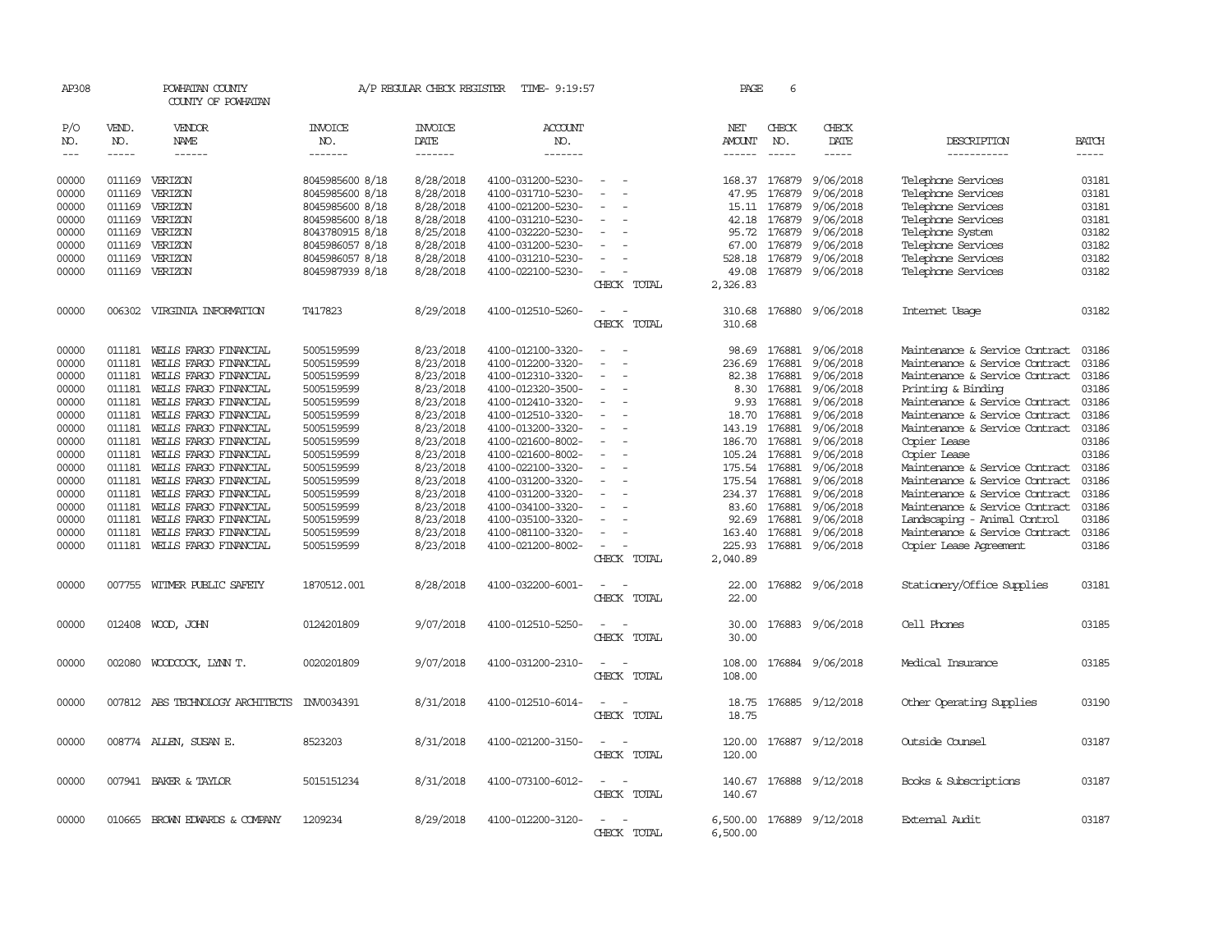AP308 POWHATAN COUNTY A/P REGULAR CHECK REGISTER TIME- 9:19:57 PAGE 6

COUNTY OF POWHATAN

| P/O NO. | VEND. NO. | VENDOR NAME | INVOICE NO. | INVOICE DATE | ACCOUNT NO. | | NET AMOUNT | CHECK NO. | CHECK DATE | DESCRIPTION | BATCH |
|---|---|---|---|---|---|---|---|---|---|---|---|
| 00000 | 011169 | VERIZON | 8045985600 8/18 | 8/28/2018 | 4100-031200-5230- | - - | 168.37 | 176879 | 9/06/2018 | Telephone Services | 03181 |
| 00000 | 011169 | VERIZON | 8045985600 8/18 | 8/28/2018 | 4100-031710-5230- | - - | 47.95 | 176879 | 9/06/2018 | Telephone Services | 03181 |
| 00000 | 011169 | VERIZON | 8045985600 8/18 | 8/28/2018 | 4100-021200-5230- | - - | 15.11 | 176879 | 9/06/2018 | Telephone Services | 03181 |
| 00000 | 011169 | VERIZON | 8045985600 8/18 | 8/28/2018 | 4100-031210-5230- | - - | 42.18 | 176879 | 9/06/2018 | Telephone Services | 03181 |
| 00000 | 011169 | VERIZON | 8043780915 8/18 | 8/25/2018 | 4100-032220-5230- | - - | 95.72 | 176879 | 9/06/2018 | Telephone System | 03182 |
| 00000 | 011169 | VERIZON | 8045986057 8/18 | 8/28/2018 | 4100-031200-5230- | - - | 67.00 | 176879 | 9/06/2018 | Telephone Services | 03182 |
| 00000 | 011169 | VERIZON | 8045986057 8/18 | 8/28/2018 | 4100-031210-5230- | - - | 528.18 | 176879 | 9/06/2018 | Telephone Services | 03182 |
| 00000 | 011169 | VERIZON | 8045987939 8/18 | 8/28/2018 | 4100-022100-5230- | - - | 49.08 | 176879 | 9/06/2018 | Telephone Services | 03182 |
| | | | | | | CHECK TOTAL | 2,326.83 | | | | |
| 00000 | 006302 | VIRGINIA INFORMATION | T417823 | 8/29/2018 | 4100-012510-5260- | - - | 310.68 | 176880 | 9/06/2018 | Internet Usage | 03182 |
| | | | | | | CHECK TOTAL | 310.68 | | | | |
| 00000 | 011181 | WELLS FARGO FINANCIAL | 5005159599 | 8/23/2018 | 4100-012100-3320- | - - | 98.69 | 176881 | 9/06/2018 | Maintenance & Service Contract | 03186 |
| 00000 | 011181 | WELLS FARGO FINANCIAL | 5005159599 | 8/23/2018 | 4100-012200-3320- | - - | 236.69 | 176881 | 9/06/2018 | Maintenance & Service Contract | 03186 |
| 00000 | 011181 | WELLS FARGO FINANCIAL | 5005159599 | 8/23/2018 | 4100-012310-3320- | - - | 82.38 | 176881 | 9/06/2018 | Maintenance & Service Contract | 03186 |
| 00000 | 011181 | WELLS FARGO FINANCIAL | 5005159599 | 8/23/2018 | 4100-012320-3500- | - - | 8.30 | 176881 | 9/06/2018 | Printing & Binding | 03186 |
| 00000 | 011181 | WELLS FARGO FINANCIAL | 5005159599 | 8/23/2018 | 4100-012410-3320- | - - | 9.93 | 176881 | 9/06/2018 | Maintenance & Service Contract | 03186 |
| 00000 | 011181 | WELLS FARGO FINANCIAL | 5005159599 | 8/23/2018 | 4100-012510-3320- | - - | 18.70 | 176881 | 9/06/2018 | Maintenance & Service Contract | 03186 |
| 00000 | 011181 | WELLS FARGO FINANCIAL | 5005159599 | 8/23/2018 | 4100-013200-3320- | - - | 143.19 | 176881 | 9/06/2018 | Maintenance & Service Contract | 03186 |
| 00000 | 011181 | WELLS FARGO FINANCIAL | 5005159599 | 8/23/2018 | 4100-021600-8002- | - - | 186.70 | 176881 | 9/06/2018 | Copier Lease | 03186 |
| 00000 | 011181 | WELLS FARGO FINANCIAL | 5005159599 | 8/23/2018 | 4100-021600-8002- | - - | 105.24 | 176881 | 9/06/2018 | Copier Lease | 03186 |
| 00000 | 011181 | WELLS FARGO FINANCIAL | 5005159599 | 8/23/2018 | 4100-022100-3320- | - - | 175.54 | 176881 | 9/06/2018 | Maintenance & Service Contract | 03186 |
| 00000 | 011181 | WELLS FARGO FINANCIAL | 5005159599 | 8/23/2018 | 4100-031200-3320- | - - | 175.54 | 176881 | 9/06/2018 | Maintenance & Service Contract | 03186 |
| 00000 | 011181 | WELLS FARGO FINANCIAL | 5005159599 | 8/23/2018 | 4100-031200-3320- | - - | 234.37 | 176881 | 9/06/2018 | Maintenance & Service Contract | 03186 |
| 00000 | 011181 | WELLS FARGO FINANCIAL | 5005159599 | 8/23/2018 | 4100-034100-3320- | - - | 83.60 | 176881 | 9/06/2018 | Maintenance & Service Contract | 03186 |
| 00000 | 011181 | WELLS FARGO FINANCIAL | 5005159599 | 8/23/2018 | 4100-035100-3320- | - - | 92.69 | 176881 | 9/06/2018 | Landscaping - Animal Control | 03186 |
| 00000 | 011181 | WELLS FARGO FINANCIAL | 5005159599 | 8/23/2018 | 4100-081100-3320- | - - | 163.40 | 176881 | 9/06/2018 | Maintenance & Service Contract | 03186 |
| 00000 | 011181 | WELLS FARGO FINANCIAL | 5005159599 | 8/23/2018 | 4100-021200-8002- | - - | 225.93 | 176881 | 9/06/2018 | Copier Lease Agreement | 03186 |
| | | | | | | CHECK TOTAL | 2,040.89 | | | | |
| 00000 | 007755 | WITMER PUBLIC SAFETY | 1870512.001 | 8/28/2018 | 4100-032200-6001- | - - | 22.00 | 176882 | 9/06/2018 | Stationery/Office Supplies | 03181 |
| | | | | | | CHECK TOTAL | 22.00 | | | | |
| 00000 | 012408 | WOOD, JOHN | 0124201809 | 9/07/2018 | 4100-012510-5250- | - - | 30.00 | 176883 | 9/06/2018 | Cell Phones | 03185 |
| | | | | | | CHECK TOTAL | 30.00 | | | | |
| 00000 | 002080 | WOODCOCK, LYNN T. | 0020201809 | 9/07/2018 | 4100-031200-2310- | - - | 108.00 | 176884 | 9/06/2018 | Medical Insurance | 03185 |
| | | | | | | CHECK TOTAL | 108.00 | | | | |
| 00000 | 007812 | ABS TECHNOLOGY ARCHITECTS | INV0034391 | 8/31/2018 | 4100-012510-6014- | - - | 18.75 | 176885 | 9/12/2018 | Other Operating Supplies | 03190 |
| | | | | | | CHECK TOTAL | 18.75 | | | | |
| 00000 | 008774 | ALLEN, SUSAN E. | 8523203 | 8/31/2018 | 4100-021200-3150- | - - | 120.00 | 176887 | 9/12/2018 | Outside Counsel | 03187 |
| | | | | | | CHECK TOTAL | 120.00 | | | | |
| 00000 | 007941 | BAKER & TAYLOR | 5015151234 | 8/31/2018 | 4100-073100-6012- | - - | 140.67 | 176888 | 9/12/2018 | Books & Subscriptions | 03187 |
| | | | | | | CHECK TOTAL | 140.67 | | | | |
| 00000 | 010665 | BROWN EDWARDS & COMPANY | 1209234 | 8/29/2018 | 4100-012200-3120- | - - | 6,500.00 | 176889 | 9/12/2018 | External Audit | 03187 |
| | | | | | | CHECK TOTAL | 6,500.00 | | | | |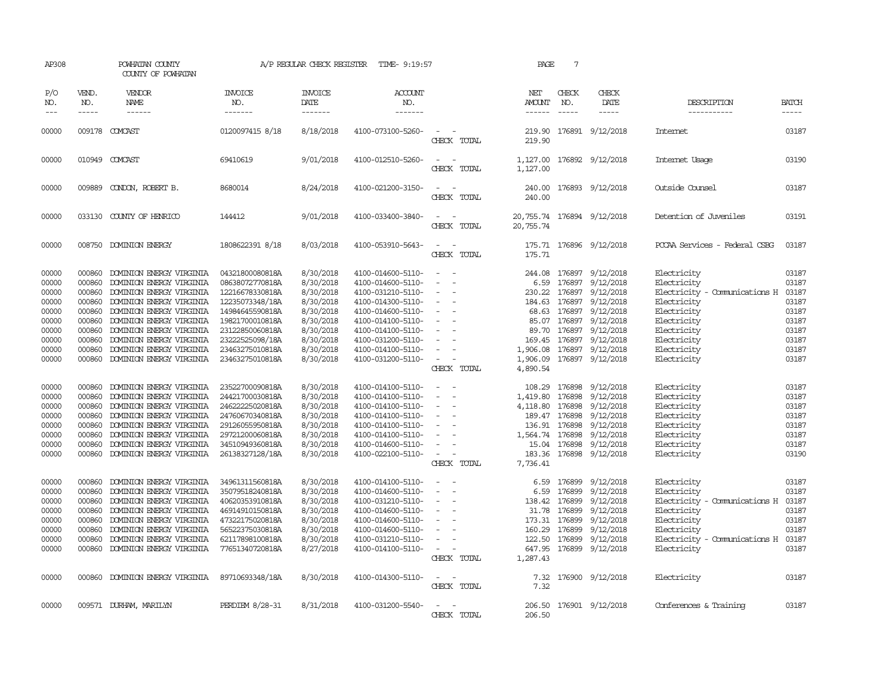AP308 POWHATAN COUNTY A/P REGULAR CHECK REGISTER TIME- 9:19:57 PAGE 7

COUNTY OF POWHATAN

| P/O NO. | VEND. NO. | VENDOR NAME | INVOICE NO. | INVOICE DATE | ACCOUNT NO. | | NET AMOUNT | CHECK NO. | CHECK DATE | DESCRIPTION | BATCH |
|---|---|---|---|---|---|---|---|---|---|---|---|
| 00000 | 009178 | COMCAST | 0120097415 8/18 | 8/18/2018 | 4100-073100-5260- | - - | 219.90 | 176891 | 9/12/2018 | Internet | 03187 |
| | | | | | | CHECK TOTAL | 219.90 | | | | |
| 00000 | 010949 | COMCAST | 69410619 | 9/01/2018 | 4100-012510-5260- | - - | 1,127.00 | 176892 | 9/12/2018 | Internet Usage | 03190 |
| | | | | | | CHECK TOTAL | 1,127.00 | | | | |
| 00000 | 009889 | CONDON, ROBERT B. | 8680014 | 8/24/2018 | 4100-021200-3150- | - - | 240.00 | 176893 | 9/12/2018 | Outside Counsel | 03187 |
| | | | | | | CHECK TOTAL | 240.00 | | | | |
| 00000 | 033130 | COUNTY OF HENRICO | 144412 | 9/01/2018 | 4100-033400-3840- | - - | 20,755.74 | 176894 | 9/12/2018 | Detention of Juveniles | 03191 |
| | | | | | | CHECK TOTAL | 20,755.74 | | | | |
| 00000 | 008750 | DOMINION ENERGY | 1808622391 8/18 | 8/03/2018 | 4100-053910-5643- | - - | 175.71 | 176896 | 9/12/2018 | PCCAA Services - Federal CSBG | 03187 |
| | | | | | | CHECK TOTAL | 175.71 | | | | |
| 00000 | 000860 | DOMINION ENERGY VIRGINIA | 04321800080818A | 8/30/2018 | 4100-014600-5110- | - - | 244.08 | 176897 | 9/12/2018 | Electricity | 03187 |
| 00000 | 000860 | DOMINION ENERGY VIRGINIA | 08638072770818A | 8/30/2018 | 4100-014600-5110- | - - | 6.59 | 176897 | 9/12/2018 | Electricity | 03187 |
| 00000 | 000860 | DOMINION ENERGY VIRGINIA | 12216678330818A | 8/30/2018 | 4100-031210-5110- | - - | 230.22 | 176897 | 9/12/2018 | Electricity - Communications H | 03187 |
| 00000 | 000860 | DOMINION ENERGY VIRGINIA | 12235073348/18A | 8/30/2018 | 4100-014300-5110- | - - | 184.63 | 176897 | 9/12/2018 | Electricity | 03187 |
| 00000 | 000860 | DOMINION ENERGY VIRGINIA | 14984645590818A | 8/30/2018 | 4100-014600-5110- | - - | 68.63 | 176897 | 9/12/2018 | Electricity | 03187 |
| 00000 | 000860 | DOMINION ENERGY VIRGINIA | 19821700010818A | 8/30/2018 | 4100-014100-5110- | - - | 85.07 | 176897 | 9/12/2018 | Electricity | 03187 |
| 00000 | 000860 | DOMINION ENERGY VIRGINIA | 23122850060818A | 8/30/2018 | 4100-014100-5110- | - - | 89.70 | 176897 | 9/12/2018 | Electricity | 03187 |
| 00000 | 000860 | DOMINION ENERGY VIRGINIA | 23222525098/18A | 8/30/2018 | 4100-031200-5110- | - - | 169.45 | 176897 | 9/12/2018 | Electricity | 03187 |
| 00000 | 000860 | DOMINION ENERGY VIRGINIA | 23463275010818A | 8/30/2018 | 4100-014100-5110- | - - | 1,906.08 | 176897 | 9/12/2018 | Electricity | 03187 |
| 00000 | 000860 | DOMINION ENERGY VIRGINIA | 23463275010818A | 8/30/2018 | 4100-031200-5110- | - - | 1,906.09 | 176897 | 9/12/2018 | Electricity | 03187 |
| | | | | | | CHECK TOTAL | 4,890.54 | | | | |
| 00000 | 000860 | DOMINION ENERGY VIRGINIA | 23522700090818A | 8/30/2018 | 4100-014100-5110- | - - | 108.29 | 176898 | 9/12/2018 | Electricity | 03187 |
| 00000 | 000860 | DOMINION ENERGY VIRGINIA | 24421700030818A | 8/30/2018 | 4100-014100-5110- | - - | 1,419.80 | 176898 | 9/12/2018 | Electricity | 03187 |
| 00000 | 000860 | DOMINION ENERGY VIRGINIA | 24622225020818A | 8/30/2018 | 4100-014100-5110- | - - | 4,118.80 | 176898 | 9/12/2018 | Electricity | 03187 |
| 00000 | 000860 | DOMINION ENERGY VIRGINIA | 24760670340818A | 8/30/2018 | 4100-014100-5110- | - - | 189.47 | 176898 | 9/12/2018 | Electricity | 03187 |
| 00000 | 000860 | DOMINION ENERGY VIRGINIA | 29126055950818A | 8/30/2018 | 4100-014100-5110- | - - | 136.91 | 176898 | 9/12/2018 | Electricity | 03187 |
| 00000 | 000860 | DOMINION ENERGY VIRGINIA | 29721200060818A | 8/30/2018 | 4100-014100-5110- | - - | 1,564.74 | 176898 | 9/12/2018 | Electricity | 03187 |
| 00000 | 000860 | DOMINION ENERGY VIRGINIA | 34510949360818A | 8/30/2018 | 4100-014600-5110- | - - | 15.04 | 176898 | 9/12/2018 | Electricity | 03187 |
| 00000 | 000860 | DOMINION ENERGY VIRGINIA | 26138327128/18A | 8/30/2018 | 4100-022100-5110- | - - | 183.36 | 176898 | 9/12/2018 | Electricity | 03190 |
| | | | | | | CHECK TOTAL | 7,736.41 | | | | |
| 00000 | 000860 | DOMINION ENERGY VIRGINIA | 34961311560818A | 8/30/2018 | 4100-014100-5110- | - - | 6.59 | 176899 | 9/12/2018 | Electricity | 03187 |
| 00000 | 000860 | DOMINION ENERGY VIRGINIA | 35079518240818A | 8/30/2018 | 4100-014600-5110- | - - | 6.59 | 176899 | 9/12/2018 | Electricity | 03187 |
| 00000 | 000860 | DOMINION ENERGY VIRGINIA | 40620353910818A | 8/30/2018 | 4100-031210-5110- | - - | 138.42 | 176899 | 9/12/2018 | Electricity - Communications H | 03187 |
| 00000 | 000860 | DOMINION ENERGY VIRGINIA | 46914910150818A | 8/30/2018 | 4100-014600-5110- | - - | 31.78 | 176899 | 9/12/2018 | Electricity | 03187 |
| 00000 | 000860 | DOMINION ENERGY VIRGINIA | 47322175020818A | 8/30/2018 | 4100-014600-5110- | - - | 173.31 | 176899 | 9/12/2018 | Electricity | 03187 |
| 00000 | 000860 | DOMINION ENERGY VIRGINIA | 56522375030818A | 8/30/2018 | 4100-014600-5110- | - - | 160.29 | 176899 | 9/12/2018 | Electricity | 03187 |
| 00000 | 000860 | DOMINION ENERGY VIRGINIA | 62117898100818A | 8/30/2018 | 4100-031210-5110- | - - | 122.50 | 176899 | 9/12/2018 | Electricity - Communications H | 03187 |
| 00000 | 000860 | DOMINION ENERGY VIRGINIA | 77651340720818A | 8/27/2018 | 4100-014100-5110- | - - | 647.95 | 176899 | 9/12/2018 | Electricity | 03187 |
| | | | | | | CHECK TOTAL | 1,287.43 | | | | |
| 00000 | 000860 | DOMINION ENERGY VIRGINIA | 89710693348/18A | 8/30/2018 | 4100-014300-5110- | - - | 7.32 | 176900 | 9/12/2018 | Electricity | 03187 |
| | | | | | | CHECK TOTAL | 7.32 | | | | |
| 00000 | 009571 | DURHAM, MARILYN | PERDIEM 8/28-31 | 8/31/2018 | 4100-031200-5540- | - - | 206.50 | 176901 | 9/12/2018 | Conferences & Training | 03187 |
| | | | | | | CHECK TOTAL | 206.50 | | | | |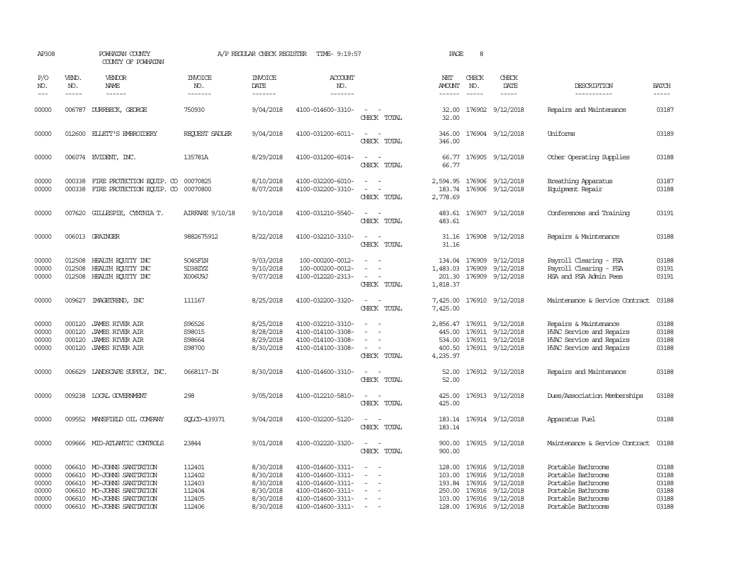AP308 POWHATAN COUNTY A/P REGULAR CHECK REGISTER TIME- 9:19:57 PAGE 8

COUNTY OF POWHATAN

| P/O NO. | VEND. NO. | VENDOR NAME | INVOICE NO. | INVOICE DATE | ACCOUNT NO. | | NET AMOUNT | CHECK NO. | CHECK DATE | DESCRIPTION | BATCH |
|---|---|---|---|---|---|---|---|---|---|---|---|
| 00000 | 006787 | DURRBECK, GEORGE | 750930 | 9/04/2018 | 4100-014600-3310- | - - | 32.00 | 176902 | 9/12/2018 | Repairs and Maintenance | 03187 |
| | | | | | | CHECK TOTAL | 32.00 | | | | |
| 00000 | 012600 | ELLETT'S EMBROIDERY | REQUEST SADLER | 9/04/2018 | 4100-031200-6011- | - - | 346.00 | 176904 | 9/12/2018 | Uniforms | 03189 |
| | | | | | | CHECK TOTAL | 346.00 | | | | |
| 00000 | 006074 | EVIDENT, INC. | 135781A | 8/29/2018 | 4100-031200-6014- | - - | 66.77 | 176905 | 9/12/2018 | Other Operating Supplies | 03188 |
| | | | | | | CHECK TOTAL | 66.77 | | | | |
| 00000 | 000338 | FIRE PROTECTION EQUIP. CO | 00070825 | 8/10/2018 | 4100-032200-6010- | - - | 2,594.95 | 176906 | 9/12/2018 | Breathing Apparatus | 03187 |
| 00000 | 000338 | FIRE PROTECTION EQUIP. CO | 00070800 | 8/07/2018 | 4100-032200-3310- | - - | 183.74 | 176906 | 9/12/2018 | Equipment Repair | 03188 |
| | | | | | | CHECK TOTAL | 2,778.69 | | | | |
| 00000 | 007620 | GILLESPIE, CYNTHIA T. | AIRFARE 9/10/18 | 9/10/2018 | 4100-031210-5540- | - - | 483.61 | 176907 | 9/12/2018 | Conferences and Training | 03191 |
| | | | | | | CHECK TOTAL | 483.61 | | | | |
| 00000 | 006013 | GRAINGER | 9882675912 | 8/22/2018 | 4100-032210-3310- | - - | 31.16 | 176908 | 9/12/2018 | Repairs & Maintenance | 03188 |
| | | | | | | CHECK TOTAL | 31.16 | | | | |
| 00000 | 012508 | HEALTH EQUITY INC | 5O45F1N | 9/03/2018 | 100-000200-0012- | - - | 134.04 | 176909 | 9/12/2018 | Payroll Clearing - FSA | 03188 |
| 00000 | 012508 | HEALTH EQUITY INC | 5D38ZYZ | 9/10/2018 | 100-000200-0012- | - - | 1,483.03 | 176909 | 9/12/2018 | Payroll Clearing - FSA | 03191 |
| 00000 | 012508 | HEALTH EQUITY INC | X006U9J | 9/07/2018 | 4100-012220-2313- | - - | 201.30 | 176909 | 9/12/2018 | HSA and FSA Admin Fees | 03191 |
| | | | | | | CHECK TOTAL | 1,818.37 | | | | |
| 00000 | 009627 | IMAGETREND, INC | 111167 | 8/25/2018 | 4100-032200-3320- | - - | 7,425.00 | 176910 | 9/12/2018 | Maintenance & Service Contract | 03188 |
| | | | | | | CHECK TOTAL | 7,425.00 | | | | |
| 00000 | 000120 | JAMES RIVER AIR | S96526 | 8/25/2018 | 4100-032210-3310- | - - | 2,856.47 | 176911 | 9/12/2018 | Repairs & Maintenance | 03188 |
| 00000 | 000120 | JAMES RIVER AIR | S98015 | 8/28/2018 | 4100-014100-3308- | - - | 445.00 | 176911 | 9/12/2018 | HVAC Service and Repairs | 03188 |
| 00000 | 000120 | JAMES RIVER AIR | S98664 | 8/29/2018 | 4100-014100-3308- | - - | 534.00 | 176911 | 9/12/2018 | HVAC Service and Repairs | 03188 |
| 00000 | 000120 | JAMES RIVER AIR | S98700 | 8/30/2018 | 4100-014100-3308- | - - | 400.50 | 176911 | 9/12/2018 | HVAC Service and Repairs | 03188 |
| | | | | | | CHECK TOTAL | 4,235.97 | | | | |
| 00000 | 006629 | LANDSCAPE SUPPLY, INC. | 0668117-IN | 8/30/2018 | 4100-014600-3310- | - - | 52.00 | 176912 | 9/12/2018 | Repairs and Maintenance | 03188 |
| | | | | | | CHECK TOTAL | 52.00 | | | | |
| 00000 | 009238 | LOCAL GOVERNMENT | 298 | 9/05/2018 | 4100-012210-5810- | - - | 425.00 | 176913 | 9/12/2018 | Dues/Association Memberships | 03188 |
| | | | | | | CHECK TOTAL | 425.00 | | | | |
| 00000 | 009552 | MANSFIELD OIL COMPANY | SQLCD-439371 | 9/04/2018 | 4100-032200-5120- | - - | 183.14 | 176914 | 9/12/2018 | Apparatus Fuel | 03188 |
| | | | | | | CHECK TOTAL | 183.14 | | | | |
| 00000 | 009666 | MID-ATLANTIC CONTROLS | 23844 | 9/01/2018 | 4100-032220-3320- | - - | 900.00 | 176915 | 9/12/2018 | Maintenance & Service Contract | 03188 |
| | | | | | | CHECK TOTAL | 900.00 | | | | |
| 00000 | 006610 | MO-JOHNS SANITATION | 112401 | 8/30/2018 | 4100-014600-3311- | - - | 128.00 | 176916 | 9/12/2018 | Portable Bathrooms | 03188 |
| 00000 | 006610 | MO-JOHNS SANITATION | 112402 | 8/30/2018 | 4100-014600-3311- | - - | 103.00 | 176916 | 9/12/2018 | Portable Bathrooms | 03188 |
| 00000 | 006610 | MO-JOHNS SANITATION | 112403 | 8/30/2018 | 4100-014600-3311- | - - | 193.84 | 176916 | 9/12/2018 | Portable Bathrooms | 03188 |
| 00000 | 006610 | MO-JOHNS SANITATION | 112404 | 8/30/2018 | 4100-014600-3311- | - - | 250.00 | 176916 | 9/12/2018 | Portable Bathrooms | 03188 |
| 00000 | 006610 | MO-JOHNS SANITATION | 112405 | 8/30/2018 | 4100-014600-3311- | - - | 103.00 | 176916 | 9/12/2018 | Portable Bathrooms | 03188 |
| 00000 | 006610 | MO-JOHNS SANITATION | 112406 | 8/30/2018 | 4100-014600-3311- | - - | 128.00 | 176916 | 9/12/2018 | Portable Bathrooms | 03188 |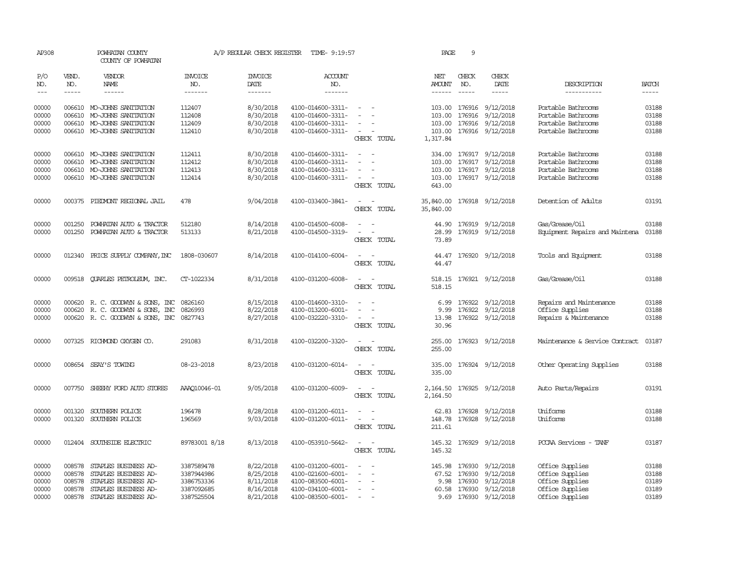AP308 POWHATAN COUNTY A/P REGULAR CHECK REGISTER TIME- 9:19:57 PAGE 9
COUNTY OF POWHATAN

| P/O NO. | VEND. NO. | VENDOR NAME | INVOICE NO. | INVOICE DATE | ACCOUNT NO. | | NET AMOUNT | CHECK NO. | CHECK DATE | DESCRIPTION | BATCH |
|---|---|---|---|---|---|---|---|---|---|---|---|
| 00000 | 006610 | MO-JOHNS SANITATION | 112407 | 8/30/2018 | 4100-014600-3311- | - - | 103.00 | 176916 | 9/12/2018 | Portable Bathrooms | 03188 |
| 00000 | 006610 | MO-JOHNS SANITATION | 112408 | 8/30/2018 | 4100-014600-3311- | - - | 103.00 | 176916 | 9/12/2018 | Portable Bathrooms | 03188 |
| 00000 | 006610 | MO-JOHNS SANITATION | 112409 | 8/30/2018 | 4100-014600-3311- | - - | 103.00 | 176916 | 9/12/2018 | Portable Bathrooms | 03188 |
| 00000 | 006610 | MO-JOHNS SANITATION | 112410 | 8/30/2018 | 4100-014600-3311- | - - | 103.00 | 176916 | 9/12/2018 | Portable Bathrooms | 03188 |
| | | | | | | CHECK TOTAL | 1,317.84 | | | | |
| 00000 | 006610 | MO-JOHNS SANITATION | 112411 | 8/30/2018 | 4100-014600-3311- | - - | 334.00 | 176917 | 9/12/2018 | Portable Bathrooms | 03188 |
| 00000 | 006610 | MO-JOHNS SANITATION | 112412 | 8/30/2018 | 4100-014600-3311- | - - | 103.00 | 176917 | 9/12/2018 | Portable Bathrooms | 03188 |
| 00000 | 006610 | MO-JOHNS SANITATION | 112413 | 8/30/2018 | 4100-014600-3311- | - - | 103.00 | 176917 | 9/12/2018 | Portable Bathrooms | 03188 |
| 00000 | 006610 | MO-JOHNS SANITATION | 112414 | 8/30/2018 | 4100-014600-3311- | - - | 103.00 | 176917 | 9/12/2018 | Portable Bathrooms | 03188 |
| | | | | | | CHECK TOTAL | 643.00 | | | | |
| 00000 | 000375 | PIEDMONT REGIONAL JAIL | 478 | 9/04/2018 | 4100-033400-3841- | - - | 35,840.00 | 176918 | 9/12/2018 | Detention of Adults | 03191 |
| | | | | | | CHECK TOTAL | 35,840.00 | | | | |
| 00000 | 001250 | POWHATAN AUTO & TRACTOR | 512180 | 8/14/2018 | 4100-014500-6008- | - - | 44.90 | 176919 | 9/12/2018 | Gas/Grease/Oil | 03188 |
| 00000 | 001250 | POWHATAN AUTO & TRACTOR | 513133 | 8/21/2018 | 4100-014500-3319- | - - | 28.99 | 176919 | 9/12/2018 | Equipment Repairs and Maintena | 03188 |
| | | | | | | CHECK TOTAL | 73.89 | | | | |
| 00000 | 012340 | PRICE SUPPLY COMPANY,INC | 1808-030607 | 8/14/2018 | 4100-014100-6004- | - - | 44.47 | 176920 | 9/12/2018 | Tools and Equipment | 03188 |
| | | | | | | CHECK TOTAL | 44.47 | | | | |
| 00000 | 009518 | QUARLES PETROLEUM, INC. | CT-1022334 | 8/31/2018 | 4100-031200-6008- | - - | 518.15 | 176921 | 9/12/2018 | Gas/Grease/Oil | 03188 |
| | | | | | | CHECK TOTAL | 518.15 | | | | |
| 00000 | 000620 | R. C. GOODWYN & SONS, INC | 0826160 | 8/15/2018 | 4100-014600-3310- | - - | 6.99 | 176922 | 9/12/2018 | Repairs and Maintenance | 03188 |
| 00000 | 000620 | R. C. GOODWYN & SONS, INC | 0826993 | 8/22/2018 | 4100-013200-6001- | - - | 9.99 | 176922 | 9/12/2018 | Office Supplies | 03188 |
| 00000 | 000620 | R. C. GOODWYN & SONS, INC | 0827743 | 8/27/2018 | 4100-032220-3310- | - - | 13.98 | 176922 | 9/12/2018 | Repairs & Maintenance | 03188 |
| | | | | | | CHECK TOTAL | 30.96 | | | | |
| 00000 | 007325 | RICHMOND OXYGEN CO. | 291083 | 8/31/2018 | 4100-032200-3320- | - - | 255.00 | 176923 | 9/12/2018 | Maintenance & Service Contract | 03187 |
| | | | | | | CHECK TOTAL | 255.00 | | | | |
| 00000 | 008654 | SEAY'S TOWING | 08-23-2018 | 8/23/2018 | 4100-031200-6014- | - - | 335.00 | 176924 | 9/12/2018 | Other Operating Supplies | 03188 |
| | | | | | | CHECK TOTAL | 335.00 | | | | |
| 00000 | 007750 | SHEEHY FORD AUTO STORES | AAAQ10046-01 | 9/05/2018 | 4100-031200-6009- | - - | 2,164.50 | 176925 | 9/12/2018 | Auto Parts/Repairs | 03191 |
| | | | | | | CHECK TOTAL | 2,164.50 | | | | |
| 00000 | 001320 | SOUTHERN POLICE | 196478 | 8/28/2018 | 4100-031200-6011- | - - | 62.83 | 176928 | 9/12/2018 | Uniforms | 03188 |
| 00000 | 001320 | SOUTHERN POLICE | 196569 | 9/03/2018 | 4100-031200-6011- | - - | 148.78 | 176928 | 9/12/2018 | Uniforms | 03188 |
| | | | | | | CHECK TOTAL | 211.61 | | | | |
| 00000 | 012404 | SOUTHSIDE ELECTRIC | 89783001 8/18 | 8/13/2018 | 4100-053910-5642- | - - | 145.32 | 176929 | 9/12/2018 | PCCAA Services - TANF | 03187 |
| | | | | | | CHECK TOTAL | 145.32 | | | | |
| 00000 | 008578 | STAPLES BUSINESS AD- | 3387589478 | 8/22/2018 | 4100-031200-6001- | - - | 145.98 | 176930 | 9/12/2018 | Office Supplies | 03188 |
| 00000 | 008578 | STAPLES BUSINESS AD- | 3387944986 | 8/25/2018 | 4100-021600-6001- | - - | 67.52 | 176930 | 9/12/2018 | Office Supplies | 03188 |
| 00000 | 008578 | STAPLES BUSINESS AD- | 3386753336 | 8/11/2018 | 4100-083500-6001- | - - | 9.98 | 176930 | 9/12/2018 | Office Supplies | 03189 |
| 00000 | 008578 | STAPLES BUSINESS AD- | 3387092685 | 8/16/2018 | 4100-034100-6001- | - - | 60.58 | 176930 | 9/12/2018 | Office Supplies | 03189 |
| 00000 | 008578 | STAPLES BUSINESS AD- | 3387525504 | 8/21/2018 | 4100-083500-6001- | - - | 9.69 | 176930 | 9/12/2018 | Office Supplies | 03189 |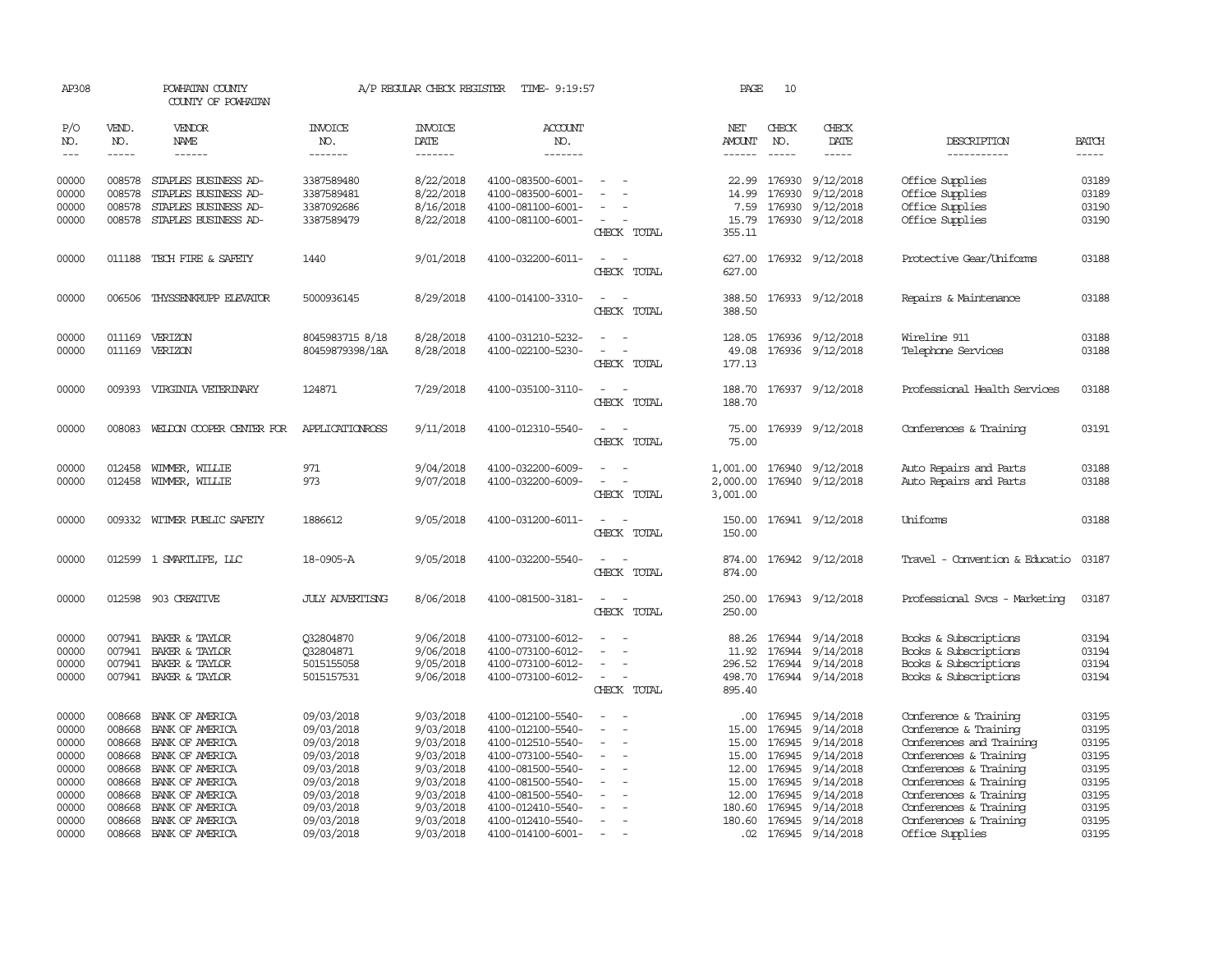AP308 POWHATAN COUNTY A/P REGULAR CHECK REGISTER TIME- 9:19:57 PAGE 10

COUNTY OF POWHATAN

| P/O NO. | VEND. NO. | VENDOR NAME | INVOICE NO. | INVOICE DATE | ACCOUNT NO. | | NET AMOUNT | CHECK NO. | CHECK DATE | DESCRIPTION | BATCH |
|---|---|---|---|---|---|---|---|---|---|---|---|
| --- | ----- | ------ | ------- | ------- | ------- | | ------ | ----- | ----- | ----------- | ----- |
| 00000 | 008578 | STAPLES BUSINESS AD- | 3387589480 | 8/22/2018 | 4100-083500-6001- | - - | 22.99 | 176930 | 9/12/2018 | Office Supplies | 03189 |
| 00000 | 008578 | STAPLES BUSINESS AD- | 3387589481 | 8/22/2018 | 4100-083500-6001- | - - | 14.99 | 176930 | 9/12/2018 | Office Supplies | 03189 |
| 00000 | 008578 | STAPLES BUSINESS AD- | 3387092686 | 8/16/2018 | 4100-081100-6001- | - - | 7.59 | 176930 | 9/12/2018 | Office Supplies | 03190 |
| 00000 | 008578 | STAPLES BUSINESS AD- | 3387589479 | 8/22/2018 | 4100-081100-6001- | - - | 15.79 | 176930 | 9/12/2018 | Office Supplies | 03190 |
| | | | | | | CHECK TOTAL | 355.11 | | | | |
| 00000 | 011188 | TECH FIRE & SAFETY | 1440 | 9/01/2018 | 4100-032200-6011- | - - | 627.00 | 176932 | 9/12/2018 | Protective Gear/Uniforms | 03188 |
| | | | | | | CHECK TOTAL | 627.00 | | | | |
| 00000 | 006506 | THYSSENKRUPP ELEVATOR | 5000936145 | 8/29/2018 | 4100-014100-3310- | - - | 388.50 | 176933 | 9/12/2018 | Repairs & Maintenance | 03188 |
| | | | | | | CHECK TOTAL | 388.50 | | | | |
| 00000 | 011169 | VERIZON | 8045983715 8/18 | 8/28/2018 | 4100-031210-5232- | - - | 128.05 | 176936 | 9/12/2018 | Wireline 911 | 03188 |
| 00000 | 011169 | VERIZON | 80459879398/18A | 8/28/2018 | 4100-022100-5230- | - - | 49.08 | 176936 | 9/12/2018 | Telephone Services | 03188 |
| | | | | | | CHECK TOTAL | 177.13 | | | | |
| 00000 | 009393 | VIRGINIA VETERINARY | 124871 | 7/29/2018 | 4100-035100-3110- | - - | 188.70 | 176937 | 9/12/2018 | Professional Health Services | 03188 |
| | | | | | | CHECK TOTAL | 188.70 | | | | |
| 00000 | 008083 | WELDON COOPER CENTER FOR | APPLICATIONROSS | 9/11/2018 | 4100-012310-5540- | - - | 75.00 | 176939 | 9/12/2018 | Conferences & Training | 03191 |
| | | | | | | CHECK TOTAL | 75.00 | | | | |
| 00000 | 012458 | WIMMER, WILLIE | 971 | 9/04/2018 | 4100-032200-6009- | - - | 1,001.00 | 176940 | 9/12/2018 | Auto Repairs and Parts | 03188 |
| 00000 | 012458 | WIMMER, WILLIE | 973 | 9/07/2018 | 4100-032200-6009- | - - | 2,000.00 | 176940 | 9/12/2018 | Auto Repairs and Parts | 03188 |
| | | | | | | CHECK TOTAL | 3,001.00 | | | | |
| 00000 | 009332 | WITMER PUBLIC SAFETY | 1886612 | 9/05/2018 | 4100-031200-6011- | - - | 150.00 | 176941 | 9/12/2018 | Uniforms | 03188 |
| | | | | | | CHECK TOTAL | 150.00 | | | | |
| 00000 | 012599 | 1 SMARTLIFE, LLC | 18-0905-A | 9/05/2018 | 4100-032200-5540- | - - | 874.00 | 176942 | 9/12/2018 | Travel - Convention & Educatio | 03187 |
| | | | | | | CHECK TOTAL | 874.00 | | | | |
| 00000 | 012598 | 903 CREATIVE | JULY ADVERTISNG | 8/06/2018 | 4100-081500-3181- | - - | 250.00 | 176943 | 9/12/2018 | Professional Svcs - Marketing | 03187 |
| | | | | | | CHECK TOTAL | 250.00 | | | | |
| 00000 | 007941 | BAKER & TAYLOR | Q32804870 | 9/06/2018 | 4100-073100-6012- | - - | 88.26 | 176944 | 9/14/2018 | Books & Subscriptions | 03194 |
| 00000 | 007941 | BAKER & TAYLOR | Q32804871 | 9/06/2018 | 4100-073100-6012- | - - | 11.92 | 176944 | 9/14/2018 | Books & Subscriptions | 03194 |
| 00000 | 007941 | BAKER & TAYLOR | 5015155058 | 9/05/2018 | 4100-073100-6012- | - - | 296.52 | 176944 | 9/14/2018 | Books & Subscriptions | 03194 |
| 00000 | 007941 | BAKER & TAYLOR | 5015157531 | 9/06/2018 | 4100-073100-6012- | - - | 498.70 | 176944 | 9/14/2018 | Books & Subscriptions | 03194 |
| | | | | | | CHECK TOTAL | 895.40 | | | | |
| 00000 | 008668 | BANK OF AMERICA | 09/03/2018 | 9/03/2018 | 4100-012100-5540- | - - | .00 | 176945 | 9/14/2018 | Conference & Training | 03195 |
| 00000 | 008668 | BANK OF AMERICA | 09/03/2018 | 9/03/2018 | 4100-012100-5540- | - - | 15.00 | 176945 | 9/14/2018 | Conference & Training | 03195 |
| 00000 | 008668 | BANK OF AMERICA | 09/03/2018 | 9/03/2018 | 4100-012510-5540- | - - | 15.00 | 176945 | 9/14/2018 | Conferences and Training | 03195 |
| 00000 | 008668 | BANK OF AMERICA | 09/03/2018 | 9/03/2018 | 4100-073100-5540- | - - | 15.00 | 176945 | 9/14/2018 | Conferences & Training | 03195 |
| 00000 | 008668 | BANK OF AMERICA | 09/03/2018 | 9/03/2018 | 4100-081500-5540- | - - | 12.00 | 176945 | 9/14/2018 | Conferences & Training | 03195 |
| 00000 | 008668 | BANK OF AMERICA | 09/03/2018 | 9/03/2018 | 4100-081500-5540- | - - | 15.00 | 176945 | 9/14/2018 | Conferences & Training | 03195 |
| 00000 | 008668 | BANK OF AMERICA | 09/03/2018 | 9/03/2018 | 4100-081500-5540- | - - | 12.00 | 176945 | 9/14/2018 | Conferences & Training | 03195 |
| 00000 | 008668 | BANK OF AMERICA | 09/03/2018 | 9/03/2018 | 4100-012410-5540- | - - | 180.60 | 176945 | 9/14/2018 | Conferences & Training | 03195 |
| 00000 | 008668 | BANK OF AMERICA | 09/03/2018 | 9/03/2018 | 4100-012410-5540- | - - | 180.60 | 176945 | 9/14/2018 | Conferences & Training | 03195 |
| 00000 | 008668 | BANK OF AMERICA | 09/03/2018 | 9/03/2018 | 4100-014100-6001- | - - | .02 | 176945 | 9/14/2018 | Office Supplies | 03195 |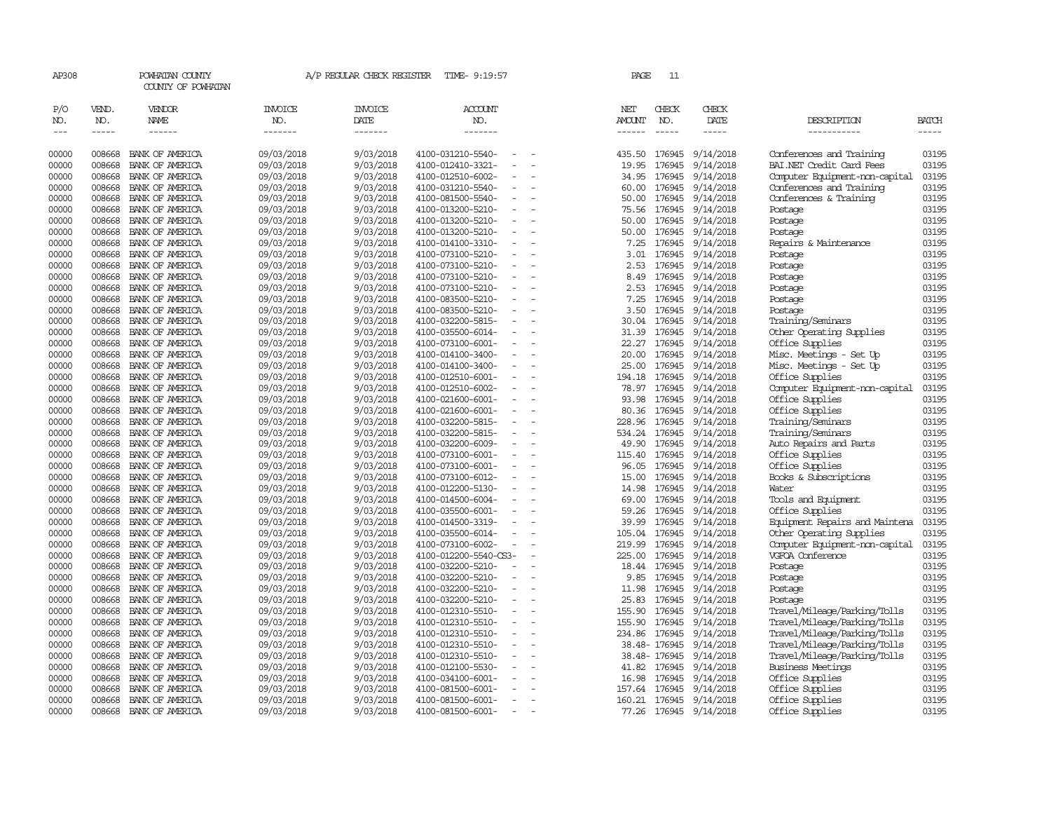AP308 POWHATAN COUNTY A/P REGULAR CHECK REGISTER TIME- 9:19:57 PAGE 11

COUNTY OF POWHATAN

| P/O NO. | VEND. NO. | VENDOR NAME | INVOICE NO. | INVOICE DATE | ACCOUNT NO. | NET AMOUNT | CHECK NO. | CHECK DATE | DESCRIPTION | BATCH |
|---|---|---|---|---|---|---|---|---|---|---|
| 00000 | 008668 | BANK OF AMERICA | 09/03/2018 | 9/03/2018 | 4100-031210-5540- - - | 435.50 | 176945 | 9/14/2018 | Conferences and Training | 03195 |
| 00000 | 008668 | BANK OF AMERICA | 09/03/2018 | 9/03/2018 | 4100-012410-3321- - - | 19.95 | 176945 | 9/14/2018 | BAI.NET Credit Card Fees | 03195 |
| 00000 | 008668 | BANK OF AMERICA | 09/03/2018 | 9/03/2018 | 4100-012510-6002- - - | 34.95 | 176945 | 9/14/2018 | Computer Equipment-non-capital | 03195 |
| 00000 | 008668 | BANK OF AMERICA | 09/03/2018 | 9/03/2018 | 4100-031210-5540- - - | 60.00 | 176945 | 9/14/2018 | Conferences and Training | 03195 |
| 00000 | 008668 | BANK OF AMERICA | 09/03/2018 | 9/03/2018 | 4100-081500-5540- - - | 50.00 | 176945 | 9/14/2018 | Conferences & Training | 03195 |
| 00000 | 008668 | BANK OF AMERICA | 09/03/2018 | 9/03/2018 | 4100-013200-5210- - - | 75.56 | 176945 | 9/14/2018 | Postage | 03195 |
| 00000 | 008668 | BANK OF AMERICA | 09/03/2018 | 9/03/2018 | 4100-013200-5210- - - | 50.00 | 176945 | 9/14/2018 | Postage | 03195 |
| 00000 | 008668 | BANK OF AMERICA | 09/03/2018 | 9/03/2018 | 4100-013200-5210- - - | 50.00 | 176945 | 9/14/2018 | Postage | 03195 |
| 00000 | 008668 | BANK OF AMERICA | 09/03/2018 | 9/03/2018 | 4100-014100-3310- - - | 7.25 | 176945 | 9/14/2018 | Repairs & Maintenance | 03195 |
| 00000 | 008668 | BANK OF AMERICA | 09/03/2018 | 9/03/2018 | 4100-073100-5210- - - | 3.01 | 176945 | 9/14/2018 | Postage | 03195 |
| 00000 | 008668 | BANK OF AMERICA | 09/03/2018 | 9/03/2018 | 4100-073100-5210- - - | 2.53 | 176945 | 9/14/2018 | Postage | 03195 |
| 00000 | 008668 | BANK OF AMERICA | 09/03/2018 | 9/03/2018 | 4100-073100-5210- - - | 8.49 | 176945 | 9/14/2018 | Postage | 03195 |
| 00000 | 008668 | BANK OF AMERICA | 09/03/2018 | 9/03/2018 | 4100-073100-5210- - - | 2.53 | 176945 | 9/14/2018 | Postage | 03195 |
| 00000 | 008668 | BANK OF AMERICA | 09/03/2018 | 9/03/2018 | 4100-083500-5210- - - | 7.25 | 176945 | 9/14/2018 | Postage | 03195 |
| 00000 | 008668 | BANK OF AMERICA | 09/03/2018 | 9/03/2018 | 4100-083500-5210- - - | 3.50 | 176945 | 9/14/2018 | Postage | 03195 |
| 00000 | 008668 | BANK OF AMERICA | 09/03/2018 | 9/03/2018 | 4100-032200-5815- - - | 30.04 | 176945 | 9/14/2018 | Training/Seminars | 03195 |
| 00000 | 008668 | BANK OF AMERICA | 09/03/2018 | 9/03/2018 | 4100-035500-6014- - - | 31.39 | 176945 | 9/14/2018 | Other Operating Supplies | 03195 |
| 00000 | 008668 | BANK OF AMERICA | 09/03/2018 | 9/03/2018 | 4100-073100-6001- - - | 22.27 | 176945 | 9/14/2018 | Office Supplies | 03195 |
| 00000 | 008668 | BANK OF AMERICA | 09/03/2018 | 9/03/2018 | 4100-014100-3400- - - | 20.00 | 176945 | 9/14/2018 | Misc. Meetings - Set Up | 03195 |
| 00000 | 008668 | BANK OF AMERICA | 09/03/2018 | 9/03/2018 | 4100-014100-3400- - - | 25.00 | 176945 | 9/14/2018 | Misc. Meetings - Set Up | 03195 |
| 00000 | 008668 | BANK OF AMERICA | 09/03/2018 | 9/03/2018 | 4100-012510-6001- - - | 194.18 | 176945 | 9/14/2018 | Office Supplies | 03195 |
| 00000 | 008668 | BANK OF AMERICA | 09/03/2018 | 9/03/2018 | 4100-012510-6002- - - | 78.97 | 176945 | 9/14/2018 | Computer Equipment-non-capital | 03195 |
| 00000 | 008668 | BANK OF AMERICA | 09/03/2018 | 9/03/2018 | 4100-021600-6001- - - | 93.98 | 176945 | 9/14/2018 | Office Supplies | 03195 |
| 00000 | 008668 | BANK OF AMERICA | 09/03/2018 | 9/03/2018 | 4100-021600-6001- - - | 80.36 | 176945 | 9/14/2018 | Office Supplies | 03195 |
| 00000 | 008668 | BANK OF AMERICA | 09/03/2018 | 9/03/2018 | 4100-032200-5815- - - | 228.96 | 176945 | 9/14/2018 | Training/Seminars | 03195 |
| 00000 | 008668 | BANK OF AMERICA | 09/03/2018 | 9/03/2018 | 4100-032200-5815- - - | 534.24 | 176945 | 9/14/2018 | Training/Seminars | 03195 |
| 00000 | 008668 | BANK OF AMERICA | 09/03/2018 | 9/03/2018 | 4100-032200-6009- - - | 49.90 | 176945 | 9/14/2018 | Auto Repairs and Parts | 03195 |
| 00000 | 008668 | BANK OF AMERICA | 09/03/2018 | 9/03/2018 | 4100-073100-6001- - - | 115.40 | 176945 | 9/14/2018 | Office Supplies | 03195 |
| 00000 | 008668 | BANK OF AMERICA | 09/03/2018 | 9/03/2018 | 4100-073100-6001- - - | 96.05 | 176945 | 9/14/2018 | Office Supplies | 03195 |
| 00000 | 008668 | BANK OF AMERICA | 09/03/2018 | 9/03/2018 | 4100-073100-6012- - - | 15.00 | 176945 | 9/14/2018 | Books & Subscriptions | 03195 |
| 00000 | 008668 | BANK OF AMERICA | 09/03/2018 | 9/03/2018 | 4100-012200-5130- - - | 14.98 | 176945 | 9/14/2018 | Water | 03195 |
| 00000 | 008668 | BANK OF AMERICA | 09/03/2018 | 9/03/2018 | 4100-014500-6004- - - | 69.00 | 176945 | 9/14/2018 | Tools and Equipment | 03195 |
| 00000 | 008668 | BANK OF AMERICA | 09/03/2018 | 9/03/2018 | 4100-035500-6001- - - | 59.26 | 176945 | 9/14/2018 | Office Supplies | 03195 |
| 00000 | 008668 | BANK OF AMERICA | 09/03/2018 | 9/03/2018 | 4100-014500-3319- - - | 39.99 | 176945 | 9/14/2018 | Equipment Repairs and Maintena | 03195 |
| 00000 | 008668 | BANK OF AMERICA | 09/03/2018 | 9/03/2018 | 4100-035500-6014- - - | 105.04 | 176945 | 9/14/2018 | Other Operating Supplies | 03195 |
| 00000 | 008668 | BANK OF AMERICA | 09/03/2018 | 9/03/2018 | 4100-073100-6002- - - | 219.99 | 176945 | 9/14/2018 | Computer Equipment-non-capital | 03195 |
| 00000 | 008668 | BANK OF AMERICA | 09/03/2018 | 9/03/2018 | 4100-012200-5540-CS3- - | 225.00 | 176945 | 9/14/2018 | VGFOA Conference | 03195 |
| 00000 | 008668 | BANK OF AMERICA | 09/03/2018 | 9/03/2018 | 4100-032200-5210- - - | 18.44 | 176945 | 9/14/2018 | Postage | 03195 |
| 00000 | 008668 | BANK OF AMERICA | 09/03/2018 | 9/03/2018 | 4100-032200-5210- - - | 9.85 | 176945 | 9/14/2018 | Postage | 03195 |
| 00000 | 008668 | BANK OF AMERICA | 09/03/2018 | 9/03/2018 | 4100-032200-5210- - - | 11.98 | 176945 | 9/14/2018 | Postage | 03195 |
| 00000 | 008668 | BANK OF AMERICA | 09/03/2018 | 9/03/2018 | 4100-032200-5210- - - | 25.83 | 176945 | 9/14/2018 | Postage | 03195 |
| 00000 | 008668 | BANK OF AMERICA | 09/03/2018 | 9/03/2018 | 4100-012310-5510- - - | 155.90 | 176945 | 9/14/2018 | Travel/Mileage/Parking/Tolls | 03195 |
| 00000 | 008668 | BANK OF AMERICA | 09/03/2018 | 9/03/2018 | 4100-012310-5510- - - | 155.90 | 176945 | 9/14/2018 | Travel/Mileage/Parking/Tolls | 03195 |
| 00000 | 008668 | BANK OF AMERICA | 09/03/2018 | 9/03/2018 | 4100-012310-5510- - - | 234.86 | 176945 | 9/14/2018 | Travel/Mileage/Parking/Tolls | 03195 |
| 00000 | 008668 | BANK OF AMERICA | 09/03/2018 | 9/03/2018 | 4100-012310-5510- - - | 38.48- | 176945 | 9/14/2018 | Travel/Mileage/Parking/Tolls | 03195 |
| 00000 | 008668 | BANK OF AMERICA | 09/03/2018 | 9/03/2018 | 4100-012310-5510- - - | 38.48- | 176945 | 9/14/2018 | Travel/Mileage/Parking/Tolls | 03195 |
| 00000 | 008668 | BANK OF AMERICA | 09/03/2018 | 9/03/2018 | 4100-012100-5530- - - | 41.82 | 176945 | 9/14/2018 | Business Meetings | 03195 |
| 00000 | 008668 | BANK OF AMERICA | 09/03/2018 | 9/03/2018 | 4100-034100-6001- - - | 16.98 | 176945 | 9/14/2018 | Office Supplies | 03195 |
| 00000 | 008668 | BANK OF AMERICA | 09/03/2018 | 9/03/2018 | 4100-081500-6001- - - | 157.64 | 176945 | 9/14/2018 | Office Supplies | 03195 |
| 00000 | 008668 | BANK OF AMERICA | 09/03/2018 | 9/03/2018 | 4100-081500-6001- - - | 160.21 | 176945 | 9/14/2018 | Office Supplies | 03195 |
| 00000 | 008668 | BANK OF AMERICA | 09/03/2018 | 9/03/2018 | 4100-081500-6001- - - | 77.26 | 176945 | 9/14/2018 | Office Supplies | 03195 |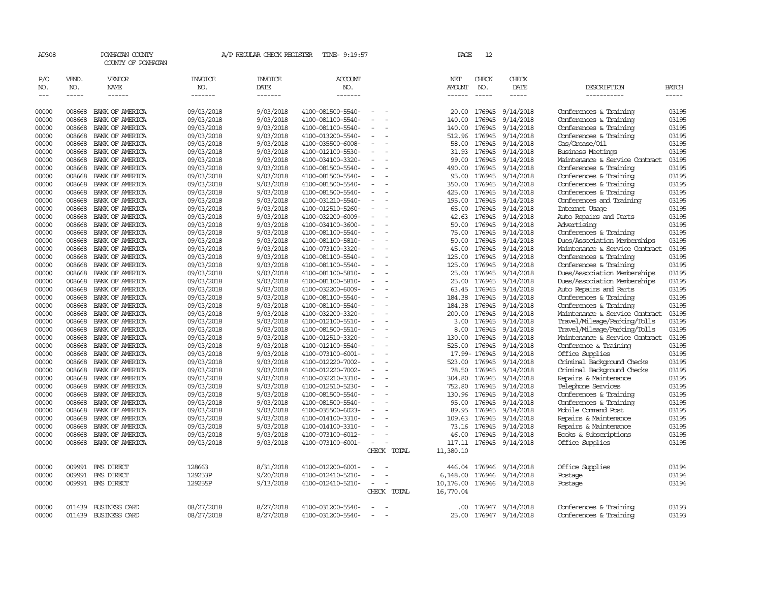AP308 POWHATAN COUNTY A/P REGULAR CHECK REGISTER TIME- 9:19:57 PAGE 12

COUNTY OF POWHATAN

| P/O NO. | VEND. NO. | VENDOR NAME | INVOICE NO. | INVOICE DATE | ACCOUNT NO. | | NET AMOUNT | CHECK NO. | CHECK DATE | DESCRIPTION | BATCH |
|---|---|---|---|---|---|---|---|---|---|---|---|
| 00000 | 008668 | BANK OF AMERICA | 09/03/2018 | 9/03/2018 | 4100-081500-5540- | - - | 20.00 | 176945 | 9/14/2018 | Conferences & Training | 03195 |
| 00000 | 008668 | BANK OF AMERICA | 09/03/2018 | 9/03/2018 | 4100-081100-5540- | - - | 140.00 | 176945 | 9/14/2018 | Conferences & Training | 03195 |
| 00000 | 008668 | BANK OF AMERICA | 09/03/2018 | 9/03/2018 | 4100-081100-5540- | - - | 140.00 | 176945 | 9/14/2018 | Conferences & Training | 03195 |
| 00000 | 008668 | BANK OF AMERICA | 09/03/2018 | 9/03/2018 | 4100-013200-5540- | - - | 512.96 | 176945 | 9/14/2018 | Conferences & Training | 03195 |
| 00000 | 008668 | BANK OF AMERICA | 09/03/2018 | 9/03/2018 | 4100-035500-6008- | - - | 58.00 | 176945 | 9/14/2018 | Gas/Grease/Oil | 03195 |
| 00000 | 008668 | BANK OF AMERICA | 09/03/2018 | 9/03/2018 | 4100-012100-5530- | - - | 31.93 | 176945 | 9/14/2018 | Business Meetings | 03195 |
| 00000 | 008668 | BANK OF AMERICA | 09/03/2018 | 9/03/2018 | 4100-034100-3320- | - - | 99.00 | 176945 | 9/14/2018 | Maintenance & Service Contract | 03195 |
| 00000 | 008668 | BANK OF AMERICA | 09/03/2018 | 9/03/2018 | 4100-081500-5540- | - - | 490.00 | 176945 | 9/14/2018 | Conferences & Training | 03195 |
| 00000 | 008668 | BANK OF AMERICA | 09/03/2018 | 9/03/2018 | 4100-081500-5540- | - - | 95.00 | 176945 | 9/14/2018 | Conferences & Training | 03195 |
| 00000 | 008668 | BANK OF AMERICA | 09/03/2018 | 9/03/2018 | 4100-081500-5540- | - - | 350.00 | 176945 | 9/14/2018 | Conferences & Training | 03195 |
| 00000 | 008668 | BANK OF AMERICA | 09/03/2018 | 9/03/2018 | 4100-081500-5540- | - - | 425.00 | 176945 | 9/14/2018 | Conferences & Training | 03195 |
| 00000 | 008668 | BANK OF AMERICA | 09/03/2018 | 9/03/2018 | 4100-031210-5540- | - - | 195.00 | 176945 | 9/14/2018 | Conferences and Training | 03195 |
| 00000 | 008668 | BANK OF AMERICA | 09/03/2018 | 9/03/2018 | 4100-012510-5260- | - - | 65.00 | 176945 | 9/14/2018 | Internet Usage | 03195 |
| 00000 | 008668 | BANK OF AMERICA | 09/03/2018 | 9/03/2018 | 4100-032200-6009- | - - | 42.63 | 176945 | 9/14/2018 | Auto Repairs and Parts | 03195 |
| 00000 | 008668 | BANK OF AMERICA | 09/03/2018 | 9/03/2018 | 4100-034100-3600- | - - | 50.00 | 176945 | 9/14/2018 | Advertising | 03195 |
| 00000 | 008668 | BANK OF AMERICA | 09/03/2018 | 9/03/2018 | 4100-081100-5540- | - - | 75.00 | 176945 | 9/14/2018 | Conferences & Training | 03195 |
| 00000 | 008668 | BANK OF AMERICA | 09/03/2018 | 9/03/2018 | 4100-081100-5810- | - - | 50.00 | 176945 | 9/14/2018 | Dues/Association Memberships | 03195 |
| 00000 | 008668 | BANK OF AMERICA | 09/03/2018 | 9/03/2018 | 4100-073100-3320- | - - | 45.00 | 176945 | 9/14/2018 | Maintenance & Service Contract | 03195 |
| 00000 | 008668 | BANK OF AMERICA | 09/03/2018 | 9/03/2018 | 4100-081100-5540- | - - | 125.00 | 176945 | 9/14/2018 | Conferences & Training | 03195 |
| 00000 | 008668 | BANK OF AMERICA | 09/03/2018 | 9/03/2018 | 4100-081100-5540- | - - | 125.00 | 176945 | 9/14/2018 | Conferences & Training | 03195 |
| 00000 | 008668 | BANK OF AMERICA | 09/03/2018 | 9/03/2018 | 4100-081100-5810- | - - | 25.00 | 176945 | 9/14/2018 | Dues/Association Memberships | 03195 |
| 00000 | 008668 | BANK OF AMERICA | 09/03/2018 | 9/03/2018 | 4100-081100-5810- | - - | 25.00 | 176945 | 9/14/2018 | Dues/Association Memberships | 03195 |
| 00000 | 008668 | BANK OF AMERICA | 09/03/2018 | 9/03/2018 | 4100-032200-6009- | - - | 63.45 | 176945 | 9/14/2018 | Auto Repairs and Parts | 03195 |
| 00000 | 008668 | BANK OF AMERICA | 09/03/2018 | 9/03/2018 | 4100-081100-5540- | - - | 184.38 | 176945 | 9/14/2018 | Conferences & Training | 03195 |
| 00000 | 008668 | BANK OF AMERICA | 09/03/2018 | 9/03/2018 | 4100-081100-5540- | - - | 184.38 | 176945 | 9/14/2018 | Conferences & Training | 03195 |
| 00000 | 008668 | BANK OF AMERICA | 09/03/2018 | 9/03/2018 | 4100-032200-3320- | - - | 200.00 | 176945 | 9/14/2018 | Maintenance & Service Contract | 03195 |
| 00000 | 008668 | BANK OF AMERICA | 09/03/2018 | 9/03/2018 | 4100-012100-5510- | - - | 3.00 | 176945 | 9/14/2018 | Travel/Mileage/Parking/Tolls | 03195 |
| 00000 | 008668 | BANK OF AMERICA | 09/03/2018 | 9/03/2018 | 4100-081500-5510- | - - | 8.00 | 176945 | 9/14/2018 | Travel/Mileage/Parking/Tolls | 03195 |
| 00000 | 008668 | BANK OF AMERICA | 09/03/2018 | 9/03/2018 | 4100-012510-3320- | - - | 130.00 | 176945 | 9/14/2018 | Maintenance & Service Contract | 03195 |
| 00000 | 008668 | BANK OF AMERICA | 09/03/2018 | 9/03/2018 | 4100-012100-5540- | - - | 525.00 | 176945 | 9/14/2018 | Conference & Training | 03195 |
| 00000 | 008668 | BANK OF AMERICA | 09/03/2018 | 9/03/2018 | 4100-073100-6001- | - - | 17.99- | 176945 | 9/14/2018 | Office Supplies | 03195 |
| 00000 | 008668 | BANK OF AMERICA | 09/03/2018 | 9/03/2018 | 4100-012220-7002- | - - | 523.00 | 176945 | 9/14/2018 | Criminal Background Checks | 03195 |
| 00000 | 008668 | BANK OF AMERICA | 09/03/2018 | 9/03/2018 | 4100-012220-7002- | - - | 78.50 | 176945 | 9/14/2018 | Criminal Background Checks | 03195 |
| 00000 | 008668 | BANK OF AMERICA | 09/03/2018 | 9/03/2018 | 4100-032210-3310- | - - | 304.80 | 176945 | 9/14/2018 | Repairs & Maintenance | 03195 |
| 00000 | 008668 | BANK OF AMERICA | 09/03/2018 | 9/03/2018 | 4100-012510-5230- | - - | 752.80 | 176945 | 9/14/2018 | Telephone Services | 03195 |
| 00000 | 008668 | BANK OF AMERICA | 09/03/2018 | 9/03/2018 | 4100-081500-5540- | - - | 130.96 | 176945 | 9/14/2018 | Conferences & Training | 03195 |
| 00000 | 008668 | BANK OF AMERICA | 09/03/2018 | 9/03/2018 | 4100-081500-5540- | - - | 95.00 | 176945 | 9/14/2018 | Conferences & Training | 03195 |
| 00000 | 008668 | BANK OF AMERICA | 09/03/2018 | 9/03/2018 | 4100-035500-6023- | - - | 89.95 | 176945 | 9/14/2018 | Mobile Command Post | 03195 |
| 00000 | 008668 | BANK OF AMERICA | 09/03/2018 | 9/03/2018 | 4100-014100-3310- | - - | 109.63 | 176945 | 9/14/2018 | Repairs & Maintenance | 03195 |
| 00000 | 008668 | BANK OF AMERICA | 09/03/2018 | 9/03/2018 | 4100-014100-3310- | - - | 73.16 | 176945 | 9/14/2018 | Repairs & Maintenance | 03195 |
| 00000 | 008668 | BANK OF AMERICA | 09/03/2018 | 9/03/2018 | 4100-073100-6012- | - - | 46.00 | 176945 | 9/14/2018 | Books & Subscriptions | 03195 |
| 00000 | 008668 | BANK OF AMERICA | 09/03/2018 | 9/03/2018 | 4100-073100-6001- | - - | 117.11 | 176945 | 9/14/2018 | Office Supplies | 03195 |
| | | | | | | CHECK TOTAL | 11,380.10 | | | | |
| 00000 | 009991 | BMS DIRECT | 128663 | 8/31/2018 | 4100-012200-6001- | - - | 446.04 | 176946 | 9/14/2018 | Office Supplies | 03194 |
| 00000 | 009991 | BMS DIRECT | 129253P | 9/20/2018 | 4100-012410-5210- | - - | 6,148.00 | 176946 | 9/14/2018 | Postage | 03194 |
| 00000 | 009991 | BMS DIRECT | 129255P | 9/13/2018 | 4100-012410-5210- | - - | 10,176.00 | 176946 | 9/14/2018 | Postage | 03194 |
| | | | | | | CHECK TOTAL | 16,770.04 | | | | |
| 00000 | 011439 | BUSINESS CARD | 08/27/2018 | 8/27/2018 | 4100-031200-5540- | - - | .00 | 176947 | 9/14/2018 | Conferences & Training | 03193 |
| 00000 | 011439 | BUSINESS CARD | 08/27/2018 | 8/27/2018 | 4100-031200-5540- | - - | 25.00 | 176947 | 9/14/2018 | Conferences & Training | 03193 |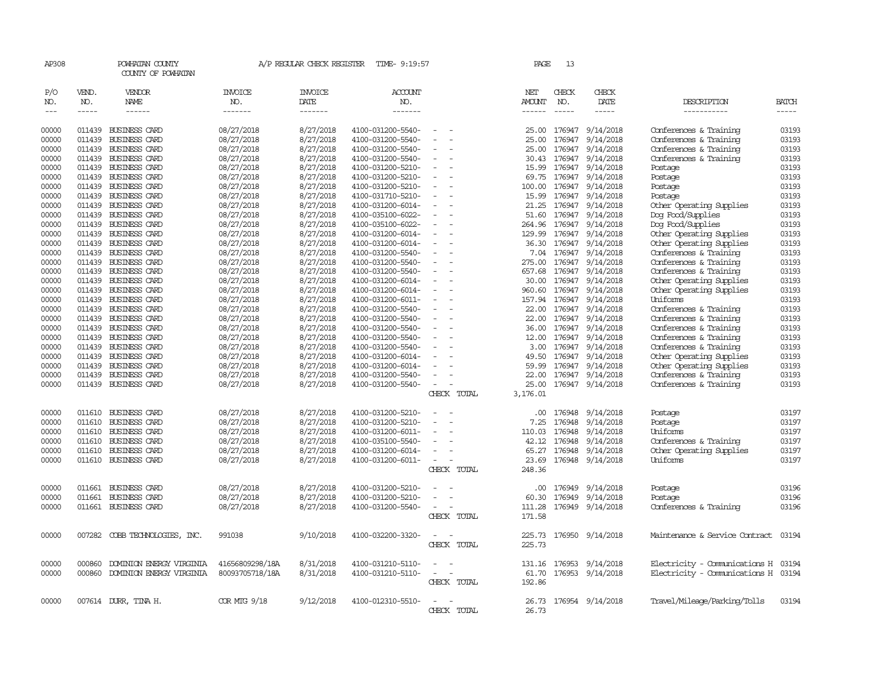AP308 POWHATAN COUNTY A/P REGULAR CHECK REGISTER TIME- 9:19:57 PAGE 13

COUNTY OF POWHATAN

| P/O NO. | VEND. NO. | VENDOR NAME | INVOICE NO. | INVOICE DATE | ACCOUNT NO. | | NET AMOUNT | CHECK NO. | CHECK DATE | DESCRIPTION | BATCH |
|---|---|---|---|---|---|---|---|---|---|---|---|
| 00000 | 011439 | BUSINESS CARD | 08/27/2018 | 8/27/2018 | 4100-031200-5540- | - - | 25.00 | 176947 | 9/14/2018 | Conferences & Training | 03193 |
| 00000 | 011439 | BUSINESS CARD | 08/27/2018 | 8/27/2018 | 4100-031200-5540- | - - | 25.00 | 176947 | 9/14/2018 | Conferences & Training | 03193 |
| 00000 | 011439 | BUSINESS CARD | 08/27/2018 | 8/27/2018 | 4100-031200-5540- | - - | 25.00 | 176947 | 9/14/2018 | Conferences & Training | 03193 |
| 00000 | 011439 | BUSINESS CARD | 08/27/2018 | 8/27/2018 | 4100-031200-5540- | - - | 30.43 | 176947 | 9/14/2018 | Conferences & Training | 03193 |
| 00000 | 011439 | BUSINESS CARD | 08/27/2018 | 8/27/2018 | 4100-031200-5210- | - - | 15.99 | 176947 | 9/14/2018 | Postage | 03193 |
| 00000 | 011439 | BUSINESS CARD | 08/27/2018 | 8/27/2018 | 4100-031200-5210- | - - | 69.75 | 176947 | 9/14/2018 | Postage | 03193 |
| 00000 | 011439 | BUSINESS CARD | 08/27/2018 | 8/27/2018 | 4100-031200-5210- | - - | 100.00 | 176947 | 9/14/2018 | Postage | 03193 |
| 00000 | 011439 | BUSINESS CARD | 08/27/2018 | 8/27/2018 | 4100-031710-5210- | - - | 15.99 | 176947 | 9/14/2018 | Postage | 03193 |
| 00000 | 011439 | BUSINESS CARD | 08/27/2018 | 8/27/2018 | 4100-031200-6014- | - - | 21.25 | 176947 | 9/14/2018 | Other Operating Supplies | 03193 |
| 00000 | 011439 | BUSINESS CARD | 08/27/2018 | 8/27/2018 | 4100-035100-6022- | - - | 51.60 | 176947 | 9/14/2018 | Dog Food/Supplies | 03193 |
| 00000 | 011439 | BUSINESS CARD | 08/27/2018 | 8/27/2018 | 4100-035100-6022- | - - | 264.96 | 176947 | 9/14/2018 | Dog Food/Supplies | 03193 |
| 00000 | 011439 | BUSINESS CARD | 08/27/2018 | 8/27/2018 | 4100-031200-6014- | - - | 129.99 | 176947 | 9/14/2018 | Other Operating Supplies | 03193 |
| 00000 | 011439 | BUSINESS CARD | 08/27/2018 | 8/27/2018 | 4100-031200-6014- | - - | 36.30 | 176947 | 9/14/2018 | Other Operating Supplies | 03193 |
| 00000 | 011439 | BUSINESS CARD | 08/27/2018 | 8/27/2018 | 4100-031200-5540- | - - | 7.04 | 176947 | 9/14/2018 | Conferences & Training | 03193 |
| 00000 | 011439 | BUSINESS CARD | 08/27/2018 | 8/27/2018 | 4100-031200-5540- | - - | 275.00 | 176947 | 9/14/2018 | Conferences & Training | 03193 |
| 00000 | 011439 | BUSINESS CARD | 08/27/2018 | 8/27/2018 | 4100-031200-5540- | - - | 657.68 | 176947 | 9/14/2018 | Conferences & Training | 03193 |
| 00000 | 011439 | BUSINESS CARD | 08/27/2018 | 8/27/2018 | 4100-031200-6014- | - - | 30.00 | 176947 | 9/14/2018 | Other Operating Supplies | 03193 |
| 00000 | 011439 | BUSINESS CARD | 08/27/2018 | 8/27/2018 | 4100-031200-6014- | - - | 960.60 | 176947 | 9/14/2018 | Other Operating Supplies | 03193 |
| 00000 | 011439 | BUSINESS CARD | 08/27/2018 | 8/27/2018 | 4100-031200-6011- | - - | 157.94 | 176947 | 9/14/2018 | Uniforms | 03193 |
| 00000 | 011439 | BUSINESS CARD | 08/27/2018 | 8/27/2018 | 4100-031200-5540- | - - | 22.00 | 176947 | 9/14/2018 | Conferences & Training | 03193 |
| 00000 | 011439 | BUSINESS CARD | 08/27/2018 | 8/27/2018 | 4100-031200-5540- | - - | 22.00 | 176947 | 9/14/2018 | Conferences & Training | 03193 |
| 00000 | 011439 | BUSINESS CARD | 08/27/2018 | 8/27/2018 | 4100-031200-5540- | - - | 36.00 | 176947 | 9/14/2018 | Conferences & Training | 03193 |
| 00000 | 011439 | BUSINESS CARD | 08/27/2018 | 8/27/2018 | 4100-031200-5540- | - - | 12.00 | 176947 | 9/14/2018 | Conferences & Training | 03193 |
| 00000 | 011439 | BUSINESS CARD | 08/27/2018 | 8/27/2018 | 4100-031200-5540- | - - | 3.00 | 176947 | 9/14/2018 | Conferences & Training | 03193 |
| 00000 | 011439 | BUSINESS CARD | 08/27/2018 | 8/27/2018 | 4100-031200-6014- | - - | 49.50 | 176947 | 9/14/2018 | Other Operating Supplies | 03193 |
| 00000 | 011439 | BUSINESS CARD | 08/27/2018 | 8/27/2018 | 4100-031200-6014- | - - | 59.99 | 176947 | 9/14/2018 | Other Operating Supplies | 03193 |
| 00000 | 011439 | BUSINESS CARD | 08/27/2018 | 8/27/2018 | 4100-031200-5540- | - - | 22.00 | 176947 | 9/14/2018 | Conferences & Training | 03193 |
| 00000 | 011439 | BUSINESS CARD | 08/27/2018 | 8/27/2018 | 4100-031200-5540- | - - | 25.00 | 176947 | 9/14/2018 | Conferences & Training | 03193 |
| | | | | | | CHECK TOTAL | 3,176.01 | | | | |
| 00000 | 011610 | BUSINESS CARD | 08/27/2018 | 8/27/2018 | 4100-031200-5210- | - - | .00 | 176948 | 9/14/2018 | Postage | 03197 |
| 00000 | 011610 | BUSINESS CARD | 08/27/2018 | 8/27/2018 | 4100-031200-5210- | - - | 7.25 | 176948 | 9/14/2018 | Postage | 03197 |
| 00000 | 011610 | BUSINESS CARD | 08/27/2018 | 8/27/2018 | 4100-031200-6011- | - - | 110.03 | 176948 | 9/14/2018 | Uniforms | 03197 |
| 00000 | 011610 | BUSINESS CARD | 08/27/2018 | 8/27/2018 | 4100-035100-5540- | - - | 42.12 | 176948 | 9/14/2018 | Conferences & Training | 03197 |
| 00000 | 011610 | BUSINESS CARD | 08/27/2018 | 8/27/2018 | 4100-031200-6014- | - - | 65.27 | 176948 | 9/14/2018 | Other Operating Supplies | 03197 |
| 00000 | 011610 | BUSINESS CARD | 08/27/2018 | 8/27/2018 | 4100-031200-6011- | - - | 23.69 | 176948 | 9/14/2018 | Uniforms | 03197 |
| | | | | | | CHECK TOTAL | 248.36 | | | | |
| 00000 | 011661 | BUSINESS CARD | 08/27/2018 | 8/27/2018 | 4100-031200-5210- | - - | .00 | 176949 | 9/14/2018 | Postage | 03196 |
| 00000 | 011661 | BUSINESS CARD | 08/27/2018 | 8/27/2018 | 4100-031200-5210- | - - | 60.30 | 176949 | 9/14/2018 | Postage | 03196 |
| 00000 | 011661 | BUSINESS CARD | 08/27/2018 | 8/27/2018 | 4100-031200-5540- | - - | 111.28 | 176949 | 9/14/2018 | Conferences & Training | 03196 |
| | | | | | | CHECK TOTAL | 171.58 | | | | |
| 00000 | 007282 | COBB TECHNOLOGIES, INC. | 991038 | 9/10/2018 | 4100-032200-3320- | - - | 225.73 | 176950 | 9/14/2018 | Maintenance & Service Contract | 03194 |
| | | | | | | CHECK TOTAL | 225.73 | | | | |
| 00000 | 000860 | DOMINION ENERGY VIRGINIA | 41656809298/18A | 8/31/2018 | 4100-031210-5110- | - - | 131.16 | 176953 | 9/14/2018 | Electricity - Communications H | 03194 |
| 00000 | 000860 | DOMINION ENERGY VIRGINIA | 80093705718/18A | 8/31/2018 | 4100-031210-5110- | - - | 61.70 | 176953 | 9/14/2018 | Electricity - Communications H | 03194 |
| | | | | | | CHECK TOTAL | 192.86 | | | | |
| 00000 | 007614 | DURR, TINA H. | COR MTG 9/18 | 9/12/2018 | 4100-012310-5510- | - - | 26.73 | 176954 | 9/14/2018 | Travel/Mileage/Parking/Tolls | 03194 |
| | | | | | | CHECK TOTAL | 26.73 | | | | |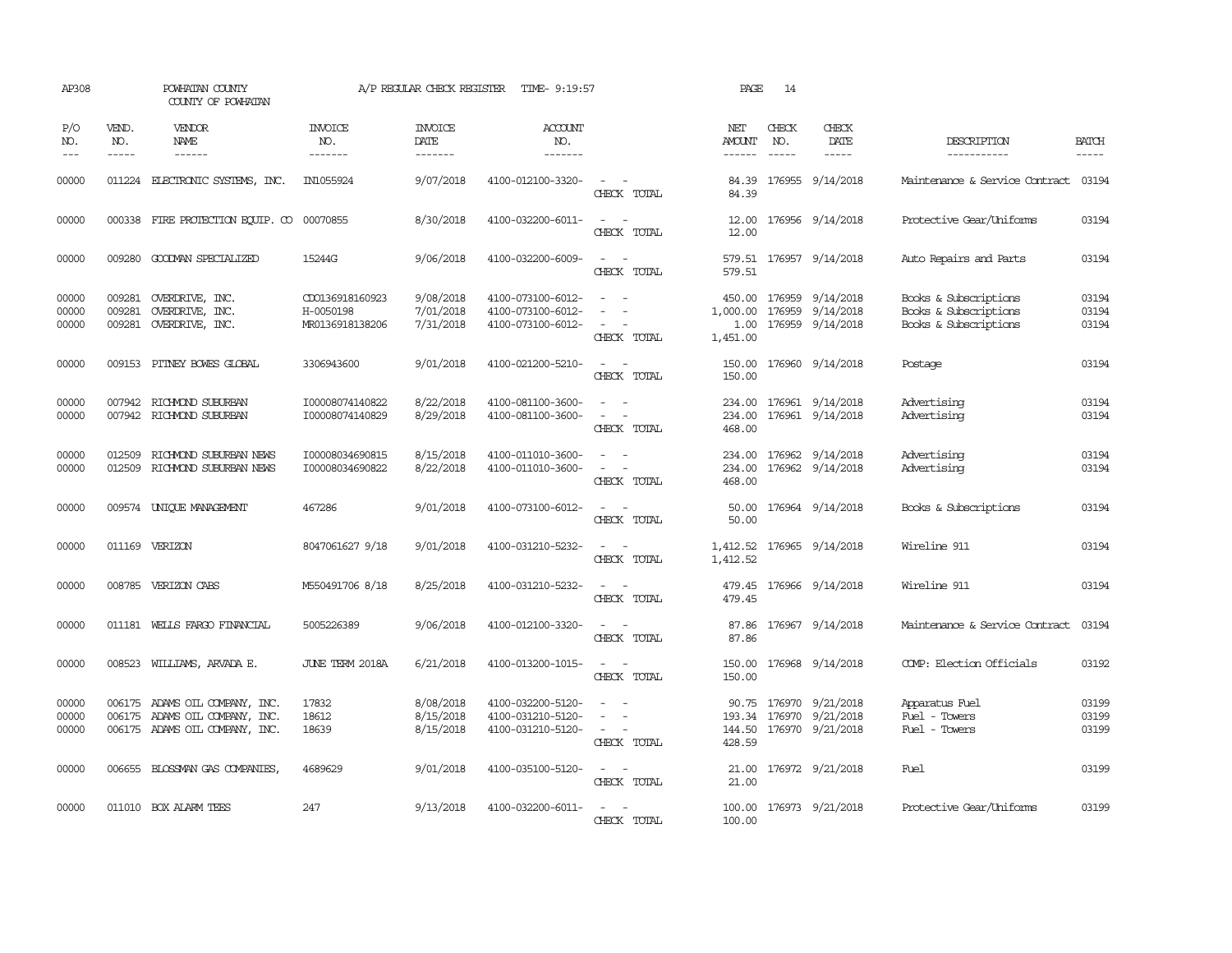AP308 POWHATAN COUNTY A/P REGULAR CHECK REGISTER TIME- 9:19:57 PAGE 14

COUNTY OF POWHATAN

| P/O NO. | VEND. NO. | VENDOR NAME | INVOICE NO. | INVOICE DATE | ACCOUNT NO. | | NET AMOUNT | CHECK NO. | CHECK DATE | DESCRIPTION | BATCH |
|---|---|---|---|---|---|---|---|---|---|---|---|
| 00000 | 011224 | ELECTRONIC SYSTEMS, INC. | IN1055924 | 9/07/2018 | 4100-012100-3320- | - - | 84.39 | 176955 | 9/14/2018 | Maintenance & Service Contract | 03194 |
| | | | | | | CHECK TOTAL | 84.39 | | | | |
| 00000 | 000338 | FIRE PROTECTION EQUIP. CO | 00070855 | 8/30/2018 | 4100-032200-6011- | - - | 12.00 | 176956 | 9/14/2018 | Protective Gear/Uniforms | 03194 |
| | | | | | | CHECK TOTAL | 12.00 | | | | |
| 00000 | 009280 | GOODMAN SPECIALIZED | 15244G | 9/06/2018 | 4100-032200-6009- | - - | 579.51 | 176957 | 9/14/2018 | Auto Repairs and Parts | 03194 |
| | | | | | | CHECK TOTAL | 579.51 | | | | |
| 00000 | 009281 | OVERDRIVE, INC. | CO0136918160923 | 9/08/2018 | 4100-073100-6012- | - - | 450.00 | 176959 | 9/14/2018 | Books & Subscriptions | 03194 |
| 00000 | 009281 | OVERDRIVE, INC. | H-0050198 | 7/01/2018 | 4100-073100-6012- | - - | 1,000.00 | 176959 | 9/14/2018 | Books & Subscriptions | 03194 |
| 00000 | 009281 | OVERDRIVE, INC. | MR0136918138206 | 7/31/2018 | 4100-073100-6012- | - - | 1.00 | 176959 | 9/14/2018 | Books & Subscriptions | 03194 |
| | | | | | | CHECK TOTAL | 1,451.00 | | | | |
| 00000 | 009153 | PITNEY BOWES GLOBAL | 3306943600 | 9/01/2018 | 4100-021200-5210- | - - | 150.00 | 176960 | 9/14/2018 | Postage | 03194 |
| | | | | | | CHECK TOTAL | 150.00 | | | | |
| 00000 | 007942 | RICHMOND SUBURBAN | I00008074140822 | 8/22/2018 | 4100-081100-3600- | - - | 234.00 | 176961 | 9/14/2018 | Advertising | 03194 |
| 00000 | 007942 | RICHMOND SUBURBAN | I00008074140829 | 8/29/2018 | 4100-081100-3600- | - - | 234.00 | 176961 | 9/14/2018 | Advertising | 03194 |
| | | | | | | CHECK TOTAL | 468.00 | | | | |
| 00000 | 012509 | RICHMOND SUBURBAN NEWS | I00008034690815 | 8/15/2018 | 4100-011010-3600- | - - | 234.00 | 176962 | 9/14/2018 | Advertising | 03194 |
| 00000 | 012509 | RICHMOND SUBURBAN NEWS | I00008034690822 | 8/22/2018 | 4100-011010-3600- | - - | 234.00 | 176962 | 9/14/2018 | Advertising | 03194 |
| | | | | | | CHECK TOTAL | 468.00 | | | | |
| 00000 | 009574 | UNIQUE MANAGEMENT | 467286 | 9/01/2018 | 4100-073100-6012- | - - | 50.00 | 176964 | 9/14/2018 | Books & Subscriptions | 03194 |
| | | | | | | CHECK TOTAL | 50.00 | | | | |
| 00000 | 011169 | VERIZON | 8047061627 9/18 | 9/01/2018 | 4100-031210-5232- | - - | 1,412.52 | 176965 | 9/14/2018 | Wireline 911 | 03194 |
| | | | | | | CHECK TOTAL | 1,412.52 | | | | |
| 00000 | 008785 | VERIZON CABS | M550491706 8/18 | 8/25/2018 | 4100-031210-5232- | - - | 479.45 | 176966 | 9/14/2018 | Wireline 911 | 03194 |
| | | | | | | CHECK TOTAL | 479.45 | | | | |
| 00000 | 011181 | WELLS FARGO FINANCIAL | 5005226389 | 9/06/2018 | 4100-012100-3320- | - - | 87.86 | 176967 | 9/14/2018 | Maintenance & Service Contract | 03194 |
| | | | | | | CHECK TOTAL | 87.86 | | | | |
| 00000 | 008523 | WILLIAMS, ARVADA E. | JUNE TERM 2018A | 6/21/2018 | 4100-013200-1015- | - - | 150.00 | 176968 | 9/14/2018 | COMP: Election Officials | 03192 |
| | | | | | | CHECK TOTAL | 150.00 | | | | |
| 00000 | 006175 | ADAMS OIL COMPANY, INC. | 17832 | 8/08/2018 | 4100-032200-5120- | - - | 90.75 | 176970 | 9/21/2018 | Apparatus Fuel | 03199 |
| 00000 | 006175 | ADAMS OIL COMPANY, INC. | 18612 | 8/15/2018 | 4100-031210-5120- | - - | 193.34 | 176970 | 9/21/2018 | Fuel - Towers | 03199 |
| 00000 | 006175 | ADAMS OIL COMPANY, INC. | 18639 | 8/15/2018 | 4100-031210-5120- | - - | 144.50 | 176970 | 9/21/2018 | Fuel - Towers | 03199 |
| | | | | | | CHECK TOTAL | 428.59 | | | | |
| 00000 | 006655 | BLOSSMAN GAS COMPANIES, | 4689629 | 9/01/2018 | 4100-035100-5120- | - - | 21.00 | 176972 | 9/21/2018 | Fuel | 03199 |
| | | | | | | CHECK TOTAL | 21.00 | | | | |
| 00000 | 011010 | BOX ALARM TEES | 247 | 9/13/2018 | 4100-032200-6011- | - - | 100.00 | 176973 | 9/21/2018 | Protective Gear/Uniforms | 03199 |
| | | | | | | CHECK TOTAL | 100.00 | | | | |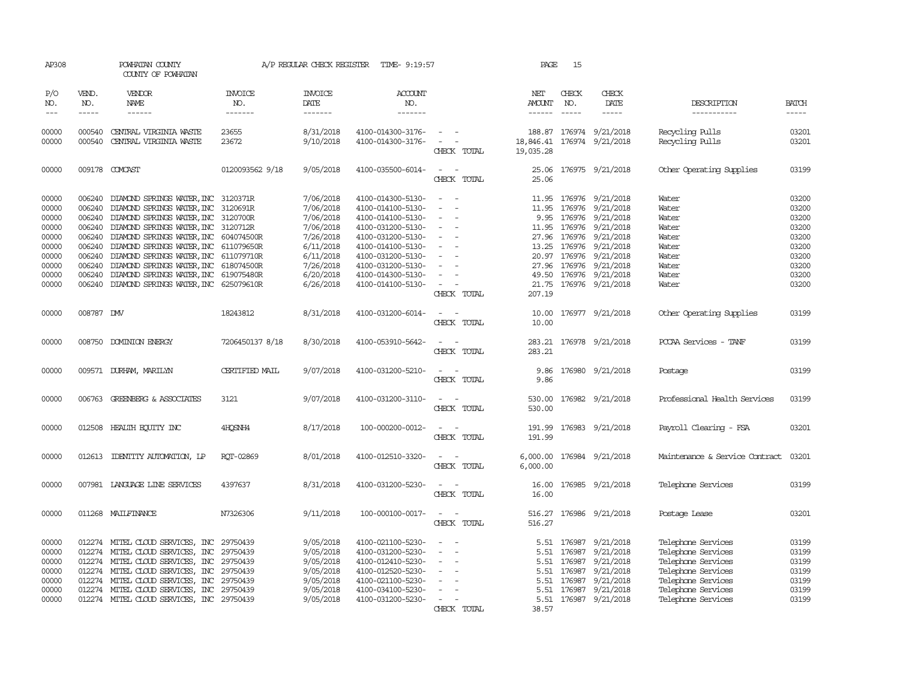AP308 POWHATAN COUNTY A/P REGULAR CHECK REGISTER TIME- 9:19:57 PAGE 15

COUNTY OF POWHATAN

| P/O NO. | VEND. NO. | VENDOR NAME | INVOICE NO. | INVOICE DATE | ACCOUNT NO. | | NET AMOUNT | CHECK NO. | CHECK DATE | DESCRIPTION | BATCH |
|---|---|---|---|---|---|---|---|---|---|---|---|
| 00000 | 000540 | CENTRAL VIRGINIA WASTE | 23655 | 8/31/2018 | 4100-014300-3176- | - - | 188.87 | 176974 | 9/21/2018 | Recycling Pulls | 03201 |
| 00000 | 000540 | CENTRAL VIRGINIA WASTE | 23672 | 9/10/2018 | 4100-014300-3176- | - - | 18,846.41 | 176974 | 9/21/2018 | Recycling Pulls | 03201 |
| | | | | | | CHECK TOTAL | 19,035.28 | | | | |
| 00000 | 009178 | COMCAST | 0120093562 9/18 | 9/05/2018 | 4100-035500-6014- | - - | 25.06 | 176975 | 9/21/2018 | Other Operating Supplies | 03199 |
| | | | | | | CHECK TOTAL | 25.06 | | | | |
| 00000 | 006240 | DIAMOND SPRINGS WATER,INC | 3120371R | 7/06/2018 | 4100-014300-5130- | - - | 11.95 | 176976 | 9/21/2018 | Water | 03200 |
| 00000 | 006240 | DIAMOND SPRINGS WATER,INC | 3120691R | 7/06/2018 | 4100-014100-5130- | - - | 11.95 | 176976 | 9/21/2018 | Water | 03200 |
| 00000 | 006240 | DIAMOND SPRINGS WATER,INC | 3120700R | 7/06/2018 | 4100-014100-5130- | - - | 9.95 | 176976 | 9/21/2018 | Water | 03200 |
| 00000 | 006240 | DIAMOND SPRINGS WATER,INC | 3120712R | 7/06/2018 | 4100-031200-5130- | - - | 11.95 | 176976 | 9/21/2018 | Water | 03200 |
| 00000 | 006240 | DIAMOND SPRINGS WATER,INC | 604074500R | 7/26/2018 | 4100-031200-5130- | - - | 27.96 | 176976 | 9/21/2018 | Water | 03200 |
| 00000 | 006240 | DIAMOND SPRINGS WATER,INC | 611079650R | 6/11/2018 | 4100-014100-5130- | - - | 13.25 | 176976 | 9/21/2018 | Water | 03200 |
| 00000 | 006240 | DIAMOND SPRINGS WATER,INC | 611079710R | 6/11/2018 | 4100-031200-5130- | - - | 20.97 | 176976 | 9/21/2018 | Water | 03200 |
| 00000 | 006240 | DIAMOND SPRINGS WATER,INC | 618074500R | 7/26/2018 | 4100-031200-5130- | - - | 27.96 | 176976 | 9/21/2018 | Water | 03200 |
| 00000 | 006240 | DIAMOND SPRINGS WATER,INC | 619075480R | 6/20/2018 | 4100-014300-5130- | - - | 49.50 | 176976 | 9/21/2018 | Water | 03200 |
| 00000 | 006240 | DIAMOND SPRINGS WATER,INC | 625079610R | 6/26/2018 | 4100-014100-5130- | - - | 21.75 | 176976 | 9/21/2018 | Water | 03200 |
| | | | | | | CHECK TOTAL | 207.19 | | | | |
| 00000 | 008787 | DMV | 18243812 | 8/31/2018 | 4100-031200-6014- | - - | 10.00 | 176977 | 9/21/2018 | Other Operating Supplies | 03199 |
| | | | | | | CHECK TOTAL | 10.00 | | | | |
| 00000 | 008750 | DOMINION ENERGY | 7206450137 8/18 | 8/30/2018 | 4100-053910-5642- | - - | 283.21 | 176978 | 9/21/2018 | PCCAA Services - TANF | 03199 |
| | | | | | | CHECK TOTAL | 283.21 | | | | |
| 00000 | 009571 | DURHAM, MARILYN | CERTIFIED MAIL | 9/07/2018 | 4100-031200-5210- | - - | 9.86 | 176980 | 9/21/2018 | Postage | 03199 |
| | | | | | | CHECK TOTAL | 9.86 | | | | |
| 00000 | 006763 | GREENBERG & ASSOCIATES | 3121 | 9/07/2018 | 4100-031200-3110- | - - | 530.00 | 176982 | 9/21/2018 | Professional Health Services | 03199 |
| | | | | | | CHECK TOTAL | 530.00 | | | | |
| 00000 | 012508 | HEALTH EQUITY INC | 4HQSNH4 | 8/17/2018 | 100-000200-0012- | - - | 191.99 | 176983 | 9/21/2018 | Payroll Clearing - FSA | 03201 |
| | | | | | | CHECK TOTAL | 191.99 | | | | |
| 00000 | 012613 | IDENTITY AUTOMATION, LP | RQT-02869 | 8/01/2018 | 4100-012510-3320- | - - | 6,000.00 | 176984 | 9/21/2018 | Maintenance & Service Contract | 03201 |
| | | | | | | CHECK TOTAL | 6,000.00 | | | | |
| 00000 | 007981 | LANGUAGE LINE SERVICES | 4397637 | 8/31/2018 | 4100-031200-5230- | - - | 16.00 | 176985 | 9/21/2018 | Telephone Services | 03199 |
| | | | | | | CHECK TOTAL | 16.00 | | | | |
| 00000 | 011268 | MAILFINANCE | N7326306 | 9/11/2018 | 100-000100-0017- | - - | 516.27 | 176986 | 9/21/2018 | Postage Lease | 03201 |
| | | | | | | CHECK TOTAL | 516.27 | | | | |
| 00000 | 012274 | MITEL CLOUD SERVICES, INC | 29750439 | 9/05/2018 | 4100-021100-5230- | - - | 5.51 | 176987 | 9/21/2018 | Telephone Services | 03199 |
| 00000 | 012274 | MITEL CLOUD SERVICES, INC | 29750439 | 9/05/2018 | 4100-031200-5230- | - - | 5.51 | 176987 | 9/21/2018 | Telephone Services | 03199 |
| 00000 | 012274 | MITEL CLOUD SERVICES, INC | 29750439 | 9/05/2018 | 4100-012410-5230- | - - | 5.51 | 176987 | 9/21/2018 | Telephone Services | 03199 |
| 00000 | 012274 | MITEL CLOUD SERVICES, INC | 29750439 | 9/05/2018 | 4100-012520-5230- | - - | 5.51 | 176987 | 9/21/2018 | Telephone Services | 03199 |
| 00000 | 012274 | MITEL CLOUD SERVICES, INC | 29750439 | 9/05/2018 | 4100-021100-5230- | - - | 5.51 | 176987 | 9/21/2018 | Telephone Services | 03199 |
| 00000 | 012274 | MITEL CLOUD SERVICES, INC | 29750439 | 9/05/2018 | 4100-034100-5230- | - - | 5.51 | 176987 | 9/21/2018 | Telephone Services | 03199 |
| 00000 | 012274 | MITEL CLOUD SERVICES, INC | 29750439 | 9/05/2018 | 4100-031200-5230- | - - | 5.51 | 176987 | 9/21/2018 | Telephone Services | 03199 |
| | | | | | | CHECK TOTAL | 38.57 | | | | |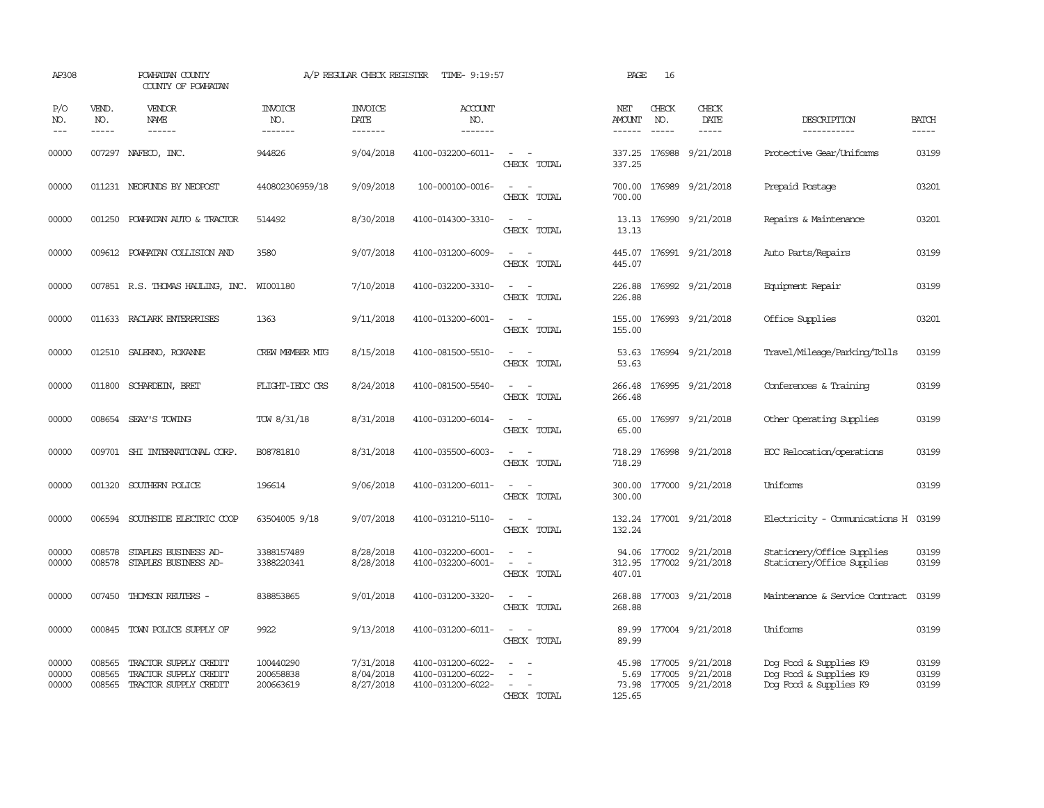AP308 POWHATAN COUNTY A/P REGULAR CHECK REGISTER TIME- 9:19:57 PAGE 16

COUNTY OF POWHATAN

| P/O NO. | VEND. NO. | VENDOR NAME | INVOICE NO. | INVOICE DATE | ACCOUNT NO. | | NET AMOUNT | CHECK NO. | CHECK DATE | DESCRIPTION | BATCH |
|---|---|---|---|---|---|---|---|---|---|---|---|
| 00000 | 007297 | NAFECO, INC. | 944826 | 9/04/2018 | 4100-032200-6011- | - - | 337.25 | 176988 | 9/21/2018 | Protective Gear/Uniforms | 03199 |
| | | | | | | CHECK TOTAL | 337.25 | | | | |
| 00000 | 011231 | NEOFUNDS BY NEOPOST | 440802306959/18 | 9/09/2018 | 100-000100-0016- | - - | 700.00 | 176989 | 9/21/2018 | Prepaid Postage | 03201 |
| | | | | | | CHECK TOTAL | 700.00 | | | | |
| 00000 | 001250 | POWHATAN AUTO & TRACTOR | 514492 | 8/30/2018 | 4100-014300-3310- | - - | 13.13 | 176990 | 9/21/2018 | Repairs & Maintenance | 03201 |
| | | | | | | CHECK TOTAL | 13.13 | | | | |
| 00000 | 009612 | POWHATAN COLLISION AND | 3580 | 9/07/2018 | 4100-031200-6009- | - - | 445.07 | 176991 | 9/21/2018 | Auto Parts/Repairs | 03199 |
| | | | | | | CHECK TOTAL | 445.07 | | | | |
| 00000 | 007851 | R.S. THOMAS HAULING, INC. | WI001180 | 7/10/2018 | 4100-032200-3310- | - - | 226.88 | 176992 | 9/21/2018 | Equipment Repair | 03199 |
| | | | | | | CHECK TOTAL | 226.88 | | | | |
| 00000 | 011633 | RACLARK ENTERPRISES | 1363 | 9/11/2018 | 4100-013200-6001- | - - | 155.00 | 176993 | 9/21/2018 | Office Supplies | 03201 |
| | | | | | | CHECK TOTAL | 155.00 | | | | |
| 00000 | 012510 | SALERNO, ROXANNE | CREW MEMBER MTG | 8/15/2018 | 4100-081500-5510- | - - | 53.63 | 176994 | 9/21/2018 | Travel/Mileage/Parking/Tolls | 03199 |
| | | | | | | CHECK TOTAL | 53.63 | | | | |
| 00000 | 011800 | SCHARDEIN, BRET | FLIGHT-IEDC CRS | 8/24/2018 | 4100-081500-5540- | - - | 266.48 | 176995 | 9/21/2018 | Conferences & Training | 03199 |
| | | | | | | CHECK TOTAL | 266.48 | | | | |
| 00000 | 008654 | SEAY'S TOWING | TOW 8/31/18 | 8/31/2018 | 4100-031200-6014- | - - | 65.00 | 176997 | 9/21/2018 | Other Operating Supplies | 03199 |
| | | | | | | CHECK TOTAL | 65.00 | | | | |
| 00000 | 009701 | SHI INTERNATIONAL CORP. | B08781810 | 8/31/2018 | 4100-035500-6003- | - - | 718.29 | 176998 | 9/21/2018 | EOC Relocation/operations | 03199 |
| | | | | | | CHECK TOTAL | 718.29 | | | | |
| 00000 | 001320 | SOUTHERN POLICE | 196614 | 9/06/2018 | 4100-031200-6011- | - - | 300.00 | 177000 | 9/21/2018 | Uniforms | 03199 |
| | | | | | | CHECK TOTAL | 300.00 | | | | |
| 00000 | 006594 | SOUTHSIDE ELECTRIC COOP | 63504005 9/18 | 9/07/2018 | 4100-031210-5110- | - - | 132.24 | 177001 | 9/21/2018 | Electricity - Communications H | 03199 |
| | | | | | | CHECK TOTAL | 132.24 | | | | |
| 00000 | 008578 | STAPLES BUSINESS AD- | 3388157489 | 8/28/2018 | 4100-032200-6001- | - - | 94.06 | 177002 | 9/21/2018 | Stationery/Office Supplies | 03199 |
| 00000 | 008578 | STAPLES BUSINESS AD- | 3388220341 | 8/28/2018 | 4100-032200-6001- | - - | 312.95 | 177002 | 9/21/2018 | Stationery/Office Supplies | 03199 |
| | | | | | | CHECK TOTAL | 407.01 | | | | |
| 00000 | 007450 | THOMSON REUTERS - | 838853865 | 9/01/2018 | 4100-031200-3320- | - - | 268.88 | 177003 | 9/21/2018 | Maintenance & Service Contract | 03199 |
| | | | | | | CHECK TOTAL | 268.88 | | | | |
| 00000 | 000845 | TOWN POLICE SUPPLY OF | 9922 | 9/13/2018 | 4100-031200-6011- | - - | 89.99 | 177004 | 9/21/2018 | Uniforms | 03199 |
| | | | | | | CHECK TOTAL | 89.99 | | | | |
| 00000 | 008565 | TRACTOR SUPPLY CREDIT | 100440290 | 7/31/2018 | 4100-031200-6022- | - - | 45.98 | 177005 | 9/21/2018 | Dog Food & Supplies K9 | 03199 |
| 00000 | 008565 | TRACTOR SUPPLY CREDIT | 200658838 | 8/04/2018 | 4100-031200-6022- | - - | 5.69 | 177005 | 9/21/2018 | Dog Food & Supplies K9 | 03199 |
| 00000 | 008565 | TRACTOR SUPPLY CREDIT | 200663619 | 8/27/2018 | 4100-031200-6022- | - - | 73.98 | 177005 | 9/21/2018 | Dog Food & Supplies K9 | 03199 |
| | | | | | | CHECK TOTAL | 125.65 | | | | |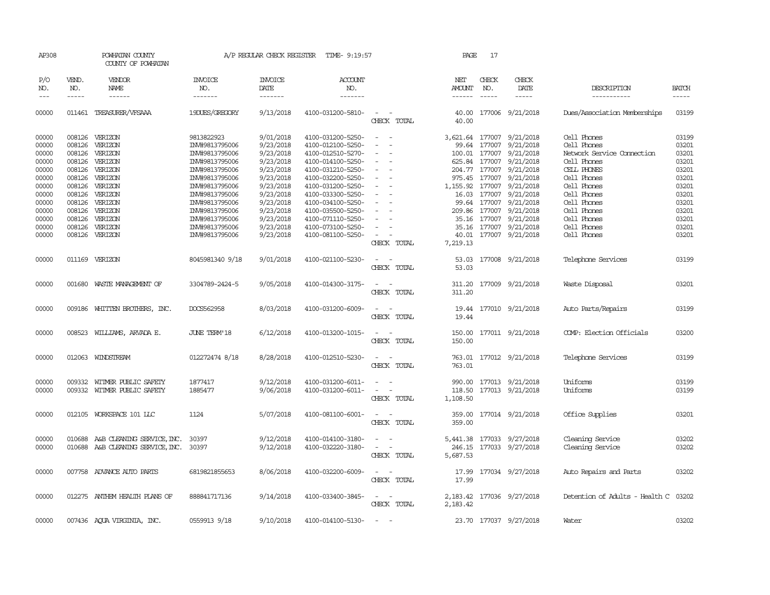AP308 POWHATAN COUNTY A/P REGULAR CHECK REGISTER TIME- 9:19:57 PAGE 17

COUNTY OF POWHATAN

| P/O NO. | VEND. NO. | VENDOR NAME | INVOICE NO. | INVOICE DATE | ACCOUNT NO. | | NET AMOUNT | CHECK NO. | CHECK DATE | DESCRIPTION | BATCH |
|---|---|---|---|---|---|---|---|---|---|---|---|
| 00000 | 011461 | TREASURER/VFSAAA | 19DUES/GREGORY | 9/13/2018 | 4100-031200-5810- | - - | 40.00 | 177006 | 9/21/2018 | Dues/Association Memberships | 03199 |
| | | | | | | CHECK TOTAL | 40.00 | | | | |
| 00000 | 008126 | VERIZON | 9813822923 | 9/01/2018 | 4100-031200-5250- | - - | 3,621.64 | 177007 | 9/21/2018 | Cell Phones | 03199 |
| 00000 | 008126 | VERIZON | INV#9813795006 | 9/23/2018 | 4100-012100-5250- | - - | 99.64 | 177007 | 9/21/2018 | Cell Phones | 03201 |
| 00000 | 008126 | VERIZON | INV#9813795006 | 9/23/2018 | 4100-012510-5270- | - - | 100.01 | 177007 | 9/21/2018 | Network Service Connection | 03201 |
| 00000 | 008126 | VERIZON | INV#9813795006 | 9/23/2018 | 4100-014100-5250- | - - | 625.84 | 177007 | 9/21/2018 | Cell Phones | 03201 |
| 00000 | 008126 | VERIZON | INV#9813795006 | 9/23/2018 | 4100-031210-5250- | - - | 204.77 | 177007 | 9/21/2018 | CELL PHONES | 03201 |
| 00000 | 008126 | VERIZON | INV#9813795006 | 9/23/2018 | 4100-032200-5250- | - - | 975.45 | 177007 | 9/21/2018 | Cell Phones | 03201 |
| 00000 | 008126 | VERIZON | INV#9813795006 | 9/23/2018 | 4100-031200-5250- | - - | 1,155.92 | 177007 | 9/21/2018 | Cell Phones | 03201 |
| 00000 | 008126 | VERIZON | INV#9813795006 | 9/23/2018 | 4100-033300-5250- | - - | 16.03 | 177007 | 9/21/2018 | Cell Phones | 03201 |
| 00000 | 008126 | VERIZON | INV#9813795006 | 9/23/2018 | 4100-034100-5250- | - - | 99.64 | 177007 | 9/21/2018 | Cell Phones | 03201 |
| 00000 | 008126 | VERIZON | INV#9813795006 | 9/23/2018 | 4100-035500-5250- | - - | 209.86 | 177007 | 9/21/2018 | Cell Phones | 03201 |
| 00000 | 008126 | VERIZON | INV#9813795006 | 9/23/2018 | 4100-071110-5250- | - - | 35.16 | 177007 | 9/21/2018 | Cell Phones | 03201 |
| 00000 | 008126 | VERIZON | INV#9813795006 | 9/23/2018 | 4100-073100-5250- | - - | 35.16 | 177007 | 9/21/2018 | Cell Phones | 03201 |
| 00000 | 008126 | VERIZON | INV#9813795006 | 9/23/2018 | 4100-081100-5250- | - - | 40.01 | 177007 | 9/21/2018 | Cell Phones | 03201 |
| | | | | | | CHECK TOTAL | 7,219.13 | | | | |
| 00000 | 011169 | VERIZON | 8045981340 9/18 | 9/01/2018 | 4100-021100-5230- | - - | 53.03 | 177008 | 9/21/2018 | Telephone Services | 03199 |
| | | | | | | CHECK TOTAL | 53.03 | | | | |
| 00000 | 001680 | WASTE MANAGEMENT OF | 3304789-2424-5 | 9/05/2018 | 4100-014300-3175- | - - | 311.20 | 177009 | 9/21/2018 | Waste Disposal | 03201 |
| | | | | | | CHECK TOTAL | 311.20 | | | | |
| 00000 | 009186 | WHITTEN BROTHERS, INC. | DOCS562958 | 8/03/2018 | 4100-031200-6009- | - - | 19.44 | 177010 | 9/21/2018 | Auto Parts/Repairs | 03199 |
| | | | | | | CHECK TOTAL | 19.44 | | | | |
| 00000 | 008523 | WILLIAMS, ARVADA E. | JUNE TERM'18 | 6/12/2018 | 4100-013200-1015- | - - | 150.00 | 177011 | 9/21/2018 | COMP: Election Officials | 03200 |
| | | | | | | CHECK TOTAL | 150.00 | | | | |
| 00000 | 012063 | WINDSTREAM | 012272474 8/18 | 8/28/2018 | 4100-012510-5230- | - - | 763.01 | 177012 | 9/21/2018 | Telephone Services | 03199 |
| | | | | | | CHECK TOTAL | 763.01 | | | | |
| 00000 | 009332 | WITMER PUBLIC SAFETY | 1877417 | 9/12/2018 | 4100-031200-6011- | - - | 990.00 | 177013 | 9/21/2018 | Uniforms | 03199 |
| 00000 | 009332 | WITMER PUBLIC SAFETY | 1885477 | 9/06/2018 | 4100-031200-6011- | - - | 118.50 | 177013 | 9/21/2018 | Uniforms | 03199 |
| | | | | | | CHECK TOTAL | 1,108.50 | | | | |
| 00000 | 012105 | WORKSPACE 101 LLC | 1124 | 5/07/2018 | 4100-081100-6001- | - - | 359.00 | 177014 | 9/21/2018 | Office Supplies | 03201 |
| | | | | | | CHECK TOTAL | 359.00 | | | | |
| 00000 | 010688 | A&B CLEANING SERVICE,INC. | 30397 | 9/12/2018 | 4100-014100-3180- | - - | 5,441.38 | 177033 | 9/27/2018 | Cleaning Service | 03202 |
| 00000 | 010688 | A&B CLEANING SERVICE,INC. | 30397 | 9/12/2018 | 4100-032220-3180- | - - | 246.15 | 177033 | 9/27/2018 | Cleaning Service | 03202 |
| | | | | | | CHECK TOTAL | 5,687.53 | | | | |
| 00000 | 007758 | ADVANCE AUTO PARTS | 6819821855653 | 8/06/2018 | 4100-032200-6009- | - - | 17.99 | 177034 | 9/27/2018 | Auto Repairs and Parts | 03202 |
| | | | | | | CHECK TOTAL | 17.99 | | | | |
| 00000 | 012275 | ANTHEM HEALTH PLANS OF | 888841717136 | 9/14/2018 | 4100-033400-3845- | - - | 2,183.42 | 177036 | 9/27/2018 | Detention of Adults - Health C | 03202 |
| | | | | | | CHECK TOTAL | 2,183.42 | | | | |
| 00000 | 007436 | AQUA VIRGINIA, INC. | 0559913 9/18 | 9/10/2018 | 4100-014100-5130- | - - | 23.70 | 177037 | 9/27/2018 | Water | 03202 |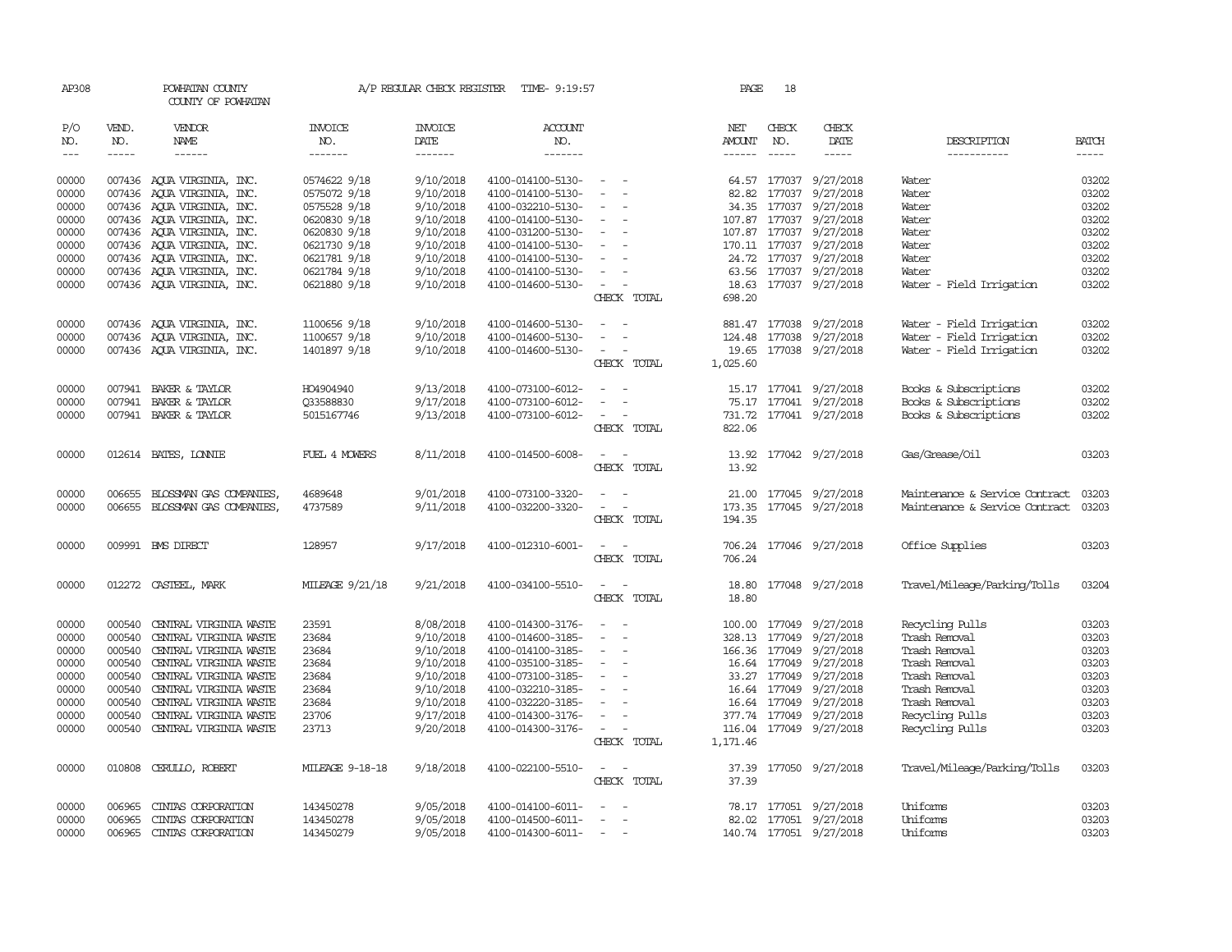AP308 POWHATAN COUNTY A/P REGULAR CHECK REGISTER TIME- 9:19:57 PAGE 18

COUNTY OF POWHATAN

| P/O NO. | VEND. NO. | VENDOR NAME | INVOICE NO. | INVOICE DATE | ACCOUNT NO. | | NET AMOUNT | CHECK NO. | CHECK DATE | DESCRIPTION | BATCH |
|---|---|---|---|---|---|---|---|---|---|---|---|
| 00000 | 007436 | AQUA VIRGINIA, INC. | 0574622 9/18 | 9/10/2018 | 4100-014100-5130- | - - | 64.57 | 177037 | 9/27/2018 | Water | 03202 |
| 00000 | 007436 | AQUA VIRGINIA, INC. | 0575072 9/18 | 9/10/2018 | 4100-014100-5130- | - - | 82.82 | 177037 | 9/27/2018 | Water | 03202 |
| 00000 | 007436 | AQUA VIRGINIA, INC. | 0575528 9/18 | 9/10/2018 | 4100-032210-5130- | - - | 34.35 | 177037 | 9/27/2018 | Water | 03202 |
| 00000 | 007436 | AQUA VIRGINIA, INC. | 0620830 9/18 | 9/10/2018 | 4100-014100-5130- | - - | 107.87 | 177037 | 9/27/2018 | Water | 03202 |
| 00000 | 007436 | AQUA VIRGINIA, INC. | 0620830 9/18 | 9/10/2018 | 4100-031200-5130- | - - | 107.87 | 177037 | 9/27/2018 | Water | 03202 |
| 00000 | 007436 | AQUA VIRGINIA, INC. | 0621730 9/18 | 9/10/2018 | 4100-014100-5130- | - - | 170.11 | 177037 | 9/27/2018 | Water | 03202 |
| 00000 | 007436 | AQUA VIRGINIA, INC. | 0621781 9/18 | 9/10/2018 | 4100-014100-5130- | - - | 24.72 | 177037 | 9/27/2018 | Water | 03202 |
| 00000 | 007436 | AQUA VIRGINIA, INC. | 0621784 9/18 | 9/10/2018 | 4100-014100-5130- | - - | 63.56 | 177037 | 9/27/2018 | Water | 03202 |
| 00000 | 007436 | AQUA VIRGINIA, INC. | 0621880 9/18 | 9/10/2018 | 4100-014600-5130- | - - | 18.63 | 177037 | 9/27/2018 | Water - Field Irrigation | 03202 |
| | | | | | | CHECK TOTAL | 698.20 | | | | |
| 00000 | 007436 | AQUA VIRGINIA, INC. | 1100656 9/18 | 9/10/2018 | 4100-014600-5130- | - - | 881.47 | 177038 | 9/27/2018 | Water - Field Irrigation | 03202 |
| 00000 | 007436 | AQUA VIRGINIA, INC. | 1100657 9/18 | 9/10/2018 | 4100-014600-5130- | - - | 124.48 | 177038 | 9/27/2018 | Water - Field Irrigation | 03202 |
| 00000 | 007436 | AQUA VIRGINIA, INC. | 1401897 9/18 | 9/10/2018 | 4100-014600-5130- | - - | 19.65 | 177038 | 9/27/2018 | Water - Field Irrigation | 03202 |
| | | | | | | CHECK TOTAL | 1,025.60 | | | | |
| 00000 | 007941 | BAKER & TAYLOR | H04904940 | 9/13/2018 | 4100-073100-6012- | - - | 15.17 | 177041 | 9/27/2018 | Books & Subscriptions | 03202 |
| 00000 | 007941 | BAKER & TAYLOR | Q33588830 | 9/17/2018 | 4100-073100-6012- | - - | 75.17 | 177041 | 9/27/2018 | Books & Subscriptions | 03202 |
| 00000 | 007941 | BAKER & TAYLOR | 5015167746 | 9/13/2018 | 4100-073100-6012- | - - | 731.72 | 177041 | 9/27/2018 | Books & Subscriptions | 03202 |
| | | | | | | CHECK TOTAL | 822.06 | | | | |
| 00000 | 012614 | BATES, LONNIE | FUEL 4 MOWERS | 8/11/2018 | 4100-014500-6008- | - - | 13.92 | 177042 | 9/27/2018 | Gas/Grease/Oil | 03203 |
| | | | | | | CHECK TOTAL | 13.92 | | | | |
| 00000 | 006655 | BLOSSMAN GAS COMPANIES, | 4689648 | 9/01/2018 | 4100-073100-3320- | - - | 21.00 | 177045 | 9/27/2018 | Maintenance & Service Contract | 03203 |
| 00000 | 006655 | BLOSSMAN GAS COMPANIES, | 4737589 | 9/11/2018 | 4100-032200-3320- | - - | 173.35 | 177045 | 9/27/2018 | Maintenance & Service Contract | 03203 |
| | | | | | | CHECK TOTAL | 194.35 | | | | |
| 00000 | 009991 | BMS DIRECT | 128957 | 9/17/2018 | 4100-012310-6001- | - - | 706.24 | 177046 | 9/27/2018 | Office Supplies | 03203 |
| | | | | | | CHECK TOTAL | 706.24 | | | | |
| 00000 | 012272 | CASTEEL, MARK | MILEAGE 9/21/18 | 9/21/2018 | 4100-034100-5510- | - - | 18.80 | 177048 | 9/27/2018 | Travel/Mileage/Parking/Tolls | 03204 |
| | | | | | | CHECK TOTAL | 18.80 | | | | |
| 00000 | 000540 | CENTRAL VIRGINIA WASTE | 23591 | 8/08/2018 | 4100-014300-3176- | - - | 100.00 | 177049 | 9/27/2018 | Recycling Pulls | 03203 |
| 00000 | 000540 | CENTRAL VIRGINIA WASTE | 23684 | 9/10/2018 | 4100-014600-3185- | - - | 328.13 | 177049 | 9/27/2018 | Trash Removal | 03203 |
| 00000 | 000540 | CENTRAL VIRGINIA WASTE | 23684 | 9/10/2018 | 4100-014100-3185- | - - | 166.36 | 177049 | 9/27/2018 | Trash Removal | 03203 |
| 00000 | 000540 | CENTRAL VIRGINIA WASTE | 23684 | 9/10/2018 | 4100-035100-3185- | - - | 16.64 | 177049 | 9/27/2018 | Trash Removal | 03203 |
| 00000 | 000540 | CENTRAL VIRGINIA WASTE | 23684 | 9/10/2018 | 4100-073100-3185- | - - | 33.27 | 177049 | 9/27/2018 | Trash Removal | 03203 |
| 00000 | 000540 | CENTRAL VIRGINIA WASTE | 23684 | 9/10/2018 | 4100-032210-3185- | - - | 16.64 | 177049 | 9/27/2018 | Trash Removal | 03203 |
| 00000 | 000540 | CENTRAL VIRGINIA WASTE | 23684 | 9/10/2018 | 4100-032220-3185- | - - | 16.64 | 177049 | 9/27/2018 | Trash Removal | 03203 |
| 00000 | 000540 | CENTRAL VIRGINIA WASTE | 23706 | 9/17/2018 | 4100-014300-3176- | - - | 377.74 | 177049 | 9/27/2018 | Recycling Pulls | 03203 |
| 00000 | 000540 | CENTRAL VIRGINIA WASTE | 23713 | 9/20/2018 | 4100-014300-3176- | - - | 116.04 | 177049 | 9/27/2018 | Recycling Pulls | 03203 |
| | | | | | | CHECK TOTAL | 1,171.46 | | | | |
| 00000 | 010808 | CERULLO, ROBERT | MILEAGE 9-18-18 | 9/18/2018 | 4100-022100-5510- | - - | 37.39 | 177050 | 9/27/2018 | Travel/Mileage/Parking/Tolls | 03203 |
| | | | | | | CHECK TOTAL | 37.39 | | | | |
| 00000 | 006965 | CINTAS CORPORATION | 143450278 | 9/05/2018 | 4100-014100-6011- | - - | 78.17 | 177051 | 9/27/2018 | Uniforms | 03203 |
| 00000 | 006965 | CINTAS CORPORATION | 143450278 | 9/05/2018 | 4100-014500-6011- | - - | 82.02 | 177051 | 9/27/2018 | Uniforms | 03203 |
| 00000 | 006965 | CINTAS CORPORATION | 143450279 | 9/05/2018 | 4100-014300-6011- | - - | 140.74 | 177051 | 9/27/2018 | Uniforms | 03203 |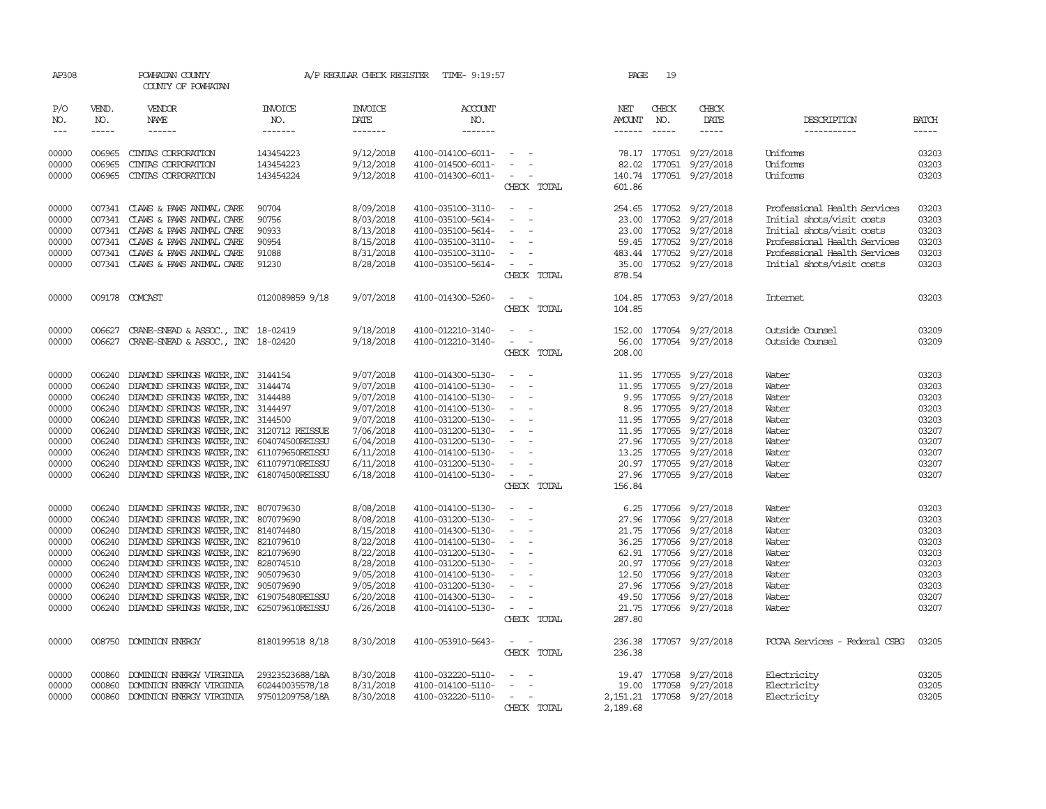AP308 POWHATAN COUNTY A/P REGULAR CHECK REGISTER TIME- 9:19:57 PAGE 19

COUNTY OF POWHATAN

| P/O NO. | VEND. NO. | VENDOR NAME | INVOICE NO. | INVOICE DATE | ACCOUNT NO. | | NET AMOUNT | CHECK NO. | CHECK DATE | DESCRIPTION | BATCH |
|---|---|---|---|---|---|---|---|---|---|---|---|
| 00000 | 006965 | CINTAS CORPORATION | 143454223 | 9/12/2018 | 4100-014100-6011- | - - | 78.17 | 177051 | 9/27/2018 | Uniforms | 03203 |
| 00000 | 006965 | CINTAS CORPORATION | 143454223 | 9/12/2018 | 4100-014500-6011- | - - | 82.02 | 177051 | 9/27/2018 | Uniforms | 03203 |
| 00000 | 006965 | CINTAS CORPORATION | 143454224 | 9/12/2018 | 4100-014300-6011- | - - | 140.74 | 177051 | 9/27/2018 | Uniforms | 03203 |
| | | | | | | CHECK TOTAL | 601.86 | | | | |
| 00000 | 007341 | CLAWS & PAWS ANIMAL CARE | 90704 | 8/09/2018 | 4100-035100-3110- | - - | 254.65 | 177052 | 9/27/2018 | Professional Health Services | 03203 |
| 00000 | 007341 | CLAWS & PAWS ANIMAL CARE | 90756 | 8/03/2018 | 4100-035100-5614- | - - | 23.00 | 177052 | 9/27/2018 | Initial shots/visit costs | 03203 |
| 00000 | 007341 | CLAWS & PAWS ANIMAL CARE | 90933 | 8/13/2018 | 4100-035100-5614- | - - | 23.00 | 177052 | 9/27/2018 | Initial shots/visit costs | 03203 |
| 00000 | 007341 | CLAWS & PAWS ANIMAL CARE | 90954 | 8/15/2018 | 4100-035100-3110- | - - | 59.45 | 177052 | 9/27/2018 | Professional Health Services | 03203 |
| 00000 | 007341 | CLAWS & PAWS ANIMAL CARE | 91088 | 8/31/2018 | 4100-035100-3110- | - - | 483.44 | 177052 | 9/27/2018 | Professional Health Services | 03203 |
| 00000 | 007341 | CLAWS & PAWS ANIMAL CARE | 91230 | 8/28/2018 | 4100-035100-5614- | - - | 35.00 | 177052 | 9/27/2018 | Initial shots/visit costs | 03203 |
| | | | | | | CHECK TOTAL | 878.54 | | | | |
| 00000 | 009178 | COMCAST | 0120089859 9/18 | 9/07/2018 | 4100-014300-5260- | - - | 104.85 | 177053 | 9/27/2018 | Internet | 03203 |
| | | | | | | CHECK TOTAL | 104.85 | | | | |
| 00000 | 006627 | CRANE-SNEAD & ASSOC., INC | 18-02419 | 9/18/2018 | 4100-012210-3140- | - - | 152.00 | 177054 | 9/27/2018 | Outside Counsel | 03209 |
| 00000 | 006627 | CRANE-SNEAD & ASSOC., INC | 18-02420 | 9/18/2018 | 4100-012210-3140- | - - | 56.00 | 177054 | 9/27/2018 | Outside Counsel | 03209 |
| | | | | | | CHECK TOTAL | 208.00 | | | | |
| 00000 | 006240 | DIAMOND SPRINGS WATER,INC | 3144154 | 9/07/2018 | 4100-014300-5130- | - - | 11.95 | 177055 | 9/27/2018 | Water | 03203 |
| 00000 | 006240 | DIAMOND SPRINGS WATER,INC | 3144474 | 9/07/2018 | 4100-014100-5130- | - - | 11.95 | 177055 | 9/27/2018 | Water | 03203 |
| 00000 | 006240 | DIAMOND SPRINGS WATER,INC | 3144488 | 9/07/2018 | 4100-014100-5130- | - - | 9.95 | 177055 | 9/27/2018 | Water | 03203 |
| 00000 | 006240 | DIAMOND SPRINGS WATER,INC | 3144497 | 9/07/2018 | 4100-014100-5130- | - - | 8.95 | 177055 | 9/27/2018 | Water | 03203 |
| 00000 | 006240 | DIAMOND SPRINGS WATER,INC | 3144500 | 9/07/2018 | 4100-031200-5130- | - - | 11.95 | 177055 | 9/27/2018 | Water | 03203 |
| 00000 | 006240 | DIAMOND SPRINGS WATER,INC | 3120712 REISSUE | 7/06/2018 | 4100-031200-5130- | - - | 11.95 | 177055 | 9/27/2018 | Water | 03207 |
| 00000 | 006240 | DIAMOND SPRINGS WATER,INC | 604074500REISSU | 6/04/2018 | 4100-031200-5130- | - - | 27.96 | 177055 | 9/27/2018 | Water | 03207 |
| 00000 | 006240 | DIAMOND SPRINGS WATER,INC | 611079650REISSU | 6/11/2018 | 4100-014100-5130- | - - | 13.25 | 177055 | 9/27/2018 | Water | 03207 |
| 00000 | 006240 | DIAMOND SPRINGS WATER,INC | 611079710REISSU | 6/11/2018 | 4100-031200-5130- | - - | 20.97 | 177055 | 9/27/2018 | Water | 03207 |
| 00000 | 006240 | DIAMOND SPRINGS WATER,INC | 618074500REISSU | 6/18/2018 | 4100-014100-5130- | - - | 27.96 | 177055 | 9/27/2018 | Water | 03207 |
| | | | | | | CHECK TOTAL | 156.84 | | | | |
| 00000 | 006240 | DIAMOND SPRINGS WATER,INC | 807079630 | 8/08/2018 | 4100-014100-5130- | - - | 6.25 | 177056 | 9/27/2018 | Water | 03203 |
| 00000 | 006240 | DIAMOND SPRINGS WATER,INC | 807079690 | 8/08/2018 | 4100-031200-5130- | - - | 27.96 | 177056 | 9/27/2018 | Water | 03203 |
| 00000 | 006240 | DIAMOND SPRINGS WATER,INC | 814074480 | 8/15/2018 | 4100-014300-5130- | - - | 21.75 | 177056 | 9/27/2018 | Water | 03203 |
| 00000 | 006240 | DIAMOND SPRINGS WATER,INC | 821079610 | 8/22/2018 | 4100-014100-5130- | - - | 36.25 | 177056 | 9/27/2018 | Water | 03203 |
| 00000 | 006240 | DIAMOND SPRINGS WATER,INC | 821079690 | 8/22/2018 | 4100-031200-5130- | - - | 62.91 | 177056 | 9/27/2018 | Water | 03203 |
| 00000 | 006240 | DIAMOND SPRINGS WATER,INC | 828074510 | 8/28/2018 | 4100-031200-5130- | - - | 20.97 | 177056 | 9/27/2018 | Water | 03203 |
| 00000 | 006240 | DIAMOND SPRINGS WATER,INC | 905079630 | 9/05/2018 | 4100-014100-5130- | - - | 12.50 | 177056 | 9/27/2018 | Water | 03203 |
| 00000 | 006240 | DIAMOND SPRINGS WATER,INC | 905079690 | 9/05/2018 | 4100-031200-5130- | - - | 27.96 | 177056 | 9/27/2018 | Water | 03203 |
| 00000 | 006240 | DIAMOND SPRINGS WATER,INC | 619075480REISSU | 6/20/2018 | 4100-014300-5130- | - - | 49.50 | 177056 | 9/27/2018 | Water | 03207 |
| 00000 | 006240 | DIAMOND SPRINGS WATER,INC | 625079610REISSU | 6/26/2018 | 4100-014100-5130- | - - | 21.75 | 177056 | 9/27/2018 | Water | 03207 |
| | | | | | | CHECK TOTAL | 287.80 | | | | |
| 00000 | 008750 | DOMINION ENERGY | 8180199518 8/18 | 8/30/2018 | 4100-053910-5643- | - - | 236.38 | 177057 | 9/27/2018 | PCCAA Services - Federal CSBG | 03205 |
| | | | | | | CHECK TOTAL | 236.38 | | | | |
| 00000 | 000860 | DOMINION ENERGY VIRGINIA | 29323523688/18A | 8/30/2018 | 4100-032220-5110- | - - | 19.47 | 177058 | 9/27/2018 | Electricity | 03205 |
| 00000 | 000860 | DOMINION ENERGY VIRGINIA | 602440035578/18 | 8/31/2018 | 4100-014100-5110- | - - | 19.00 | 177058 | 9/27/2018 | Electricity | 03205 |
| 00000 | 000860 | DOMINION ENERGY VIRGINIA | 97501209758/18A | 8/30/2018 | 4100-032220-5110- | - - | 2,151.21 | 177058 | 9/27/2018 | Electricity | 03205 |
| | | | | | | CHECK TOTAL | 2,189.68 | | | | |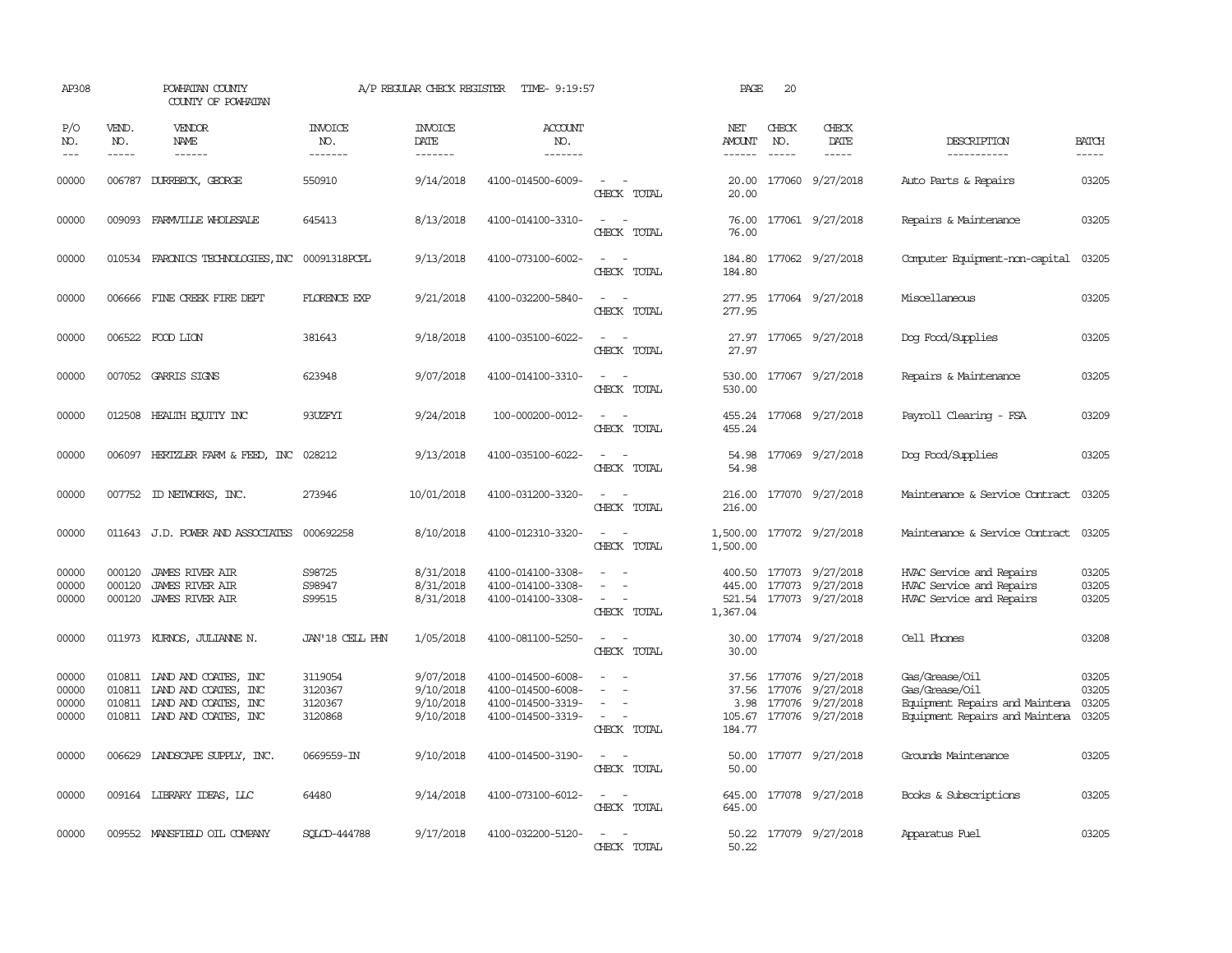AP308 POWHATAN COUNTY COUNTY OF POWHATAN A/P REGULAR CHECK REGISTER TIME- 9:19:57 PAGE 20

| P/O NO. | VEND. NO. | VENDOR NAME | INVOICE NO. | INVOICE DATE | ACCOUNT NO. | | NET AMOUNT | CHECK NO. | CHECK DATE | DESCRIPTION | BATCH |
|---|---|---|---|---|---|---|---|---|---|---|---|
| 00000 | 006787 | DURRBECK, GEORGE | 550910 | 9/14/2018 | 4100-014500-6009- | - - | 20.00 | 177060 | 9/27/2018 | Auto Parts & Repairs | 03205 |
| | | | | | | CHECK TOTAL | 20.00 | | | | |
| 00000 | 009093 | FARMVILLE WHOLESALE | 645413 | 8/13/2018 | 4100-014100-3310- | - - | 76.00 | 177061 | 9/27/2018 | Repairs & Maintenance | 03205 |
| | | | | | | CHECK TOTAL | 76.00 | | | | |
| 00000 | 010534 | FARONICS TECHNOLOGIES,INC | 00091318PCPL | 9/13/2018 | 4100-073100-6002- | - - | 184.80 | 177062 | 9/27/2018 | Computer Equipment-non-capital | 03205 |
| | | | | | | CHECK TOTAL | 184.80 | | | | |
| 00000 | 006666 | FINE CREEK FIRE DEPT | FLORENCE EXP | 9/21/2018 | 4100-032200-5840- | - - | 277.95 | 177064 | 9/27/2018 | Miscellaneous | 03205 |
| | | | | | | CHECK TOTAL | 277.95 | | | | |
| 00000 | 006522 | FOOD LION | 381643 | 9/18/2018 | 4100-035100-6022- | - - | 27.97 | 177065 | 9/27/2018 | Dog Food/Supplies | 03205 |
| | | | | | | CHECK TOTAL | 27.97 | | | | |
| 00000 | 007052 | GARRIS SIGNS | 623948 | 9/07/2018 | 4100-014100-3310- | - - | 530.00 | 177067 | 9/27/2018 | Repairs & Maintenance | 03205 |
| | | | | | | CHECK TOTAL | 530.00 | | | | |
| 00000 | 012508 | HEALTH EQUITY INC | 93UZFYI | 9/24/2018 | 100-000200-0012- | - - | 455.24 | 177068 | 9/27/2018 | Payroll Clearing - FSA | 03209 |
| | | | | | | CHECK TOTAL | 455.24 | | | | |
| 00000 | 006097 | HERTZLER FARM & FEED, INC | 028212 | 9/13/2018 | 4100-035100-6022- | - - | 54.98 | 177069 | 9/27/2018 | Dog Food/Supplies | 03205 |
| | | | | | | CHECK TOTAL | 54.98 | | | | |
| 00000 | 007752 | ID NETWORKS, INC. | 273946 | 10/01/2018 | 4100-031200-3320- | - - | 216.00 | 177070 | 9/27/2018 | Maintenance & Service Contract | 03205 |
| | | | | | | CHECK TOTAL | 216.00 | | | | |
| 00000 | 011643 | J.D. POWER AND ASSOCIATES | 000692258 | 8/10/2018 | 4100-012310-3320- | - - | 1,500.00 | 177072 | 9/27/2018 | Maintenance & Service Contract | 03205 |
| | | | | | | CHECK TOTAL | 1,500.00 | | | | |
| 00000 | 000120 | JAMES RIVER AIR | S98725 | 8/31/2018 | 4100-014100-3308- | - - | 400.50 | 177073 | 9/27/2018 | HVAC Service and Repairs | 03205 |
| 00000 | 000120 | JAMES RIVER AIR | S98947 | 8/31/2018 | 4100-014100-3308- | - - | 445.00 | 177073 | 9/27/2018 | HVAC Service and Repairs | 03205 |
| 00000 | 000120 | JAMES RIVER AIR | S99515 | 8/31/2018 | 4100-014100-3308- | - - | 521.54 | 177073 | 9/27/2018 | HVAC Service and Repairs | 03205 |
| | | | | | | CHECK TOTAL | 1,367.04 | | | | |
| 00000 | 011973 | KURNOS, JULIANNE N. | JAN'18 CELL PHN | 1/05/2018 | 4100-081100-5250- | - - | 30.00 | 177074 | 9/27/2018 | Cell Phones | 03208 |
| | | | | | | CHECK TOTAL | 30.00 | | | | |
| 00000 | 010811 | LAND AND COATES, INC | 3119054 | 9/07/2018 | 4100-014500-6008- | - - | 37.56 | 177076 | 9/27/2018 | Gas/Grease/Oil | 03205 |
| 00000 | 010811 | LAND AND COATES, INC | 3120367 | 9/10/2018 | 4100-014500-6008- | - - | 37.56 | 177076 | 9/27/2018 | Gas/Grease/Oil | 03205 |
| 00000 | 010811 | LAND AND COATES, INC | 3120367 | 9/10/2018 | 4100-014500-3319- | - - | 3.98 | 177076 | 9/27/2018 | Equipment Repairs and Maintena | 03205 |
| 00000 | 010811 | LAND AND COATES, INC | 3120868 | 9/10/2018 | 4100-014500-3319- | - - | 105.67 | 177076 | 9/27/2018 | Equipment Repairs and Maintena | 03205 |
| | | | | | | CHECK TOTAL | 184.77 | | | | |
| 00000 | 006629 | LANDSCAPE SUPPLY, INC. | 0669559-IN | 9/10/2018 | 4100-014500-3190- | - - | 50.00 | 177077 | 9/27/2018 | Grounds Maintenance | 03205 |
| | | | | | | CHECK TOTAL | 50.00 | | | | |
| 00000 | 009164 | LIBRARY IDEAS, LLC | 64480 | 9/14/2018 | 4100-073100-6012- | - - | 645.00 | 177078 | 9/27/2018 | Books & Subscriptions | 03205 |
| | | | | | | CHECK TOTAL | 645.00 | | | | |
| 00000 | 009552 | MANSFIELD OIL COMPANY | SQLCD-444788 | 9/17/2018 | 4100-032200-5120- | - - | 50.22 | 177079 | 9/27/2018 | Apparatus Fuel | 03205 |
| | | | | | | CHECK TOTAL | 50.22 | | | | |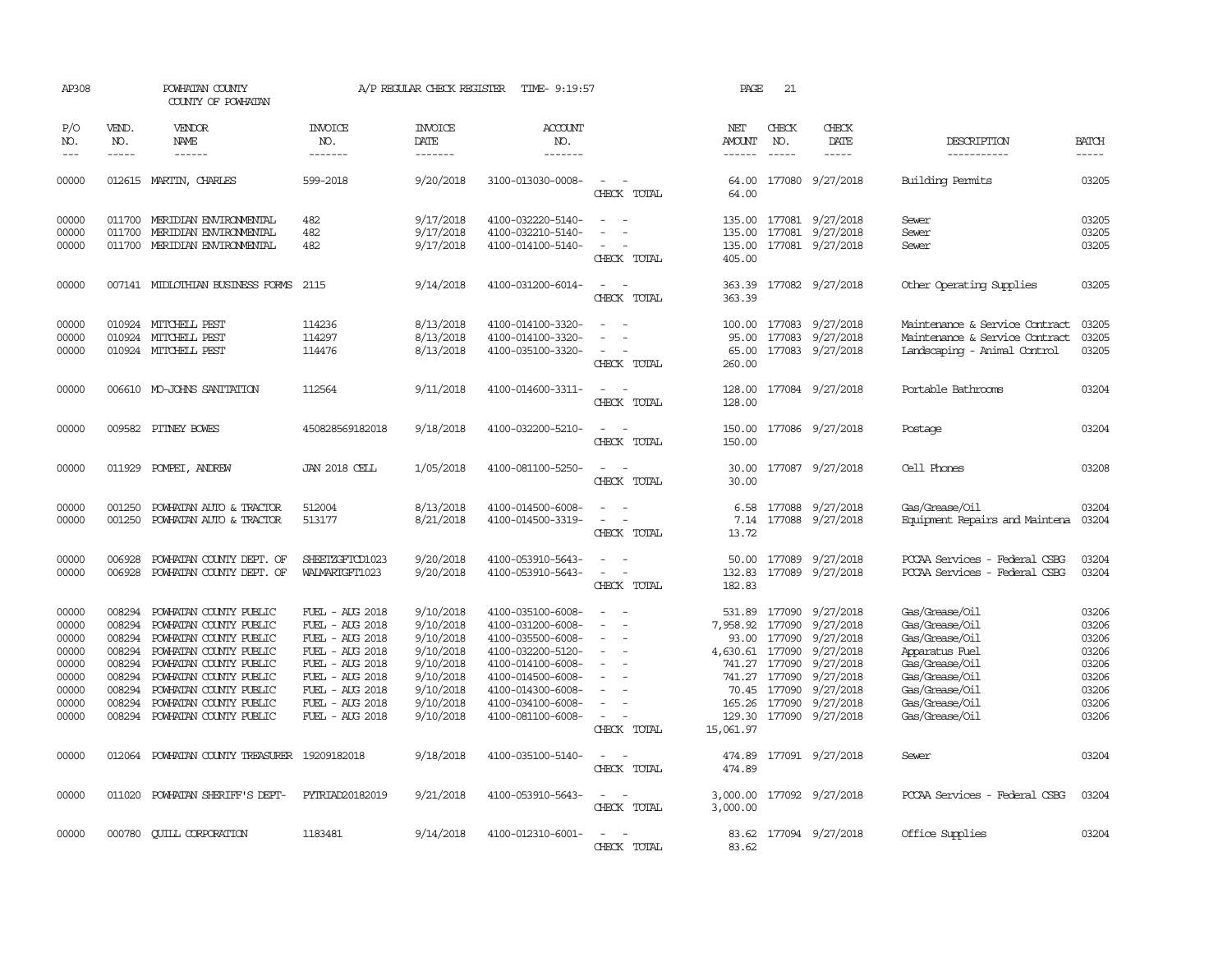AP308 POWHATAN COUNTY COUNTY OF POWHATAN A/P REGULAR CHECK REGISTER TIME- 9:19:57 PAGE 21

| P/O NO. | VEND. NO. | VENDOR NAME | INVOICE NO. | INVOICE DATE | ACCOUNT NO. | | NET AMOUNT | CHECK NO. | CHECK DATE | DESCRIPTION | BATCH |
|---|---|---|---|---|---|---|---|---|---|---|---|
| 00000 | 012615 | MARTIN, CHARLES | 599-2018 | 9/20/2018 | 4100-013030-0008- | - - | 64.00 | 177080 | 9/27/2018 | Building Permits | 03205 |
| | | | | | | CHECK TOTAL | 64.00 | | | | |
| 00000 | 011700 | MERIDIAN ENVIRONMENTAL | 482 | 9/17/2018 | 4100-032220-5140- | - - | 135.00 | 177081 | 9/27/2018 | Sewer | 03205 |
| 00000 | 011700 | MERIDIAN ENVIRONMENTAL | 482 | 9/17/2018 | 4100-032210-5140- | - - | 135.00 | 177081 | 9/27/2018 | Sewer | 03205 |
| 00000 | 011700 | MERIDIAN ENVIRONMENTAL | 482 | 9/17/2018 | 4100-014100-5140- | - - | 135.00 | 177081 | 9/27/2018 | Sewer | 03205 |
| | | | | | | CHECK TOTAL | 405.00 | | | | |
| 00000 | 007141 | MIDLOTHIAN BUSINESS FORMS | 2115 | 9/14/2018 | 4100-031200-6014- | - - | 363.39 | 177082 | 9/27/2018 | Other Operating Supplies | 03205 |
| | | | | | | CHECK TOTAL | 363.39 | | | | |
| 00000 | 010924 | MITCHELL PEST | 114236 | 8/13/2018 | 4100-014100-3320- | - - | 100.00 | 177083 | 9/27/2018 | Maintenance & Service Contract | 03205 |
| 00000 | 010924 | MITCHELL PEST | 114297 | 8/13/2018 | 4100-014100-3320- | - - | 95.00 | 177083 | 9/27/2018 | Maintenance & Service Contract | 03205 |
| 00000 | 010924 | MITCHELL PEST | 114476 | 8/13/2018 | 4100-035100-3320- | - - | 65.00 | 177083 | 9/27/2018 | Landscaping - Animal Control | 03205 |
| | | | | | | CHECK TOTAL | 260.00 | | | | |
| 00000 | 006610 | MO-JOHNS SANITATION | 112564 | 9/11/2018 | 4100-014600-3311- | - - | 128.00 | 177084 | 9/27/2018 | Portable Bathrooms | 03204 |
| | | | | | | CHECK TOTAL | 128.00 | | | | |
| 00000 | 009582 | PITNEY BOWES | 450828569182018 | 9/18/2018 | 4100-032200-5210- | - - | 150.00 | 177086 | 9/27/2018 | Postage | 03204 |
| | | | | | | CHECK TOTAL | 150.00 | | | | |
| 00000 | 011929 | POMPEI, ANDREW | JAN 2018 CELL | 1/05/2018 | 4100-081100-5250- | - - | 30.00 | 177087 | 9/27/2018 | Cell Phones | 03208 |
| | | | | | | CHECK TOTAL | 30.00 | | | | |
| 00000 | 001250 | POWHATAN AUTO & TRACTOR | 512004 | 8/13/2018 | 4100-014500-6008- | - - | 6.58 | 177088 | 9/27/2018 | Gas/Grease/Oil | 03204 |
| 00000 | 001250 | POWHATAN AUTO & TRACTOR | 513177 | 8/21/2018 | 4100-014500-3319- | - - | 7.14 | 177088 | 9/27/2018 | Equipment Repairs and Maintena | 03204 |
| | | | | | | CHECK TOTAL | 13.72 | | | | |
| 00000 | 006928 | POWHATAN COUNTY DEPT. OF | SHEETZGFTCD1023 | 9/20/2018 | 4100-053910-5643- | - - | 50.00 | 177089 | 9/27/2018 | PCCAA Services - Federal CSBG | 03204 |
| 00000 | 006928 | POWHATAN COUNTY DEPT. OF | WALMARTGFT1023 | 9/20/2018 | 4100-053910-5643- | - - | 132.83 | 177089 | 9/27/2018 | PCCAA Services - Federal CSBG | 03204 |
| | | | | | | CHECK TOTAL | 182.83 | | | | |
| 00000 | 008294 | POWHATAN COUNTY PUBLIC | FUEL - AUG 2018 | 9/10/2018 | 4100-035100-6008- | - - | 531.89 | 177090 | 9/27/2018 | Gas/Grease/Oil | 03206 |
| 00000 | 008294 | POWHATAN COUNTY PUBLIC | FUEL - AUG 2018 | 9/10/2018 | 4100-031200-6008- | - - | 7,958.92 | 177090 | 9/27/2018 | Gas/Grease/Oil | 03206 |
| 00000 | 008294 | POWHATAN COUNTY PUBLIC | FUEL - AUG 2018 | 9/10/2018 | 4100-035500-6008- | - - | 93.00 | 177090 | 9/27/2018 | Gas/Grease/Oil | 03206 |
| 00000 | 008294 | POWHATAN COUNTY PUBLIC | FUEL - AUG 2018 | 9/10/2018 | 4100-032200-5120- | - - | 4,630.61 | 177090 | 9/27/2018 | Apparatus Fuel | 03206 |
| 00000 | 008294 | POWHATAN COUNTY PUBLIC | FUEL - AUG 2018 | 9/10/2018 | 4100-014100-6008- | - - | 741.27 | 177090 | 9/27/2018 | Gas/Grease/Oil | 03206 |
| 00000 | 008294 | POWHATAN COUNTY PUBLIC | FUEL - AUG 2018 | 9/10/2018 | 4100-014500-6008- | - - | 741.27 | 177090 | 9/27/2018 | Gas/Grease/Oil | 03206 |
| 00000 | 008294 | POWHATAN COUNTY PUBLIC | FUEL - AUG 2018 | 9/10/2018 | 4100-014300-6008- | - - | 70.45 | 177090 | 9/27/2018 | Gas/Grease/Oil | 03206 |
| 00000 | 008294 | POWHATAN COUNTY PUBLIC | FUEL - AUG 2018 | 9/10/2018 | 4100-034100-6008- | - - | 165.26 | 177090 | 9/27/2018 | Gas/Grease/Oil | 03206 |
| 00000 | 008294 | POWHATAN COUNTY PUBLIC | FUEL - AUG 2018 | 9/10/2018 | 4100-081100-6008- | - - | 129.30 | 177090 | 9/27/2018 | Gas/Grease/Oil | 03206 |
| | | | | | | CHECK TOTAL | 15,061.97 | | | | |
| 00000 | 012064 | POWHATAN COUNTY TREASURER | 19209182018 | 9/18/2018 | 4100-035100-5140- | - - | 474.89 | 177091 | 9/27/2018 | Sewer | 03204 |
| | | | | | | CHECK TOTAL | 474.89 | | | | |
| 00000 | 011020 | POWHATAN SHERIFF'S DEPT- | PYTRIAD20182019 | 9/21/2018 | 4100-053910-5643- | - - | 3,000.00 | 177092 | 9/27/2018 | PCCAA Services - Federal CSBG | 03204 |
| | | | | | | CHECK TOTAL | 3,000.00 | | | | |
| 00000 | 000780 | QUILL CORPORATION | 1183481 | 9/14/2018 | 4100-012310-6001- | - - | 83.62 | 177094 | 9/27/2018 | Office Supplies | 03204 |
| | | | | | | CHECK TOTAL | 83.62 | | | | |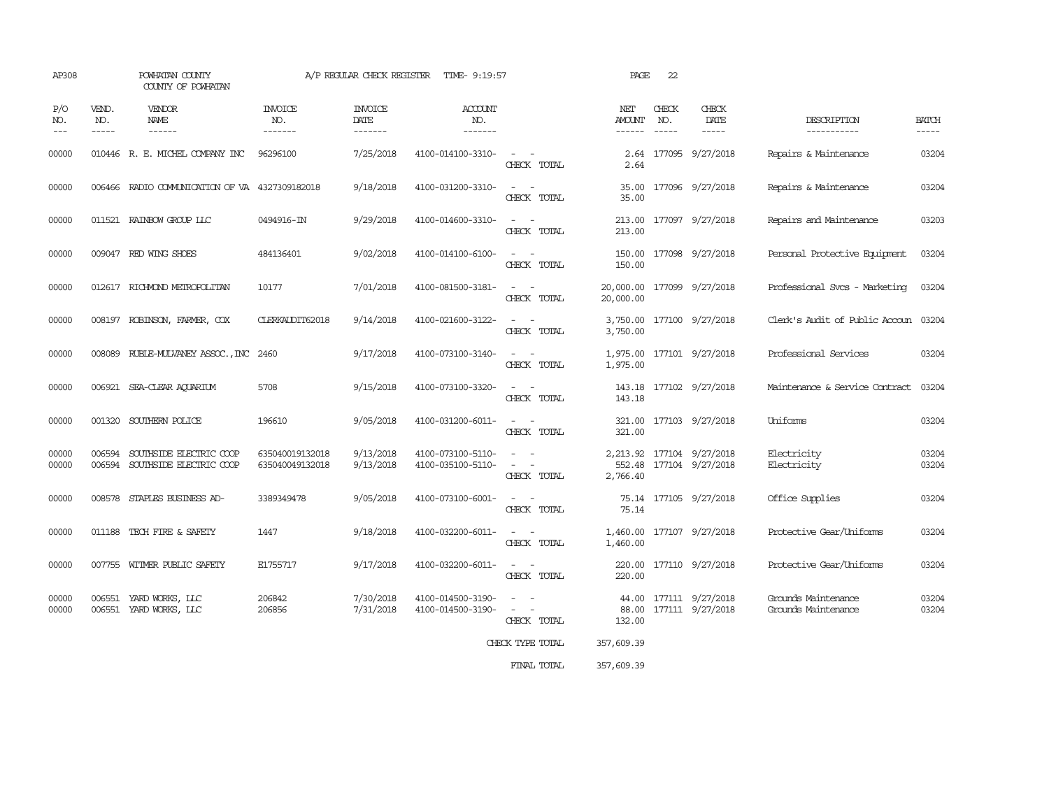AP308 POWHATAN COUNTY A/P REGULAR CHECK REGISTER TIME- 9:19:57 PAGE 22

COUNTY OF POWHATAN

| P/O NO. | VEND. NO. | VENDOR NAME | INVOICE NO. | INVOICE DATE | ACCOUNT NO. | | NET AMOUNT | CHECK NO. | CHECK DATE | DESCRIPTION | BATCH |
|---|---|---|---|---|---|---|---|---|---|---|---|
| 00000 | 010446 | R. E. MICHEL COMPANY INC | 96296100 | 7/25/2018 | 4100-014100-3310- | - - | 2.64 | 177095 | 9/27/2018 | Repairs & Maintenance | 03204 |
| | | | | | | CHECK TOTAL | 2.64 | | | | |
| 00000 | 006466 | RADIO COMMUNICATION OF VA | 4327309182018 | 9/18/2018 | 4100-031200-3310- | - - | 35.00 | 177096 | 9/27/2018 | Repairs & Maintenance | 03204 |
| | | | | | | CHECK TOTAL | 35.00 | | | | |
| 00000 | 011521 | RAINBOW GROUP LLC | 0494916-IN | 9/29/2018 | 4100-014600-3310- | - - | 213.00 | 177097 | 9/27/2018 | Repairs and Maintenance | 03203 |
| | | | | | | CHECK TOTAL | 213.00 | | | | |
| 00000 | 009047 | RED WING SHOES | 484136401 | 9/02/2018 | 4100-014100-6100- | - - | 150.00 | 177098 | 9/27/2018 | Personal Protective Equipment | 03204 |
| | | | | | | CHECK TOTAL | 150.00 | | | | |
| 00000 | 012617 | RICHMOND METROPOLITAN | 10177 | 7/01/2018 | 4100-081500-3181- | - - | 20,000.00 | 177099 | 9/27/2018 | Professional Svcs - Marketing | 03204 |
| | | | | | | CHECK TOTAL | 20,000.00 | | | | |
| 00000 | 008197 | ROBINSON, FARMER, COX | CLERKAUDIT62018 | 9/14/2018 | 4100-021600-3122- | - - | 3,750.00 | 177100 | 9/27/2018 | Clerk's Audit of Public Accoun | 03204 |
| | | | | | | CHECK TOTAL | 3,750.00 | | | | |
| 00000 | 008089 | RUBLE-MULVANEY ASSOC.,INC | 2460 | 9/17/2018 | 4100-073100-3140- | - - | 1,975.00 | 177101 | 9/27/2018 | Professional Services | 03204 |
| | | | | | | CHECK TOTAL | 1,975.00 | | | | |
| 00000 | 006921 | SEA-CLEAR AQUARIUM | 5708 | 9/15/2018 | 4100-073100-3320- | - - | 143.18 | 177102 | 9/27/2018 | Maintenance & Service Contract | 03204 |
| | | | | | | CHECK TOTAL | 143.18 | | | | |
| 00000 | 001320 | SOUTHERN POLICE | 196610 | 9/05/2018 | 4100-031200-6011- | - - | 321.00 | 177103 | 9/27/2018 | Uniforms | 03204 |
| | | | | | | CHECK TOTAL | 321.00 | | | | |
| 00000 | 006594 | SOUTHSIDE ELECTRIC COOP | 635040019132018 | 9/13/2018 | 4100-073100-5110- | - - | 2,213.92 | 177104 | 9/27/2018 | Electricity | 03204 |
| 00000 | 006594 | SOUTHSIDE ELECTRIC COOP | 635040049132018 | 9/13/2018 | 4100-035100-5110- | - - | 552.48 | 177104 | 9/27/2018 | Electricity | 03204 |
| | | | | | | CHECK TOTAL | 2,766.40 | | | | |
| 00000 | 008578 | STAPLES BUSINESS AD- | 3389349478 | 9/05/2018 | 4100-073100-6001- | - - | 75.14 | 177105 | 9/27/2018 | Office Supplies | 03204 |
| | | | | | | CHECK TOTAL | 75.14 | | | | |
| 00000 | 011188 | TECH FIRE & SAFETY | 1447 | 9/18/2018 | 4100-032200-6011- | - - | 1,460.00 | 177107 | 9/27/2018 | Protective Gear/Uniforms | 03204 |
| | | | | | | CHECK TOTAL | 1,460.00 | | | | |
| 00000 | 007755 | WITMER PUBLIC SAFETY | E1755717 | 9/17/2018 | 4100-032200-6011- | - - | 220.00 | 177110 | 9/27/2018 | Protective Gear/Uniforms | 03204 |
| | | | | | | CHECK TOTAL | 220.00 | | | | |
| 00000 | 006551 | YARD WORKS, LLC | 206842 | 7/30/2018 | 4100-014500-3190- | - - | 44.00 | 177111 | 9/27/2018 | Grounds Maintenance | 03204 |
| 00000 | 006551 | YARD WORKS, LLC | 206856 | 7/31/2018 | 4100-014500-3190- | - - | 88.00 | 177111 | 9/27/2018 | Grounds Maintenance | 03204 |
| | | | | | | CHECK TOTAL | 132.00 | | | | |
| | | | | | | CHECK TYPE TOTAL | 357,609.39 | | | | |
| | | | | | | FINAL TOTAL | 357,609.39 | | | | |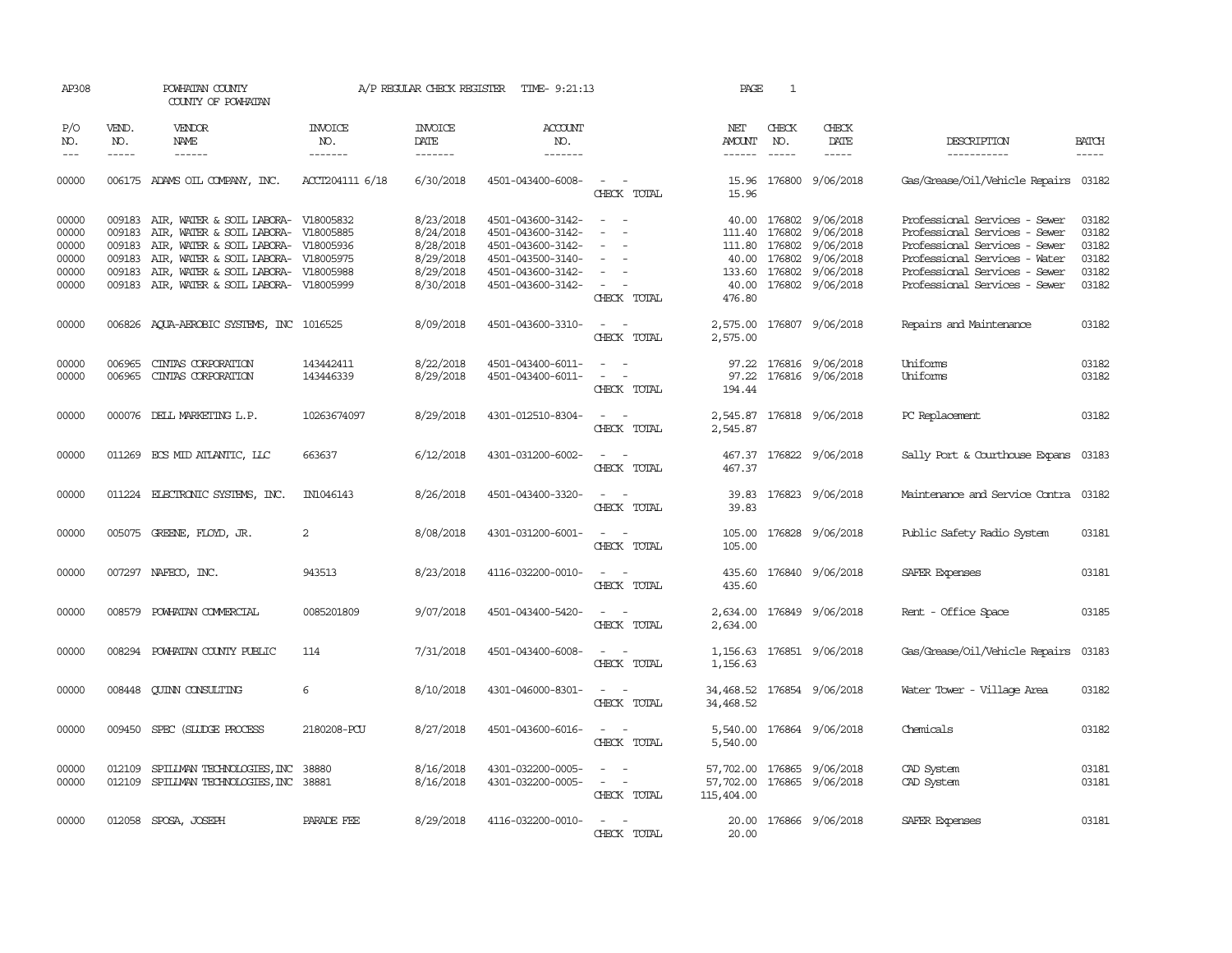AP308 POWHATAN COUNTY A/P REGULAR CHECK REGISTER TIME- 9:21:13 PAGE 1

COUNTY OF POWHATAN

| P/O NO. | VEND. NO. | VENDOR NAME | INVOICE NO. | INVOICE DATE | ACCOUNT NO. | | NET AMOUNT | CHECK NO. | CHECK DATE | DESCRIPTION | BATCH |
|---|---|---|---|---|---|---|---|---|---|---|---|
| 00000 | 006175 | ADAMS OIL COMPANY, INC. | ACCT204111 6/18 | 6/30/2018 | 4501-043400-6008- | - - | 15.96 | 176800 | 9/06/2018 | Gas/Grease/Oil/Vehicle Repairs | 03182 |
| | | | | | | CHECK TOTAL | 15.96 | | | | |
| 00000 | 009183 | AIR, WATER & SOIL LABORA- | V18005832 | 8/23/2018 | 4501-043600-3142- | - - | 40.00 | 176802 | 9/06/2018 | Professional Services - Sewer | 03182 |
| 00000 | 009183 | AIR, WATER & SOIL LABORA- | V18005885 | 8/24/2018 | 4501-043600-3142- | - - | 111.40 | 176802 | 9/06/2018 | Professional Services - Sewer | 03182 |
| 00000 | 009183 | AIR, WATER & SOIL LABORA- | V18005936 | 8/28/2018 | 4501-043600-3142- | - - | 111.80 | 176802 | 9/06/2018 | Professional Services - Sewer | 03182 |
| 00000 | 009183 | AIR, WATER & SOIL LABORA- | V18005975 | 8/29/2018 | 4501-043500-3140- | - - | 40.00 | 176802 | 9/06/2018 | Professional Services - Water | 03182 |
| 00000 | 009183 | AIR, WATER & SOIL LABORA- | V18005988 | 8/29/2018 | 4501-043600-3142- | - - | 133.60 | 176802 | 9/06/2018 | Professional Services - Sewer | 03182 |
| 00000 | 009183 | AIR, WATER & SOIL LABORA- | V18005999 | 8/30/2018 | 4501-043600-3142- | - - | 40.00 | 176802 | 9/06/2018 | Professional Services - Sewer | 03182 |
| | | | | | | CHECK TOTAL | 476.80 | | | | |
| 00000 | 006826 | AQUA-AEROBIC SYSTEMS, INC | 1016525 | 8/09/2018 | 4501-043600-3310- | - - | 2,575.00 | 176807 | 9/06/2018 | Repairs and Maintenance | 03182 |
| | | | | | | CHECK TOTAL | 2,575.00 | | | | |
| 00000 | 006965 | CINTAS CORPORATION | 143442411 | 8/22/2018 | 4501-043400-6011- | - - | 97.22 | 176816 | 9/06/2018 | Uniforms | 03182 |
| 00000 | 006965 | CINTAS CORPORATION | 143446339 | 8/29/2018 | 4501-043400-6011- | - - | 97.22 | 176816 | 9/06/2018 | Uniforms | 03182 |
| | | | | | | CHECK TOTAL | 194.44 | | | | |
| 00000 | 000076 | DELL MARKETING L.P. | 10263674097 | 8/29/2018 | 4301-012510-8304- | - - | 2,545.87 | 176818 | 9/06/2018 | PC Replacement | 03182 |
| | | | | | | CHECK TOTAL | 2,545.87 | | | | |
| 00000 | 011269 | ECS MID ATLANTIC, LLC | 663637 | 6/12/2018 | 4301-031200-6002- | - - | 467.37 | 176822 | 9/06/2018 | Sally Port & Courthouse Expans | 03183 |
| | | | | | | CHECK TOTAL | 467.37 | | | | |
| 00000 | 011224 | ELECTRONIC SYSTEMS, INC. | IN1046143 | 8/26/2018 | 4501-043400-3320- | - - | 39.83 | 176823 | 9/06/2018 | Maintenance and Service Contra | 03182 |
| | | | | | | CHECK TOTAL | 39.83 | | | | |
| 00000 | 005075 | GREENE, FLOYD, JR. | 2 | 8/08/2018 | 4301-031200-6001- | - - | 105.00 | 176828 | 9/06/2018 | Public Safety Radio System | 03181 |
| | | | | | | CHECK TOTAL | 105.00 | | | | |
| 00000 | 007297 | NAFECO, INC. | 943513 | 8/23/2018 | 4116-032200-0010- | - - | 435.60 | 176840 | 9/06/2018 | SAFER Expenses | 03181 |
| | | | | | | CHECK TOTAL | 435.60 | | | | |
| 00000 | 008579 | POWHATAN COMMERCIAL | 0085201809 | 9/07/2018 | 4501-043400-5420- | - - | 2,634.00 | 176849 | 9/06/2018 | Rent - Office Space | 03185 |
| | | | | | | CHECK TOTAL | 2,634.00 | | | | |
| 00000 | 008294 | POWHATAN COUNTY PUBLIC | 114 | 7/31/2018 | 4501-043400-6008- | - - | 1,156.63 | 176851 | 9/06/2018 | Gas/Grease/Oil/Vehicle Repairs | 03183 |
| | | | | | | CHECK TOTAL | 1,156.63 | | | | |
| 00000 | 008448 | QUINN CONSULTING | 6 | 8/10/2018 | 4301-046000-8301- | - - | 34,468.52 | 176854 | 9/06/2018 | Water Tower - Village Area | 03182 |
| | | | | | | CHECK TOTAL | 34,468.52 | | | | |
| 00000 | 009450 | SPEC (SLUDGE PROCESS | 2180208-PCU | 8/27/2018 | 4501-043600-6016- | - - | 5,540.00 | 176864 | 9/06/2018 | Chemicals | 03182 |
| | | | | | | CHECK TOTAL | 5,540.00 | | | | |
| 00000 | 012109 | SPILLMAN TECHNOLOGIES,INC | 38880 | 8/16/2018 | 4301-032200-0005- | - - | 57,702.00 | 176865 | 9/06/2018 | CAD System | 03181 |
| 00000 | 012109 | SPILLMAN TECHNOLOGIES,INC | 38881 | 8/16/2018 | 4301-032200-0005- | - - | 57,702.00 | 176865 | 9/06/2018 | CAD System | 03181 |
| | | | | | | CHECK TOTAL | 115,404.00 | | | | |
| 00000 | 012058 | SPOSA, JOSEPH | PARADE FEE | 8/29/2018 | 4116-032200-0010- | - - | 20.00 | 176866 | 9/06/2018 | SAFER Expenses | 03181 |
| | | | | | | CHECK TOTAL | 20.00 | | | | |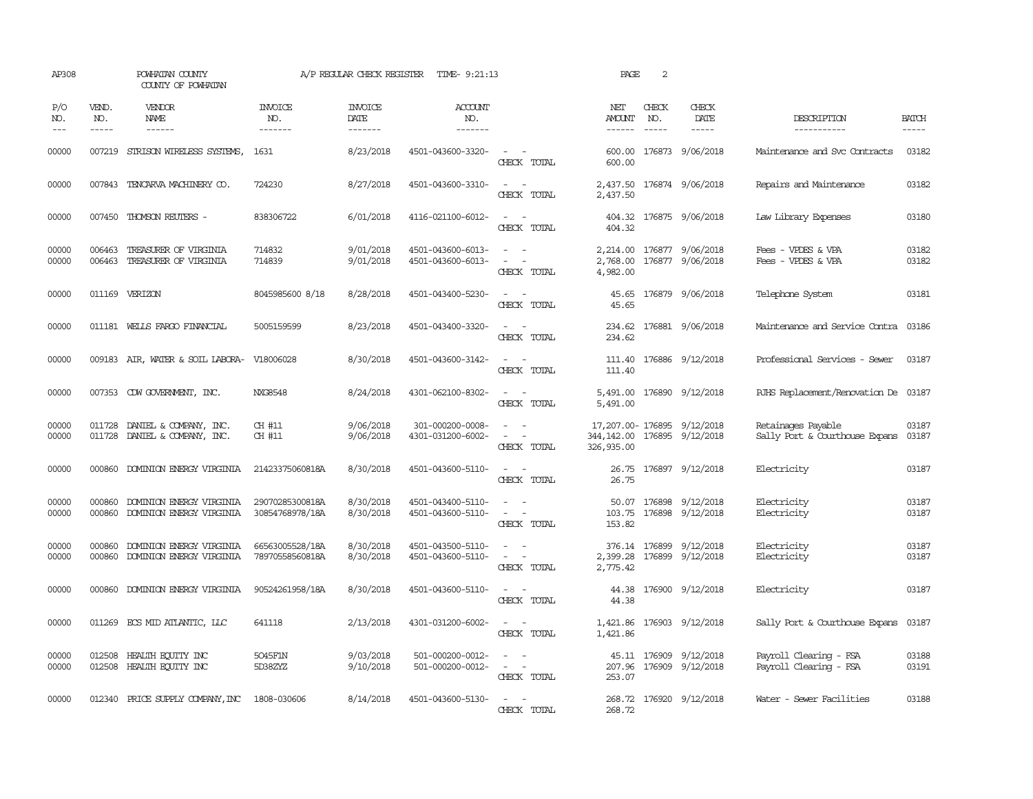AP308 POWHATAN COUNTY A/P REGULAR CHECK REGISTER TIME- 9:21:13 PAGE 2

COUNTY OF POWHATAN

| P/O NO. | VEND. NO. | VENDOR NAME | INVOICE NO. | INVOICE DATE | ACCOUNT NO. | | NET AMOUNT | CHECK NO. | CHECK DATE | DESCRIPTION | BATCH |
|---|---|---|---|---|---|---|---|---|---|---|---|
| 00000 | 007219 | STRISON WIRELESS SYSTEMS, | 1631 | 8/23/2018 | 4501-043600-3320- | - - | 600.00 | 176873 | 9/06/2018 | Maintenance and Svc Contracts | 03182 |
| | | | | | | CHECK TOTAL | 600.00 | | | | |
| 00000 | 007843 | TENCARVA MACHINERY CO. | 724230 | 8/27/2018 | 4501-043600-3310- | - - | 2,437.50 | 176874 | 9/06/2018 | Repairs and Maintenance | 03182 |
| | | | | | | CHECK TOTAL | 2,437.50 | | | | |
| 00000 | 007450 | THOMSON REUTERS - | 838306722 | 6/01/2018 | 4116-021100-6012- | - - | 404.32 | 176875 | 9/06/2018 | Law Library Expenses | 03180 |
| | | | | | | CHECK TOTAL | 404.32 | | | | |
| 00000 | 006463 | TREASURER OF VIRGINIA | 714832 | 9/01/2018 | 4501-043600-6013- | - - | 2,214.00 | 176877 | 9/06/2018 | Fees - VPDES & VPA | 03182 |
| 00000 | 006463 | TREASURER OF VIRGINIA | 714839 | 9/01/2018 | 4501-043600-6013- | - - | 2,768.00 | 176877 | 9/06/2018 | Fees - VPDES & VPA | 03182 |
| | | | | | | CHECK TOTAL | 4,982.00 | | | | |
| 00000 | 011169 | VERIZON | 8045985600 8/18 | 8/28/2018 | 4501-043400-5230- | - - | 45.65 | 176879 | 9/06/2018 | Telephone System | 03181 |
| | | | | | | CHECK TOTAL | 45.65 | | | | |
| 00000 | 011181 | WELLS FARGO FINANCIAL | 5005159599 | 8/23/2018 | 4501-043400-3320- | - - | 234.62 | 176881 | 9/06/2018 | Maintenance and Service Contra | 03186 |
| | | | | | | CHECK TOTAL | 234.62 | | | | |
| 00000 | 009183 | AIR, WATER & SOIL LABORA- | V18006028 | 8/30/2018 | 4501-043600-3142- | - - | 111.40 | 176886 | 9/12/2018 | Professional Services - Sewer | 03187 |
| | | | | | | CHECK TOTAL | 111.40 | | | | |
| 00000 | 007353 | CDW GOVERNMENT, INC. | NXG8548 | 8/24/2018 | 4301-062100-8302- | - - | 5,491.00 | 176890 | 9/12/2018 | PJHS Replacement/Renovation De | 03187 |
| | | | | | | CHECK TOTAL | 5,491.00 | | | | |
| 00000 | 011728 | DANIEL & COMPANY, INC. | CH #11 | 9/06/2018 | 301-000200-0008- | - - | 17,207.00- | 176895 | 9/12/2018 | Retainages Payable | 03187 |
| 00000 | 011728 | DANIEL & COMPANY, INC. | CH #11 | 9/06/2018 | 4301-031200-6002- | - - | 344,142.00 | 176895 | 9/12/2018 | Sally Port & Courthouse Expans | 03187 |
| | | | | | | CHECK TOTAL | 326,935.00 | | | | |
| 00000 | 000860 | DOMINION ENERGY VIRGINIA | 21423375060818A | 8/30/2018 | 4501-043600-5110- | - - | 26.75 | 176897 | 9/12/2018 | Electricity | 03187 |
| | | | | | | CHECK TOTAL | 26.75 | | | | |
| 00000 | 000860 | DOMINION ENERGY VIRGINIA | 29070285300818A | 8/30/2018 | 4501-043400-5110- | - - | 50.07 | 176898 | 9/12/2018 | Electricity | 03187 |
| 00000 | 000860 | DOMINION ENERGY VIRGINIA | 30854768978/18A | 8/30/2018 | 4501-043600-5110- | - - | 103.75 | 176898 | 9/12/2018 | Electricity | 03187 |
| | | | | | | CHECK TOTAL | 153.82 | | | | |
| 00000 | 000860 | DOMINION ENERGY VIRGINIA | 66563005528/18A | 8/30/2018 | 4501-043500-5110- | - - | 376.14 | 176899 | 9/12/2018 | Electricity | 03187 |
| 00000 | 000860 | DOMINION ENERGY VIRGINIA | 78970558560818A | 8/30/2018 | 4501-043600-5110- | - - | 2,399.28 | 176899 | 9/12/2018 | Electricity | 03187 |
| | | | | | | CHECK TOTAL | 2,775.42 | | | | |
| 00000 | 000860 | DOMINION ENERGY VIRGINIA | 90524261958/18A | 8/30/2018 | 4501-043600-5110- | - - | 44.38 | 176900 | 9/12/2018 | Electricity | 03187 |
| | | | | | | CHECK TOTAL | 44.38 | | | | |
| 00000 | 011269 | ECS MID ATLANTIC, LLC | 641118 | 2/13/2018 | 4301-031200-6002- | - - | 1,421.86 | 176903 | 9/12/2018 | Sally Port & Courthouse Expans | 03187 |
| | | | | | | CHECK TOTAL | 1,421.86 | | | | |
| 00000 | 012508 | HEALTH EQUITY INC | 5O45F1N | 9/03/2018 | 501-000200-0012- | - - | 45.11 | 176909 | 9/12/2018 | Payroll Clearing - FSA | 03188 |
| 00000 | 012508 | HEALTH EQUITY INC | 5D38ZYZ | 9/10/2018 | 501-000200-0012- | - - | 207.96 | 176909 | 9/12/2018 | Payroll Clearing - FSA | 03191 |
| | | | | | | CHECK TOTAL | 253.07 | | | | |
| 00000 | 012340 | PRICE SUPPLY COMPANY,INC | 1808-030606 | 8/14/2018 | 4501-043600-5130- | - - | 268.72 | 176920 | 9/12/2018 | Water - Sewer Facilities | 03188 |
| | | | | | | CHECK TOTAL | 268.72 | | | | |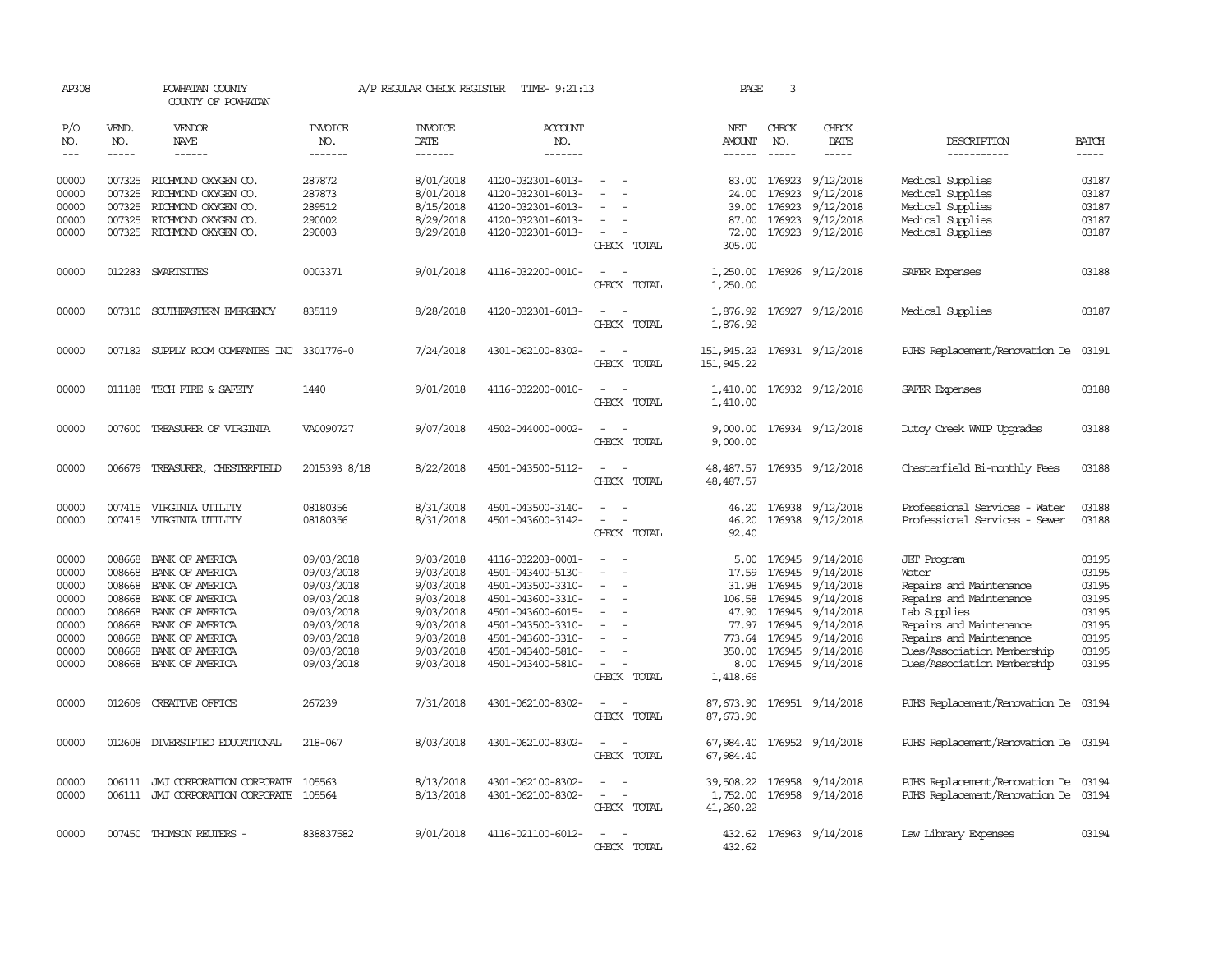AP308 POWHATAN COUNTY A/P REGULAR CHECK REGISTER TIME- 9:21:13 PAGE 3

COUNTY OF POWHATAN

| P/O NO. | VEND. NO. | VENDOR NAME | INVOICE NO. | INVOICE DATE | ACCOUNT NO. | | NET AMOUNT | CHECK NO. | CHECK DATE | DESCRIPTION | BATCH |
|---|---|---|---|---|---|---|---|---|---|---|---|
| --- | ----- | ------ | ------- | ------- | ------- | | ------ | ----- | ----- | ----------- | ----- |
| 00000 | 007325 | RICHMOND OXYGEN CO. | 287872 | 8/01/2018 | 4120-032301-6013- | - - | 83.00 | 176923 | 9/12/2018 | Medical Supplies | 03187 |
| 00000 | 007325 | RICHMOND OXYGEN CO. | 287873 | 8/01/2018 | 4120-032301-6013- | - - | 24.00 | 176923 | 9/12/2018 | Medical Supplies | 03187 |
| 00000 | 007325 | RICHMOND OXYGEN CO. | 289512 | 8/15/2018 | 4120-032301-6013- | - - | 39.00 | 176923 | 9/12/2018 | Medical Supplies | 03187 |
| 00000 | 007325 | RICHMOND OXYGEN CO. | 290002 | 8/29/2018 | 4120-032301-6013- | - - | 87.00 | 176923 | 9/12/2018 | Medical Supplies | 03187 |
| 00000 | 007325 | RICHMOND OXYGEN CO. | 290003 | 8/29/2018 | 4120-032301-6013- | - - | 72.00 | 176923 | 9/12/2018 | Medical Supplies | 03187 |
| | | | | | | CHECK TOTAL | 305.00 | | | | |
| 00000 | 012283 | SMARTSITES | 0003371 | 9/01/2018 | 4116-032200-0010- | - - | 1,250.00 | 176926 | 9/12/2018 | SAFER Expenses | 03188 |
| | | | | | | CHECK TOTAL | 1,250.00 | | | | |
| 00000 | 007310 | SOUTHEASTERN EMERGENCY | 835119 | 8/28/2018 | 4120-032301-6013- | - - | 1,876.92 | 176927 | 9/12/2018 | Medical Supplies | 03187 |
| | | | | | | CHECK TOTAL | 1,876.92 | | | | |
| 00000 | 007182 | SUPPLY ROOM COMPANIES INC | 3301776-0 | 7/24/2018 | 4301-062100-8302- | - - | 151,945.22 | 176931 | 9/12/2018 | PJHS Replacement/Renovation De | 03191 |
| | | | | | | CHECK TOTAL | 151,945.22 | | | | |
| 00000 | 011188 | TECH FIRE & SAFETY | 1440 | 9/01/2018 | 4116-032200-0010- | - - | 1,410.00 | 176932 | 9/12/2018 | SAFER Expenses | 03188 |
| | | | | | | CHECK TOTAL | 1,410.00 | | | | |
| 00000 | 007600 | TREASURER OF VIRGINIA | VA0090727 | 9/07/2018 | 4502-044000-0002- | - - | 9,000.00 | 176934 | 9/12/2018 | Dutoy Creek WWTP Upgrades | 03188 |
| | | | | | | CHECK TOTAL | 9,000.00 | | | | |
| 00000 | 006679 | TREASURER, CHESTERFIELD | 2015393 8/18 | 8/22/2018 | 4501-043500-5112- | - - | 48,487.57 | 176935 | 9/12/2018 | Chesterfield Bi-monthly Fees | 03188 |
| | | | | | | CHECK TOTAL | 48,487.57 | | | | |
| 00000 | 007415 | VIRGINIA UTILITY | 08180356 | 8/31/2018 | 4501-043500-3140- | - - | 46.20 | 176938 | 9/12/2018 | Professional Services - Water | 03188 |
| 00000 | 007415 | VIRGINIA UTILITY | 08180356 | 8/31/2018 | 4501-043600-3142- | - - | 46.20 | 176938 | 9/12/2018 | Professional Services - Sewer | 03188 |
| | | | | | | CHECK TOTAL | 92.40 | | | | |
| 00000 | 008668 | BANK OF AMERICA | 09/03/2018 | 9/03/2018 | 4116-032203-0001- | - - | 5.00 | 176945 | 9/14/2018 | JET Program | 03195 |
| 00000 | 008668 | BANK OF AMERICA | 09/03/2018 | 9/03/2018 | 4501-043400-5130- | - - | 17.59 | 176945 | 9/14/2018 | Water | 03195 |
| 00000 | 008668 | BANK OF AMERICA | 09/03/2018 | 9/03/2018 | 4501-043500-3310- | - - | 31.98 | 176945 | 9/14/2018 | Repairs and Maintenance | 03195 |
| 00000 | 008668 | BANK OF AMERICA | 09/03/2018 | 9/03/2018 | 4501-043600-3310- | - - | 106.58 | 176945 | 9/14/2018 | Repairs and Maintenance | 03195 |
| 00000 | 008668 | BANK OF AMERICA | 09/03/2018 | 9/03/2018 | 4501-043600-6015- | - - | 47.90 | 176945 | 9/14/2018 | Lab Supplies | 03195 |
| 00000 | 008668 | BANK OF AMERICA | 09/03/2018 | 9/03/2018 | 4501-043500-3310- | - - | 77.97 | 176945 | 9/14/2018 | Repairs and Maintenance | 03195 |
| 00000 | 008668 | BANK OF AMERICA | 09/03/2018 | 9/03/2018 | 4501-043600-3310- | - - | 773.64 | 176945 | 9/14/2018 | Repairs and Maintenance | 03195 |
| 00000 | 008668 | BANK OF AMERICA | 09/03/2018 | 9/03/2018 | 4501-043400-5810- | - - | 350.00 | 176945 | 9/14/2018 | Dues/Association Membership | 03195 |
| 00000 | 008668 | BANK OF AMERICA | 09/03/2018 | 9/03/2018 | 4501-043400-5810- | - - | 8.00 | 176945 | 9/14/2018 | Dues/Association Membership | 03195 |
| | | | | | | CHECK TOTAL | 1,418.66 | | | | |
| 00000 | 012609 | CREATIVE OFFICE | 267239 | 7/31/2018 | 4301-062100-8302- | - - | 87,673.90 | 176951 | 9/14/2018 | PJHS Replacement/Renovation De | 03194 |
| | | | | | | CHECK TOTAL | 87,673.90 | | | | |
| 00000 | 012608 | DIVERSIFIED EDUCATIONAL | 218-067 | 8/03/2018 | 4301-062100-8302- | - - | 67,984.40 | 176952 | 9/14/2018 | PJHS Replacement/Renovation De | 03194 |
| | | | | | | CHECK TOTAL | 67,984.40 | | | | |
| 00000 | 006111 | JMJ CORPORATION CORPORATE | 105563 | 8/13/2018 | 4301-062100-8302- | - - | 39,508.22 | 176958 | 9/14/2018 | PJHS Replacement/Renovation De | 03194 |
| 00000 | 006111 | JMJ CORPORATION CORPORATE | 105564 | 8/13/2018 | 4301-062100-8302- | - - | 1,752.00 | 176958 | 9/14/2018 | PJHS Replacement/Renovation De | 03194 |
| | | | | | | CHECK TOTAL | 41,260.22 | | | | |
| 00000 | 007450 | THOMSON REUTERS - | 838837582 | 9/01/2018 | 4116-021100-6012- | - - | 432.62 | 176963 | 9/14/2018 | Law Library Expenses | 03194 |
| | | | | | | CHECK TOTAL | 432.62 | | | | |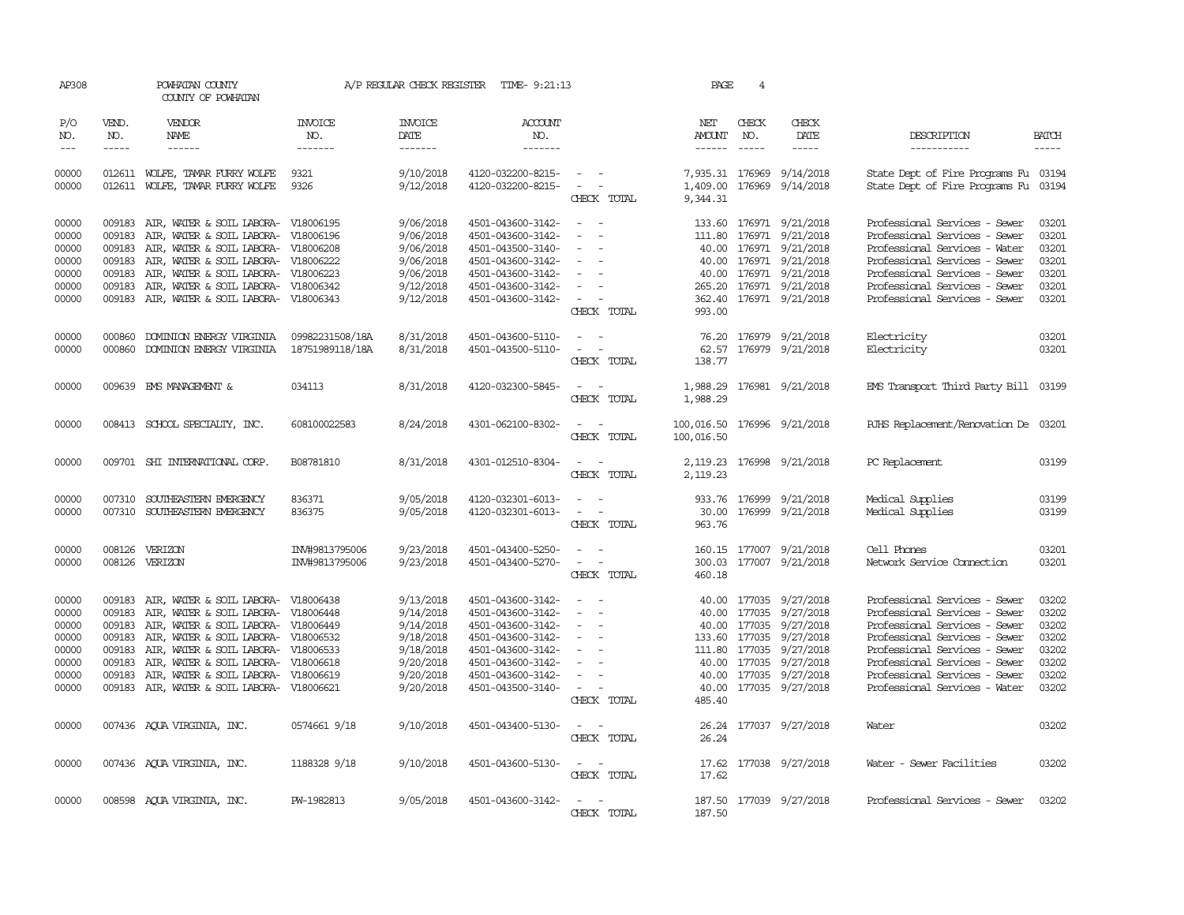AP308 POWHATAN COUNTY A/P REGULAR CHECK REGISTER TIME- 9:21:13 PAGE 4

COUNTY OF POWHATAN

| P/O NO. | VEND. NO. | VENDOR NAME | INVOICE NO. | INVOICE DATE | ACCOUNT NO. | | NET AMOUNT | CHECK NO. | CHECK DATE | DESCRIPTION | BATCH |
|---|---|---|---|---|---|---|---|---|---|---|---|
| 00000 | 012611 | WOLFE, TAMAR FURRY WOLFE | 9321 | 9/10/2018 | 4120-032200-8215- | - - | 7,935.31 | 176969 | 9/14/2018 | State Dept of Fire Programs Fu | 03194 |
| 00000 | 012611 | WOLFE, TAMAR FURRY WOLFE | 9326 | 9/12/2018 | 4120-032200-8215- | - - | 1,409.00 | 176969 | 9/14/2018 | State Dept of Fire Programs Fu | 03194 |
| | | | | | | CHECK TOTAL | 9,344.31 | | | | |
| 00000 | 009183 | AIR, WATER & SOIL LABORA- | V18006195 | 9/06/2018 | 4501-043600-3142- | - - | 133.60 | 176971 | 9/21/2018 | Professional Services - Sewer | 03201 |
| 00000 | 009183 | AIR, WATER & SOIL LABORA- | V18006196 | 9/06/2018 | 4501-043600-3142- | - - | 111.80 | 176971 | 9/21/2018 | Professional Services - Sewer | 03201 |
| 00000 | 009183 | AIR, WATER & SOIL LABORA- | V18006208 | 9/06/2018 | 4501-043500-3140- | - - | 40.00 | 176971 | 9/21/2018 | Professional Services - Water | 03201 |
| 00000 | 009183 | AIR, WATER & SOIL LABORA- | V18006222 | 9/06/2018 | 4501-043600-3142- | - - | 40.00 | 176971 | 9/21/2018 | Professional Services - Sewer | 03201 |
| 00000 | 009183 | AIR, WATER & SOIL LABORA- | V18006223 | 9/06/2018 | 4501-043600-3142- | - - | 40.00 | 176971 | 9/21/2018 | Professional Services - Sewer | 03201 |
| 00000 | 009183 | AIR, WATER & SOIL LABORA- | V18006342 | 9/12/2018 | 4501-043600-3142- | - - | 265.20 | 176971 | 9/21/2018 | Professional Services - Sewer | 03201 |
| 00000 | 009183 | AIR, WATER & SOIL LABORA- | V18006343 | 9/12/2018 | 4501-043600-3142- | - - | 362.40 | 176971 | 9/21/2018 | Professional Services - Sewer | 03201 |
| | | | | | | CHECK TOTAL | 993.00 | | | | |
| 00000 | 000860 | DOMINION ENERGY VIRGINIA | 09982231508/18A | 8/31/2018 | 4501-043600-5110- | - - | 76.20 | 176979 | 9/21/2018 | Electricity | 03201 |
| 00000 | 000860 | DOMINION ENERGY VIRGINIA | 18751989118/18A | 8/31/2018 | 4501-043500-5110- | - - | 62.57 | 176979 | 9/21/2018 | Electricity | 03201 |
| | | | | | | CHECK TOTAL | 138.77 | | | | |
| 00000 | 009639 | EMS MANAGEMENT & | 034113 | 8/31/2018 | 4120-032300-5845- | - - | 1,988.29 | 176981 | 9/21/2018 | EMS Transport Third Party Bill | 03199 |
| | | | | | | CHECK TOTAL | 1,988.29 | | | | |
| 00000 | 008413 | SCHOOL SPECIALTY, INC. | 608100022583 | 8/24/2018 | 4301-062100-8302- | - - | 100,016.50 | 176996 | 9/21/2018 | PJHS Replacement/Renovation De | 03201 |
| | | | | | | CHECK TOTAL | 100,016.50 | | | | |
| 00000 | 009701 | SHI INTERNATIONAL CORP. | B08781810 | 8/31/2018 | 4301-012510-8304- | - - | 2,119.23 | 176998 | 9/21/2018 | PC Replacement | 03199 |
| | | | | | | CHECK TOTAL | 2,119.23 | | | | |
| 00000 | 007310 | SOUTHEASTERN EMERGENCY | 836371 | 9/05/2018 | 4120-032301-6013- | - - | 933.76 | 176999 | 9/21/2018 | Medical Supplies | 03199 |
| 00000 | 007310 | SOUTHEASTERN EMERGENCY | 836375 | 9/05/2018 | 4120-032301-6013- | - - | 30.00 | 176999 | 9/21/2018 | Medical Supplies | 03199 |
| | | | | | | CHECK TOTAL | 963.76 | | | | |
| 00000 | 008126 | VERIZON | INV#9813795006 | 9/23/2018 | 4501-043400-5250- | - - | 160.15 | 177007 | 9/21/2018 | Cell Phones | 03201 |
| 00000 | 008126 | VERIZON | INV#9813795006 | 9/23/2018 | 4501-043400-5270- | - - | 300.03 | 177007 | 9/21/2018 | Network Service Connection | 03201 |
| | | | | | | CHECK TOTAL | 460.18 | | | | |
| 00000 | 009183 | AIR, WATER & SOIL LABORA- | V18006438 | 9/13/2018 | 4501-043600-3142- | - - | 40.00 | 177035 | 9/27/2018 | Professional Services - Sewer | 03202 |
| 00000 | 009183 | AIR, WATER & SOIL LABORA- | V18006448 | 9/14/2018 | 4501-043600-3142- | - - | 40.00 | 177035 | 9/27/2018 | Professional Services - Sewer | 03202 |
| 00000 | 009183 | AIR, WATER & SOIL LABORA- | V18006449 | 9/14/2018 | 4501-043600-3142- | - - | 40.00 | 177035 | 9/27/2018 | Professional Services - Sewer | 03202 |
| 00000 | 009183 | AIR, WATER & SOIL LABORA- | V18006532 | 9/18/2018 | 4501-043600-3142- | - - | 133.60 | 177035 | 9/27/2018 | Professional Services - Sewer | 03202 |
| 00000 | 009183 | AIR, WATER & SOIL LABORA- | V18006533 | 9/18/2018 | 4501-043600-3142- | - - | 111.80 | 177035 | 9/27/2018 | Professional Services - Sewer | 03202 |
| 00000 | 009183 | AIR, WATER & SOIL LABORA- | V18006618 | 9/20/2018 | 4501-043600-3142- | - - | 40.00 | 177035 | 9/27/2018 | Professional Services - Sewer | 03202 |
| 00000 | 009183 | AIR, WATER & SOIL LABORA- | V18006619 | 9/20/2018 | 4501-043600-3142- | - - | 40.00 | 177035 | 9/27/2018 | Professional Services - Sewer | 03202 |
| 00000 | 009183 | AIR, WATER & SOIL LABORA- | V18006621 | 9/20/2018 | 4501-043500-3140- | - - | 40.00 | 177035 | 9/27/2018 | Professional Services - Water | 03202 |
| | | | | | | CHECK TOTAL | 485.40 | | | | |
| 00000 | 007436 | AQUA VIRGINIA, INC. | 0574661 9/18 | 9/10/2018 | 4501-043400-5130- | - - | 26.24 | 177037 | 9/27/2018 | Water | 03202 |
| | | | | | | CHECK TOTAL | 26.24 | | | | |
| 00000 | 007436 | AQUA VIRGINIA, INC. | 1188328 9/18 | 9/10/2018 | 4501-043600-5130- | - - | 17.62 | 177038 | 9/27/2018 | Water - Sewer Facilities | 03202 |
| | | | | | | CHECK TOTAL | 17.62 | | | | |
| 00000 | 008598 | AQUA VIRGINIA, INC. | PW-1982813 | 9/05/2018 | 4501-043600-3142- | - - | 187.50 | 177039 | 9/27/2018 | Professional Services - Sewer | 03202 |
| | | | | | | CHECK TOTAL | 187.50 | | | | |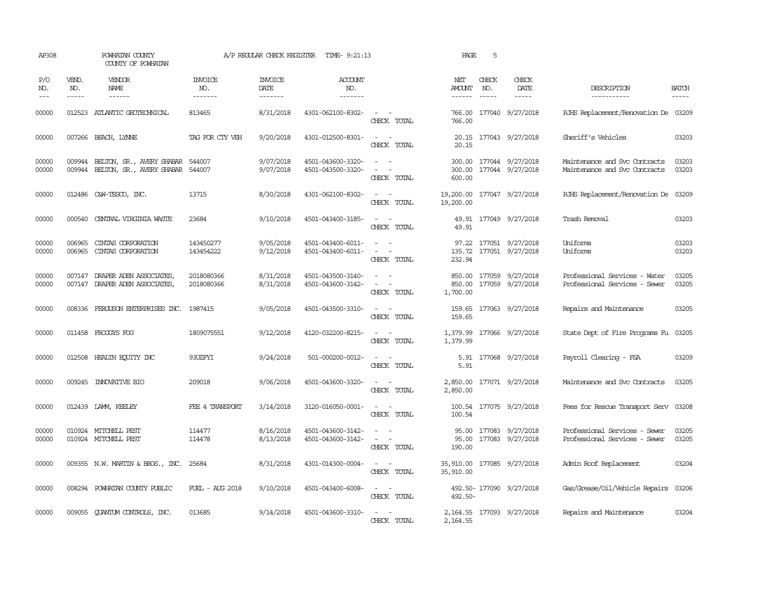AP308 POWHATAN COUNTY A/P REGULAR CHECK REGISTER TIME- 9:21:13 PAGE 5

COUNTY OF POWHATAN

| P/O NO. | VEND. NO. | VENDOR NAME | INVOICE NO. | INVOICE DATE | ACCOUNT NO. | | NET AMOUNT | CHECK NO. | CHECK DATE | DESCRIPTION | BATCH |
|---|---|---|---|---|---|---|---|---|---|---|---|
| --- | ----- | ------ | ------- | ------- | ------- | | ------ | ----- | ----- | ----------- | ----- |
| 00000 | 012523 | ATLANTIC GEOTECHNICAL | 813465 | 8/31/2018 | 4301-062100-8302- | - - | 766.00 | 177040 | 9/27/2018 | PJHS Replacement/Renovation De | 03209 |
| | | | | | | CHECK TOTAL | 766.00 | | | | |
| 00000 | 007266 | BEACH, LYNNE | TAG FOR CTY VEH | 9/20/2018 | 4301-012500-8301- | - - | 20.15 | 177043 | 9/27/2018 | Sheriff's Vehicles | 03203 |
| | | | | | | CHECK TOTAL | 20.15 | | | | |
| 00000 | 009944 | BELTON, SR., AVERY SHABAR | 544007 | 9/07/2018 | 4501-043600-3320- | - - | 300.00 | 177044 | 9/27/2018 | Maintenance and Svc Contracts | 03203 |
| 00000 | 009944 | BELTON, SR., AVERY SHABAR | 544007 | 9/07/2018 | 4501-043500-3320- | - - | 300.00 | 177044 | 9/27/2018 | Maintenance and Svc Contracts | 03203 |
| | | | | | | CHECK TOTAL | 600.00 | | | | |
| 00000 | 012486 | C&W-TESCO, INC. | 13715 | 8/30/2018 | 4301-062100-8302- | - - | 19,200.00 | 177047 | 9/27/2018 | PJHS Replacement/Renovation De | 03209 |
| | | | | | | CHECK TOTAL | 19,200.00 | | | | |
| 00000 | 000540 | CENTRAL VIRGINIA WASTE | 23684 | 9/10/2018 | 4501-043400-3185- | - - | 49.91 | 177049 | 9/27/2018 | Trash Removal | 03203 |
| | | | | | | CHECK TOTAL | 49.91 | | | | |
| 00000 | 006965 | CINTAS CORPORATION | 143450277 | 9/05/2018 | 4501-043400-6011- | - - | 97.22 | 177051 | 9/27/2018 | Uniforms | 03203 |
| 00000 | 006965 | CINTAS CORPORATION | 143454222 | 9/12/2018 | 4501-043400-6011- | - - | 135.72 | 177051 | 9/27/2018 | Uniforms | 03203 |
| | | | | | | CHECK TOTAL | 232.94 | | | | |
| 00000 | 007147 | DRAPER ADEN ASSOCIATES, | 2018080366 | 8/31/2018 | 4501-043500-3140- | - - | 850.00 | 177059 | 9/27/2018 | Professional Services - Water | 03205 |
| 00000 | 007147 | DRAPER ADEN ASSOCIATES, | 2018080366 | 8/31/2018 | 4501-043600-3142- | - - | 850.00 | 177059 | 9/27/2018 | Professional Services - Sewer | 03205 |
| | | | | | | CHECK TOTAL | 1,700.00 | | | | |
| 00000 | 008336 | FERGUSON ENTERPRISES INC. | 1987415 | 9/05/2018 | 4501-043500-3310- | - - | 159.65 | 177063 | 9/27/2018 | Repairs and Maintenance | 03205 |
| | | | | | | CHECK TOTAL | 159.65 | | | | |
| 00000 | 011458 | FROGGYS FOG | 1809075551 | 9/12/2018 | 4120-032200-8215- | - - | 1,379.99 | 177066 | 9/27/2018 | State Dept of Fire Programs Fu | 03205 |
| | | | | | | CHECK TOTAL | 1,379.99 | | | | |
| 00000 | 012508 | HEALTH EQUITY INC | 93UZFYI | 9/24/2018 | 501-000200-0012- | - - | 5.91 | 177068 | 9/27/2018 | Payroll Clearing - FSA | 03209 |
| | | | | | | CHECK TOTAL | 5.91 | | | | |
| 00000 | 009245 | INNOVATIVE BIO | 209018 | 9/06/2018 | 4501-043600-3320- | - - | 2,850.00 | 177071 | 9/27/2018 | Maintenance and Svc Contracts | 03205 |
| | | | | | | CHECK TOTAL | 2,850.00 | | | | |
| 00000 | 012439 | LAMM, KEELEY | FEE 4 TRANSPORT | 3/14/2018 | 3120-016050-0001- | - - | 100.54 | 177075 | 9/27/2018 | Fees for Rescue Transport Serv | 03208 |
| | | | | | | CHECK TOTAL | 100.54 | | | | |
| 00000 | 010924 | MITCHELL PEST | 114477 | 8/16/2018 | 4501-043600-3142- | - - | 95.00 | 177083 | 9/27/2018 | Professional Services - Sewer | 03205 |
| 00000 | 010924 | MITCHELL PEST | 114478 | 8/13/2018 | 4501-043600-3142- | - - | 95.00 | 177083 | 9/27/2018 | Professional Services - Sewer | 03205 |
| | | | | | | CHECK TOTAL | 190.00 | | | | |
| 00000 | 009355 | N.W. MARTIN & BROS., INC. | 25684 | 8/31/2018 | 4301-014300-0004- | - - | 35,910.00 | 177085 | 9/27/2018 | Admin Roof Replacement | 03204 |
| | | | | | | CHECK TOTAL | 35,910.00 | | | | |
| 00000 | 008294 | POWHATAN COUNTY PUBLIC | FUEL - AUG 2018 | 9/10/2018 | 4501-043400-6008- | - - | 492.50- | 177090 | 9/27/2018 | Gas/Grease/Oil/Vehicle Repairs | 03206 |
| | | | | | | CHECK TOTAL | 492.50- | | | | |
| 00000 | 009055 | QUANTUM CONTROLS, INC. | 013685 | 9/14/2018 | 4501-043600-3310- | - - | 2,164.55 | 177093 | 9/27/2018 | Repairs and Maintenance | 03204 |
| | | | | | | CHECK TOTAL | 2,164.55 | | | | |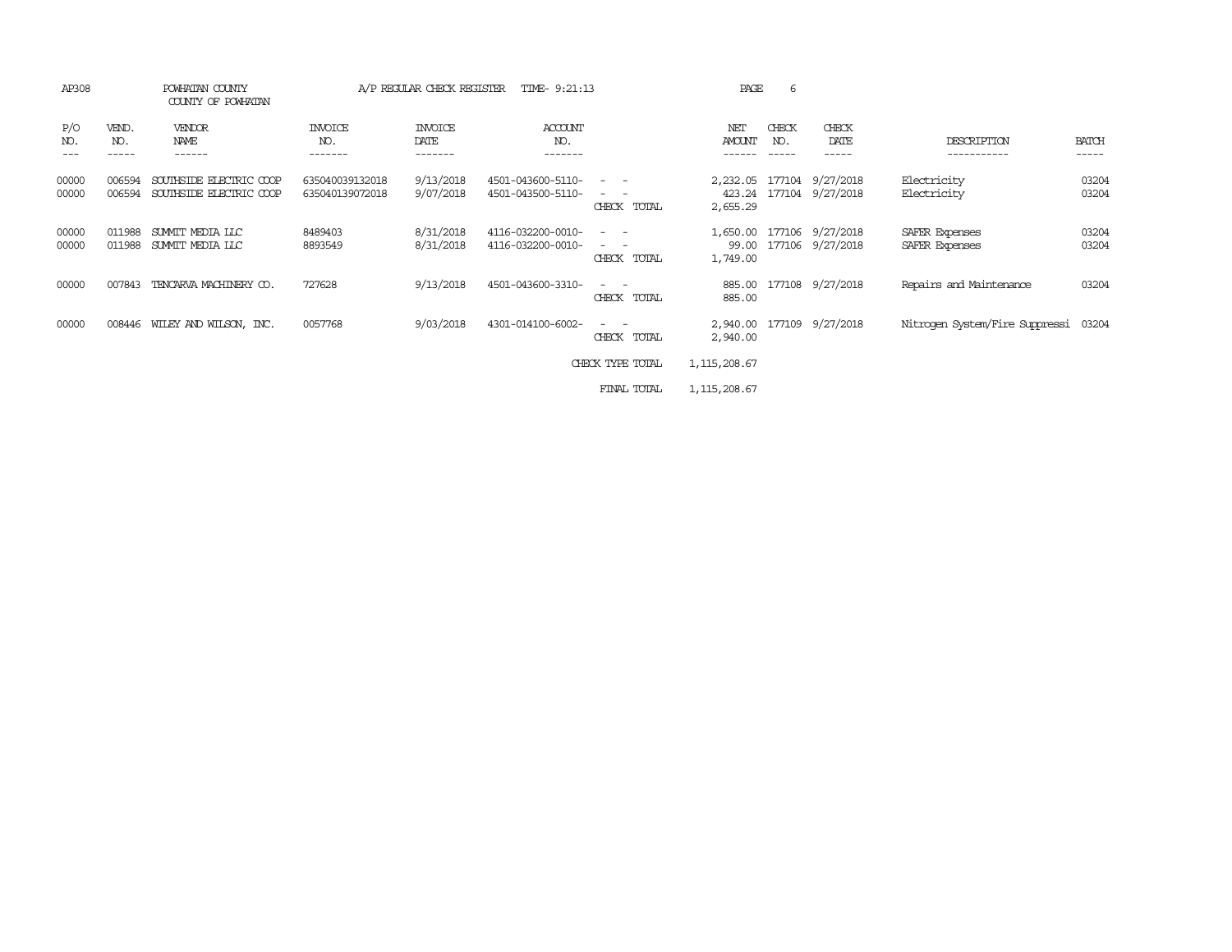AP308 POWHATAN COUNTY A/P REGULAR CHECK REGISTER TIME- 9:21:13 PAGE 6

COUNTY OF POWHATAN

| P/O NO. | VEND. NO. | VENDOR NAME | INVOICE NO. | INVOICE DATE | ACCOUNT NO. | | NET AMOUNT | CHECK NO. | CHECK DATE | DESCRIPTION | BATCH |
|---|---|---|---|---|---|---|---|---|---|---|---|
| 00000 | 006594 | SOUTHSIDE ELECTRIC COOP | 635040039132018 | 9/13/2018 | 4501-043600-5110- | - - | 2,232.05 | 177104 | 9/27/2018 | Electricity | 03204 |
| 00000 | 006594 | SOUTHSIDE ELECTRIC COOP | 635040139072018 | 9/07/2018 | 4501-043500-5110- | - - | 423.24 | 177104 | 9/27/2018 | Electricity | 03204 |
| | | | | | | CHECK TOTAL | 2,655.29 | | | | |
| 00000 | 011988 | SUMMIT MEDIA LLC | 8489403 | 8/31/2018 | 4116-032200-0010- | - - | 1,650.00 | 177106 | 9/27/2018 | SAFER Expenses | 03204 |
| 00000 | 011988 | SUMMIT MEDIA LLC | 8893549 | 8/31/2018 | 4116-032200-0010- | - - | 99.00 | 177106 | 9/27/2018 | SAFER Expenses | 03204 |
| | | | | | | CHECK TOTAL | 1,749.00 | | | | |
| 00000 | 007843 | TENCARVA MACHINERY CO. | 727628 | 9/13/2018 | 4501-043600-3310- | - - | 885.00 | 177108 | 9/27/2018 | Repairs and Maintenance | 03204 |
| | | | | | | CHECK TOTAL | 885.00 | | | | |
| 00000 | 008446 | WILEY AND WILSON, INC. | 0057768 | 9/03/2018 | 4301-014100-6002- | - - | 2,940.00 | 177109 | 9/27/2018 | Nitrogen System/Fire Suppressi | 03204 |
| | | | | | | CHECK TOTAL | 2,940.00 | | | | |
| | | | | | | CHECK TYPE TOTAL | 1,115,208.67 | | | | |
| | | | | | | FINAL TOTAL | 1,115,208.67 | | | | |